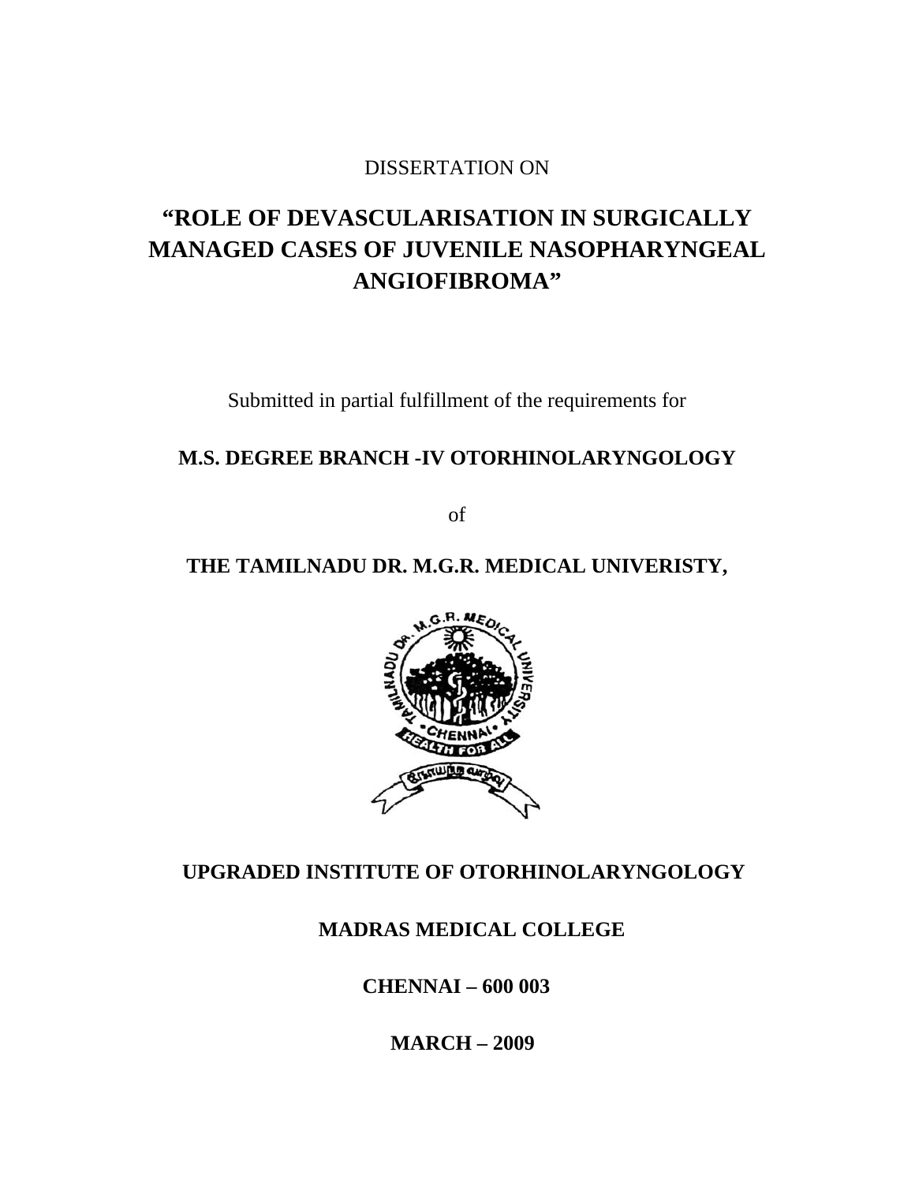DISSERTATION ON

# "ROLE OF DEVASCULARISATION IN SURGICALLY MANAGED CASES OF JUVENILE NASOPHARYNGEAL ANGIOFIBROMA"

Submitted in partial fulfillment of the requirements for

**M.S. DEGREE BRANCH -IV OTORHINOLARYNGOLOGY**

of

**THE TAMILNADU DR. M.G.R. MEDICAL UNIVERISTY,**

**UPGRADED INSTITUTE OF OTORHINOLARYNGOLOGY**

**MADRAS MEDICAL COLLEGE**

**CHENNAI – 600 003**

**MARCH – 2009**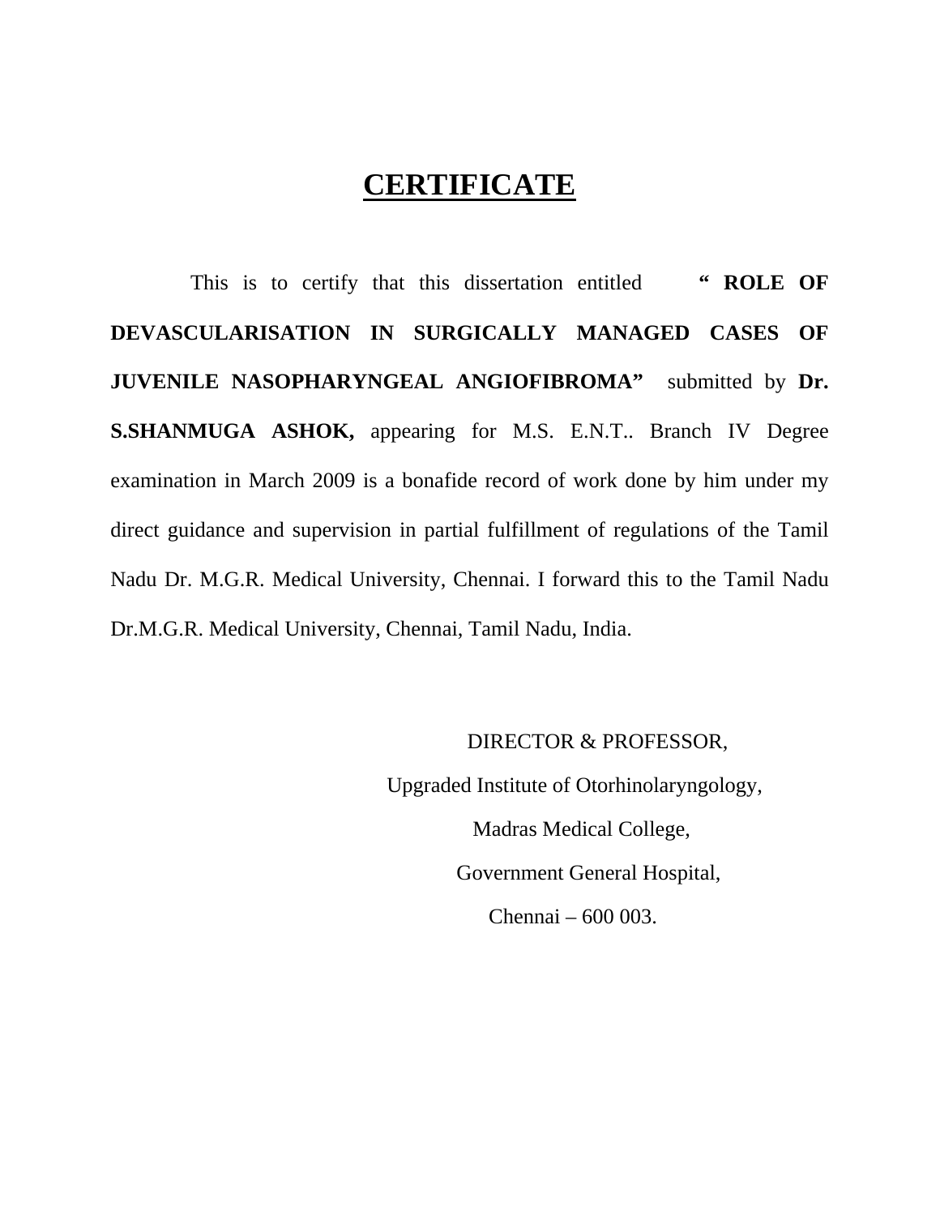# CERTIFICATE

This is to certify that this dissertation entitled **" ROLE OF DEVASCULARISATION IN SURGICALLY MANAGED CASES OF JUVENILE NASOPHARYNGEAL ANGIOFIBROMA"** submitted by **Dr. S.SHANMUGA ASHOK,** appearing for M.S. E.N.T.. Branch IV Degree examination in March 2009 is a bonafide record of work done by him under my direct guidance and supervision in partial fulfillment of regulations of the Tamil Nadu Dr. M.G.R. Medical University, Chennai. I forward this to the Tamil Nadu Dr.M.G.R. Medical University, Chennai, Tamil Nadu, India.

DIRECTOR & PROFESSOR,

Upgraded Institute of Otorhinolaryngology,

Madras Medical College,

Government General Hospital,

Chennai – 600 003.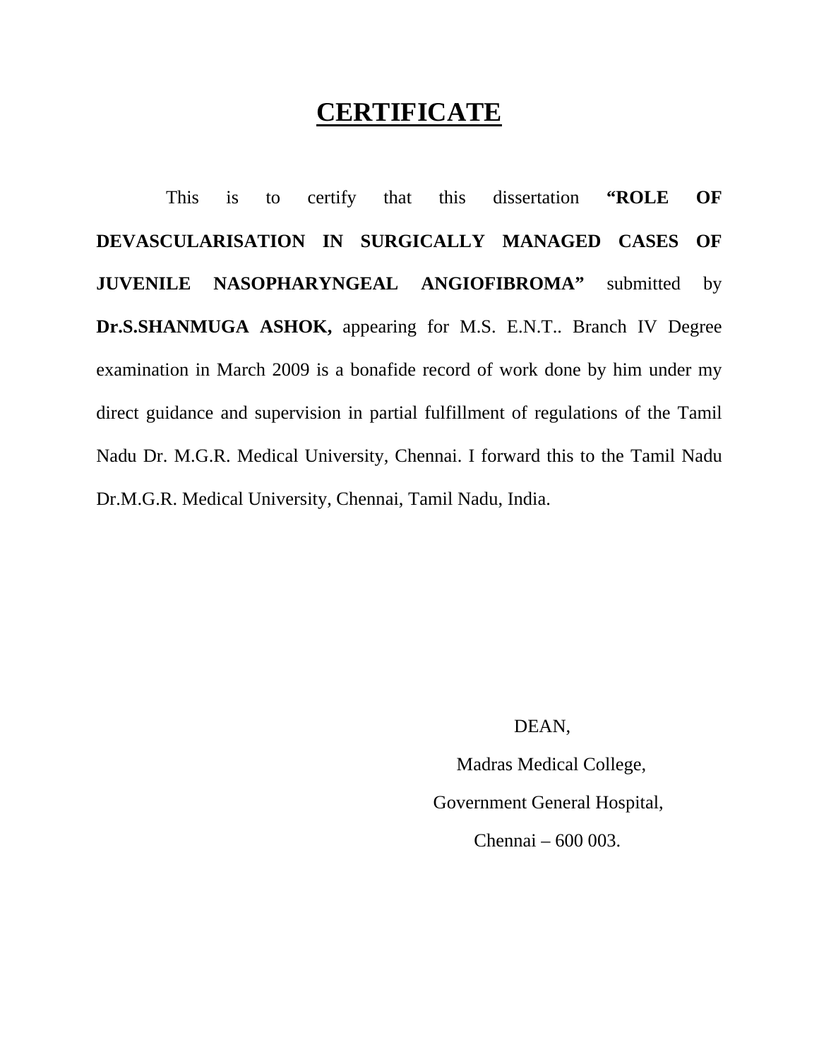# CERTIFICATE

This is to certify that this dissertation **"ROLE OF DEVASCULARISATION IN SURGICALLY MANAGED CASES OF JUVENILE NASOPHARYNGEAL ANGIOFIBROMA"** submitted by **Dr.S.SHANMUGA ASHOK,** appearing for M.S. E.N.T.. Branch IV Degree examination in March 2009 is a bonafide record of work done by him under my direct guidance and supervision in partial fulfillment of regulations of the Tamil Nadu Dr. M.G.R. Medical University, Chennai. I forward this to the Tamil Nadu Dr.M.G.R. Medical University, Chennai, Tamil Nadu, India.

DEAN,

Madras Medical College,

Government General Hospital,

Chennai – 600 003.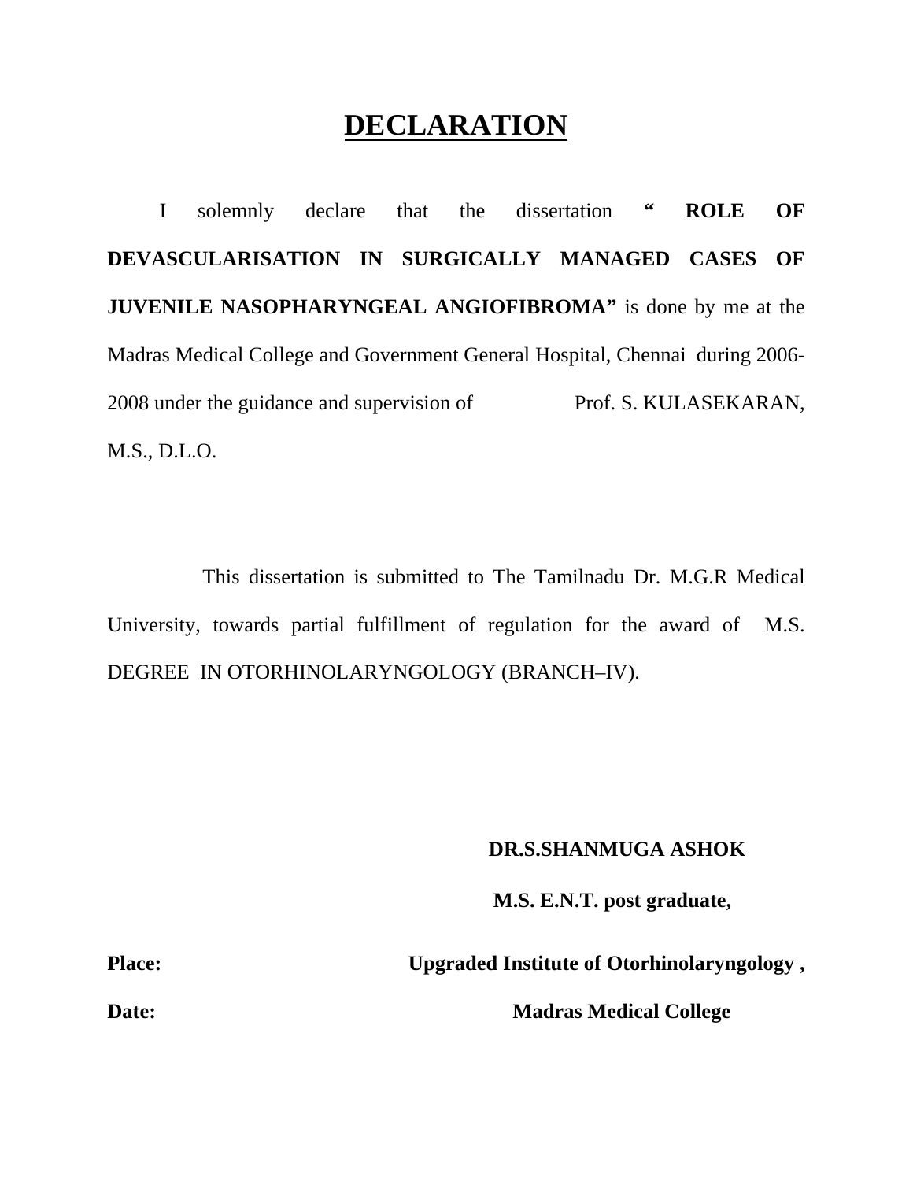# DECLARATION

I solemnly declare that the dissertation **" ROLE OF DEVASCULARISATION IN SURGICALLY MANAGED CASES OF JUVENILE NASOPHARYNGEAL ANGIOFIBROMA"** is done by me at the Madras Medical College and Government General Hospital, Chennai during 2006-2008 under the guidance and supervision of Prof. S. KULASEKARAN, M.S., D.L.O.

This dissertation is submitted to The Tamilnadu Dr. M.G.R Medical University, towards partial fulfillment of regulation for the award of M.S. DEGREE IN OTORHINOLARYNGOLOGY (BRANCH–IV).

**DR.S.SHANMUGA ASHOK**

**M.S. E.N.T. post graduate,**

**Place:** **Upgraded Institute of Otorhinolaryngology ,**

**Date:** **Madras Medical College**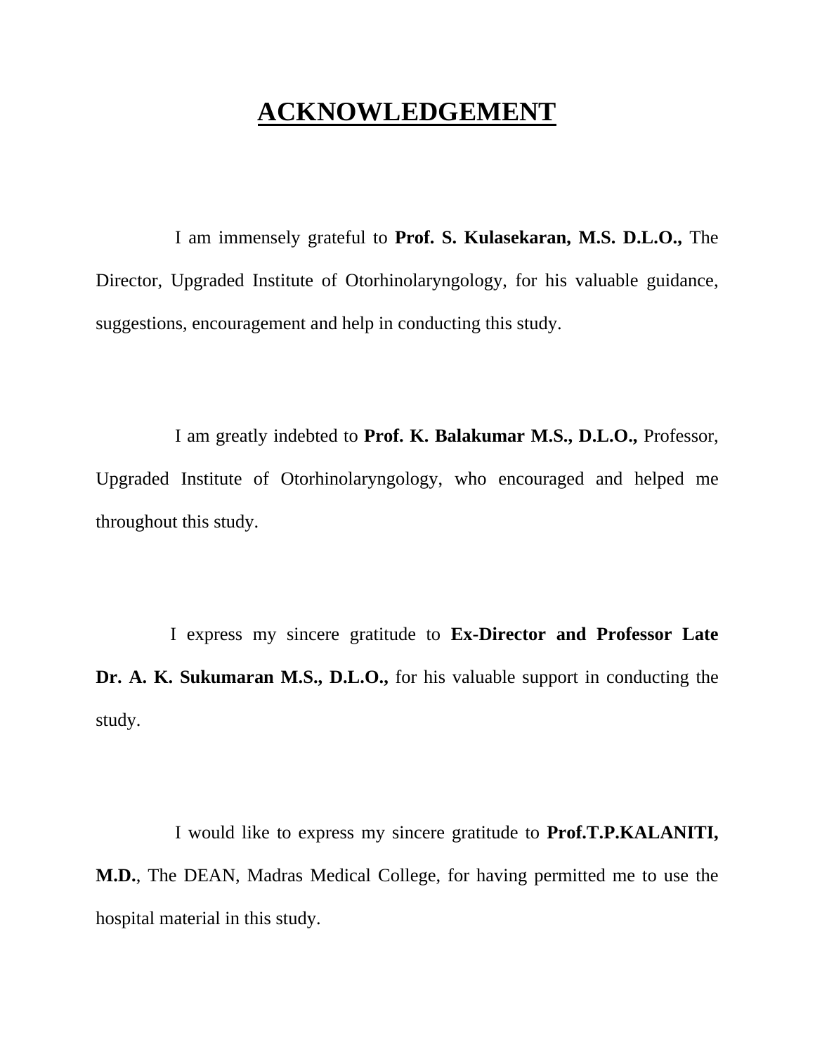# ACKNOWLEDGEMENT

I am immensely grateful to **Prof. S. Kulasekaran, M.S. D.L.O.,** The Director, Upgraded Institute of Otorhinolaryngology, for his valuable guidance, suggestions, encouragement and help in conducting this study.

I am greatly indebted to **Prof. K. Balakumar M.S., D.L.O.,** Professor, Upgraded Institute of Otorhinolaryngology, who encouraged and helped me throughout this study.

I express my sincere gratitude to **Ex-Director and Professor Late Dr. A. K. Sukumaran M.S., D.L.O.,** for his valuable support in conducting the study.

I would like to express my sincere gratitude to **Prof.T.P.KALANITI, M.D.**, The DEAN, Madras Medical College, for having permitted me to use the hospital material in this study.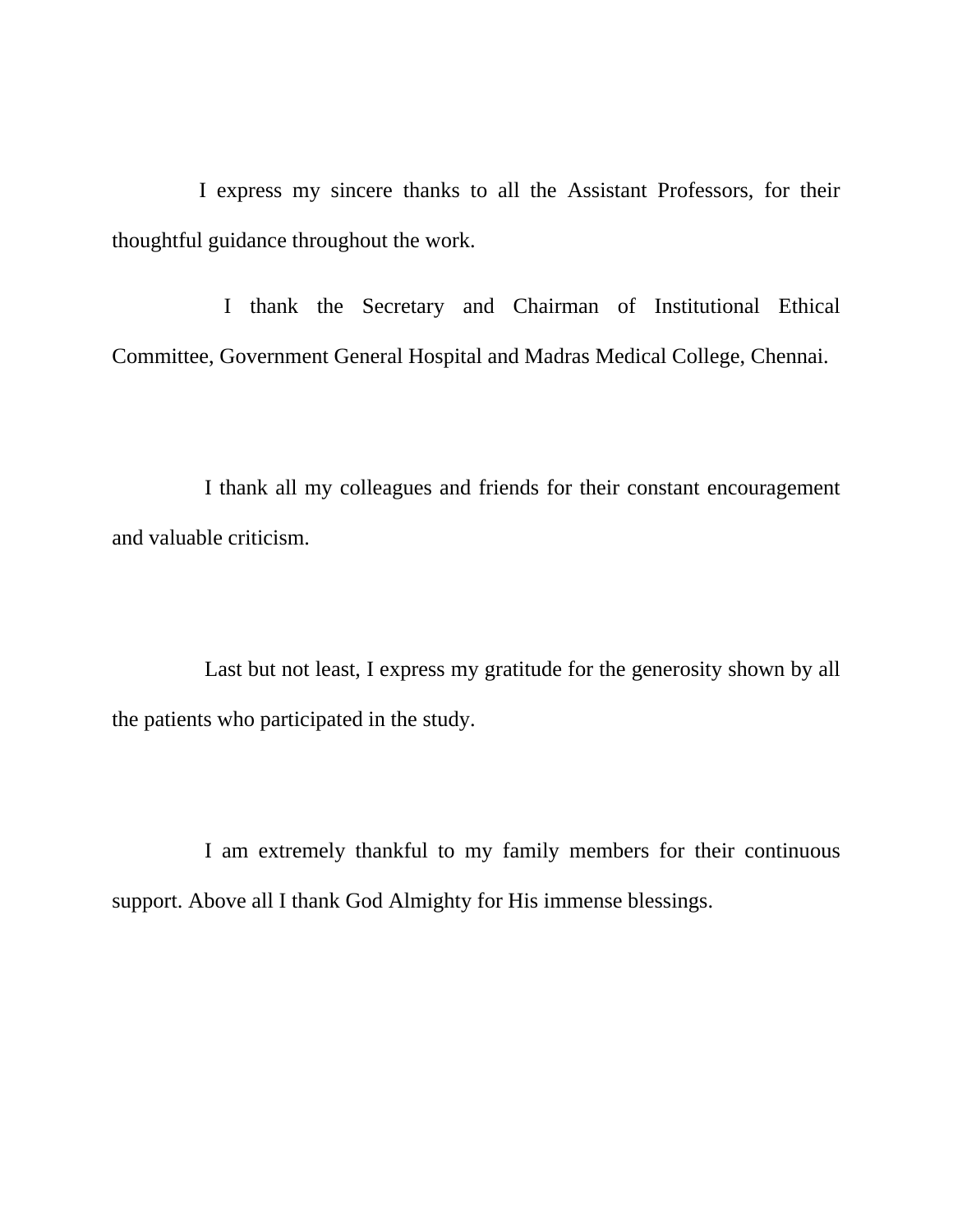I express my sincere thanks to all the Assistant Professors, for their thoughtful guidance throughout the work.

I thank the Secretary and Chairman of Institutional Ethical Committee, Government General Hospital and Madras Medical College, Chennai.

I thank all my colleagues and friends for their constant encouragement and valuable criticism.

Last but not least, I express my gratitude for the generosity shown by all the patients who participated in the study.

I am extremely thankful to my family members for their continuous support. Above all I thank God Almighty for His immense blessings.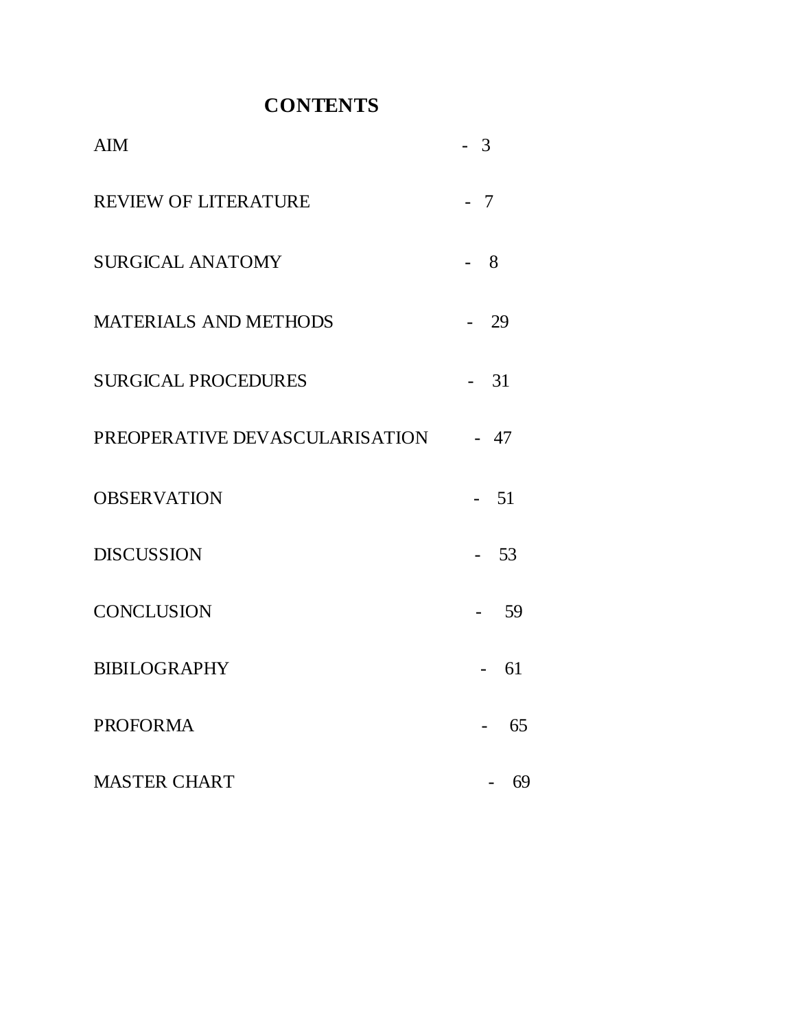# CONTENTS

| | |
|---|---|
| AIM | - 3 |
| REVIEW OF LITERATURE | - 7 |
| SURGICAL ANATOMY | - 8 |
| MATERIALS AND METHODS | - 29 |
| SURGICAL PROCEDURES | - 31 |
| PREOPERATIVE DEVASCULARISATION | - 47 |
| OBSERVATION | - 51 |
| DISCUSSION | - 53 |
| CONCLUSION | - 59 |
| BIBILOGRAPHY | - 61 |
| PROFORMA | - 65 |
| MASTER CHART | - 69 |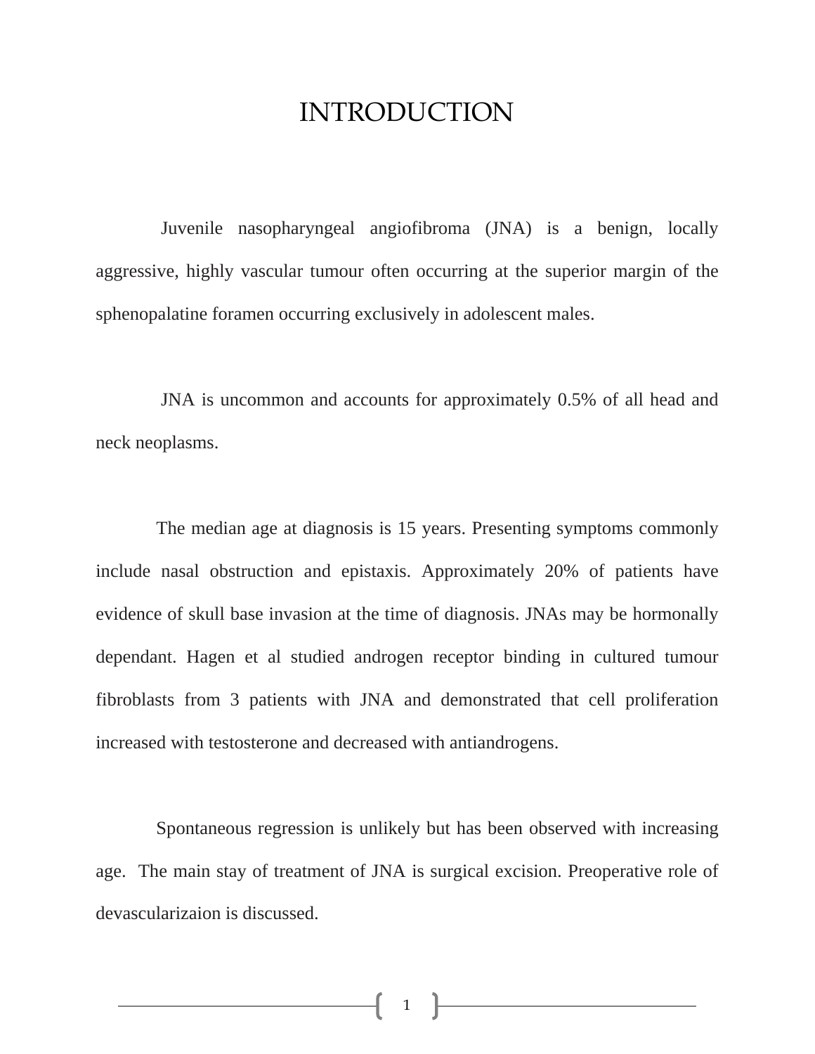# INTRODUCTION

Juvenile nasopharyngeal angiofibroma (JNA) is a benign, locally aggressive, highly vascular tumour often occurring at the superior margin of the sphenopalatine foramen occurring exclusively in adolescent males.

JNA is uncommon and accounts for approximately 0.5% of all head and neck neoplasms.

The median age at diagnosis is 15 years. Presenting symptoms commonly include nasal obstruction and epistaxis. Approximately 20% of patients have evidence of skull base invasion at the time of diagnosis. JNAs may be hormonally dependant. Hagen et al studied androgen receptor binding in cultured tumour fibroblasts from 3 patients with JNA and demonstrated that cell proliferation increased with testosterone and decreased with antiandrogens.

Spontaneous regression is unlikely but has been observed with increasing age. The main stay of treatment of JNA is surgical excision. Preoperative role of devascularizaion is discussed.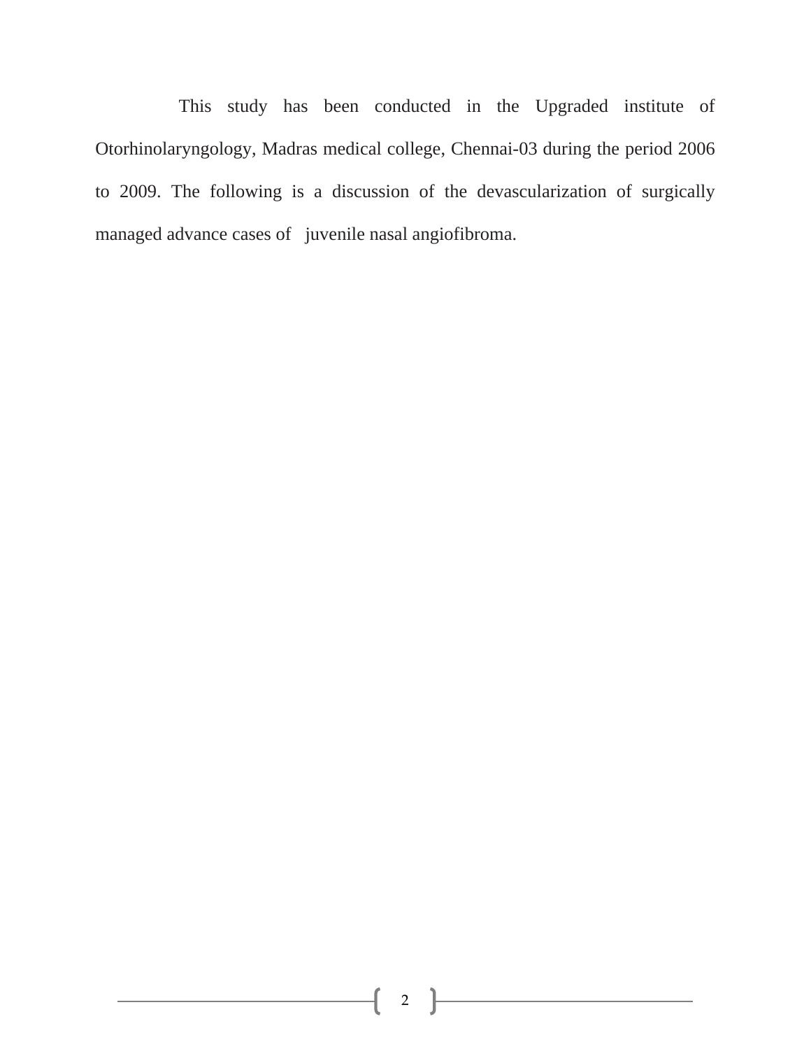This study has been conducted in the Upgraded institute of Otorhinolaryngology, Madras medical college, Chennai-03 during the period 2006 to 2009. The following is a discussion of the devascularization of surgically managed advance cases of juvenile nasal angiofibroma.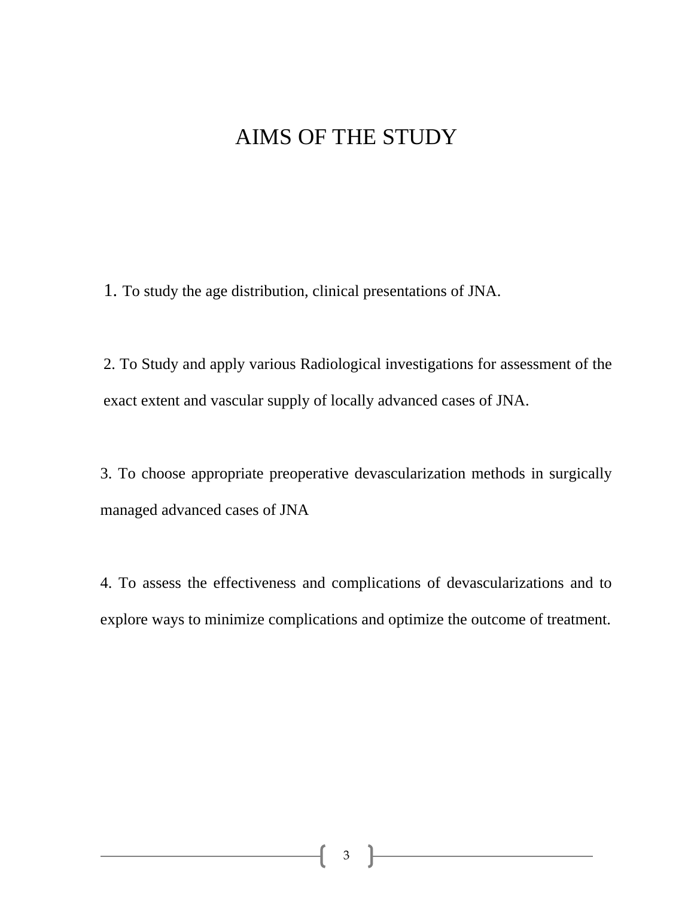# AIMS OF THE STUDY

1. To study the age distribution, clinical presentations of JNA.

2. To Study and apply various Radiological investigations for assessment of the exact extent and vascular supply of locally advanced cases of JNA.

3. To choose appropriate preoperative devascularization methods in surgically managed advanced cases of JNA

4. To assess the effectiveness and complications of devascularizations and to explore ways to minimize complications and optimize the outcome of treatment.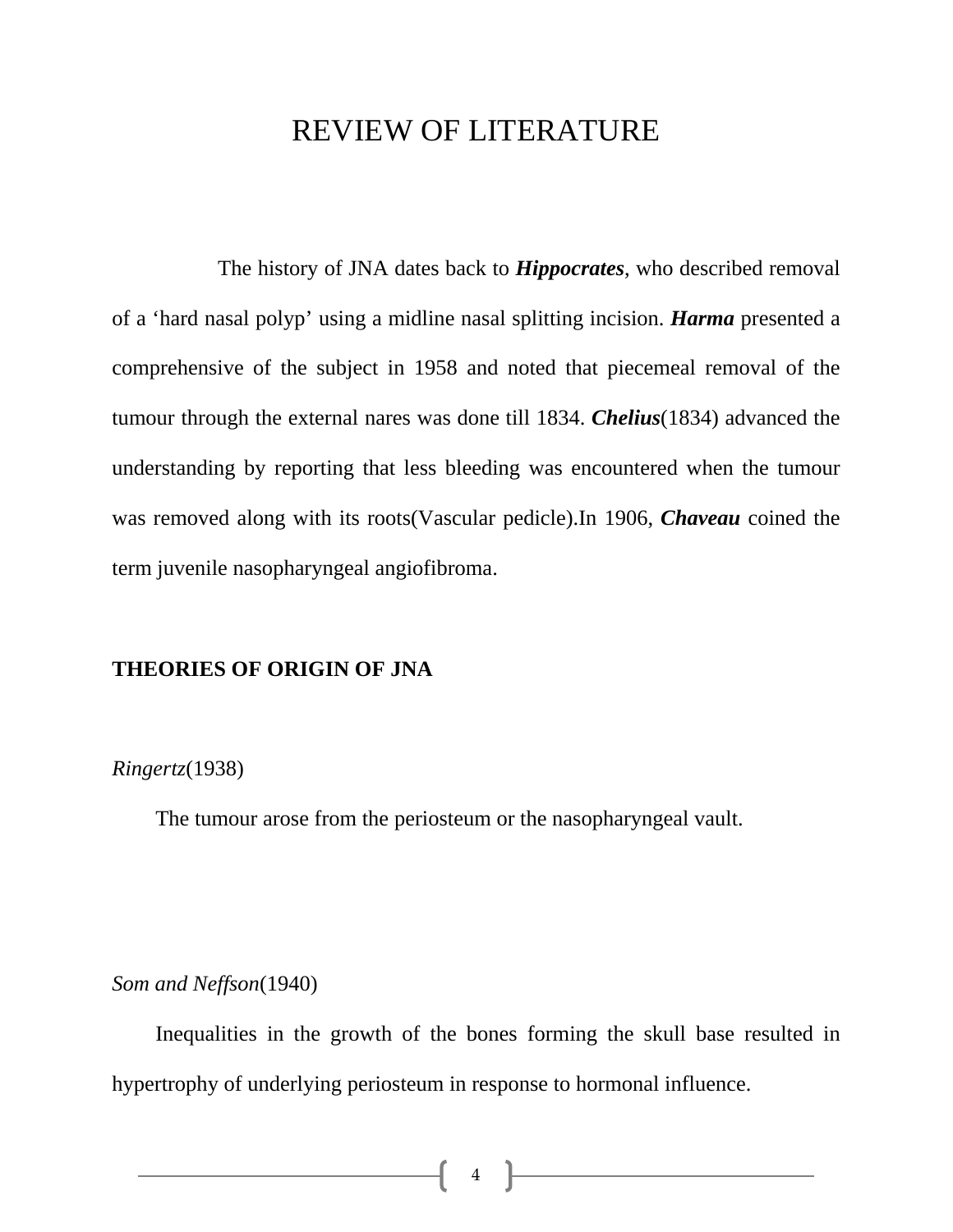# REVIEW OF LITERATURE

The history of JNA dates back to ***Hippocrates***, who described removal of a ‘hard nasal polyp’ using a midline nasal splitting incision. ***Harma*** presented a comprehensive of the subject in 1958 and noted that piecemeal removal of the tumour through the external nares was done till 1834. ***Chelius***(1834) advanced the understanding by reporting that less bleeding was encountered when the tumour was removed along with its roots(Vascular pedicle).In 1906, ***Chaveau*** coined the term juvenile nasopharyngeal angiofibroma.

**THEORIES OF ORIGIN OF JNA**

*Ringertz*(1938)

The tumour arose from the periosteum or the nasopharyngeal vault.

*Som and Neffson*(1940)

Inequalities in the growth of the bones forming the skull base resulted in hypertrophy of underlying periosteum in response to hormonal influence.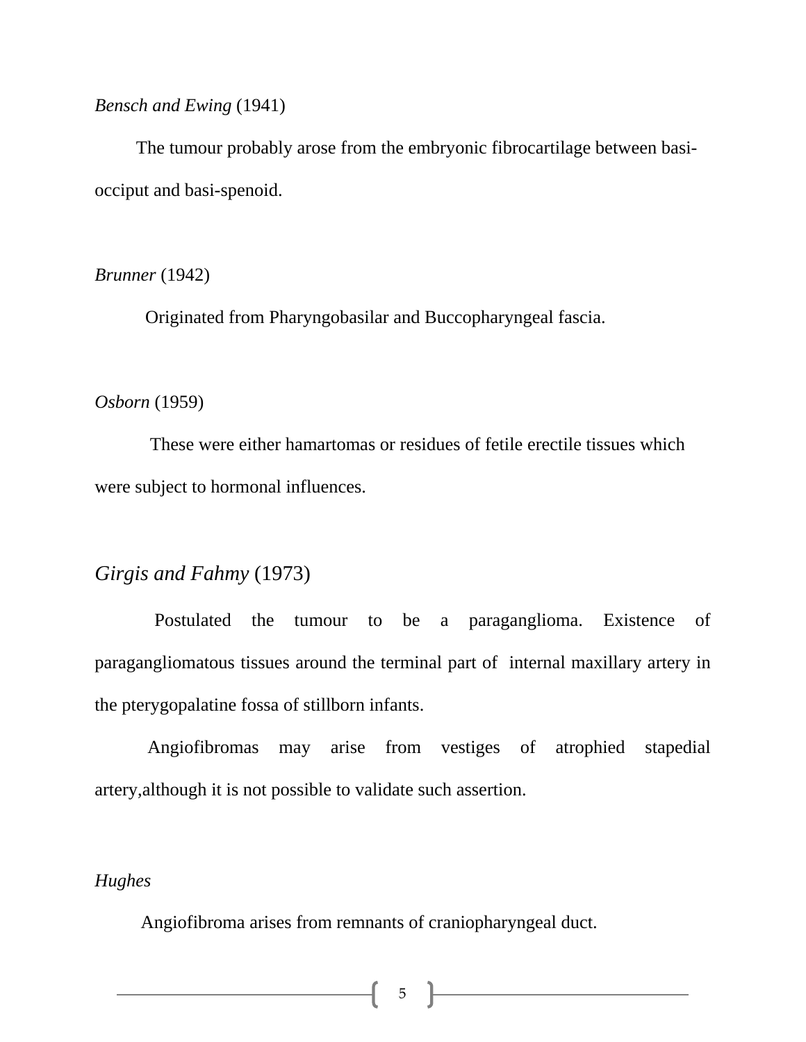*Bensch and Ewing* (1941)

The tumour probably arose from the embryonic fibrocartilage between basi-occiput and basi-spenoid.

*Brunner* (1942)

Originated from Pharyngobasilar and Buccopharyngeal fascia.

*Osborn* (1959)

These were either hamartomas or residues of fetile erectile tissues which were subject to hormonal influences.

*Girgis and Fahmy* (1973)

Postulated the tumour to be a paraganglioma. Existence of paragangliomatous tissues around the terminal part of internal maxillary artery in the pterygopalatine fossa of stillborn infants.

Angiofibromas may arise from vestiges of atrophied stapedial artery,although it is not possible to validate such assertion.

*Hughes*

Angiofibroma arises from remnants of craniopharyngeal duct.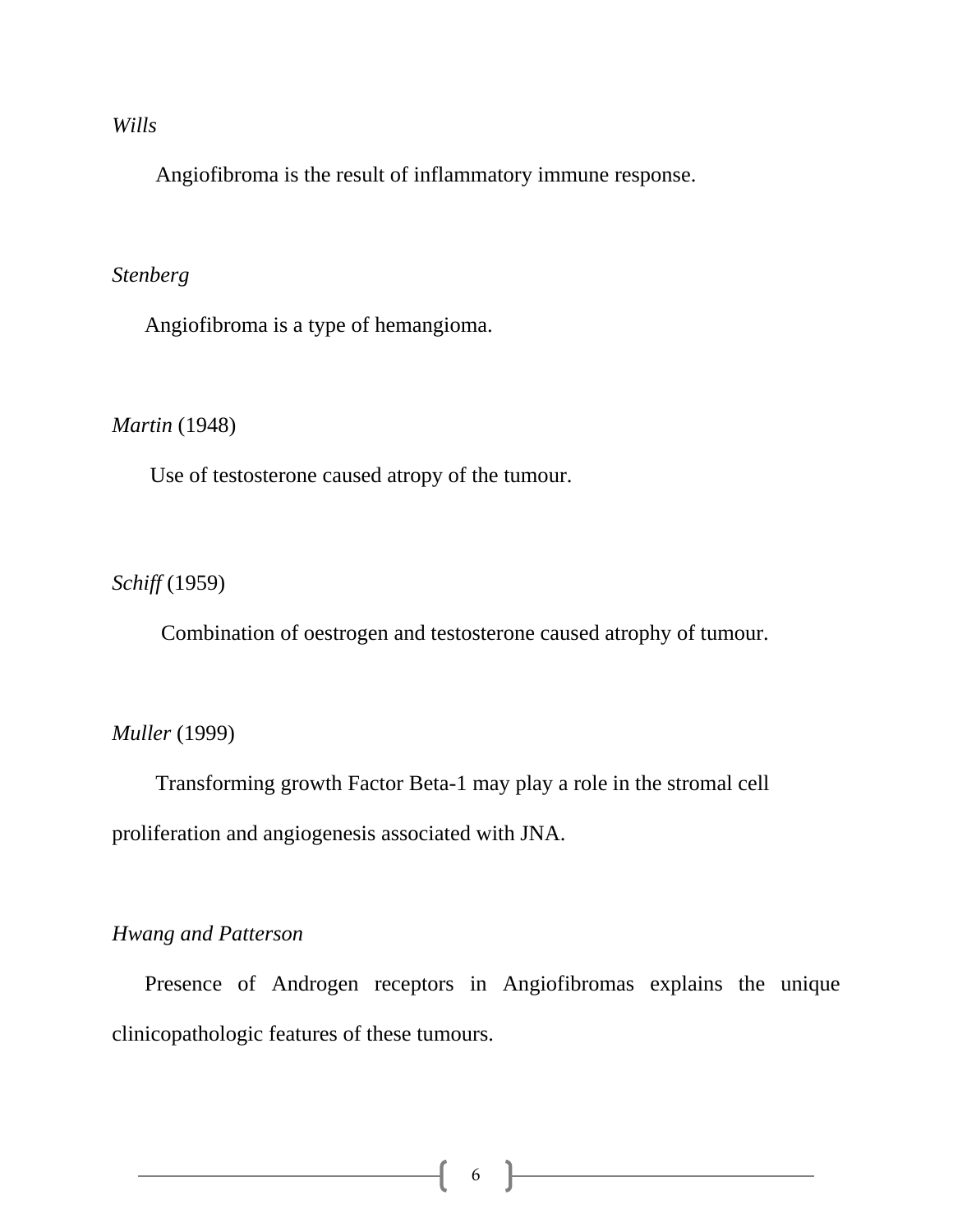*Wills*

Angiofibroma is the result of inflammatory immune response.

*Stenberg*

Angiofibroma is a type of hemangioma.

*Martin* (1948)

Use of testosterone caused atropy of the tumour.

*Schiff* (1959)

Combination of oestrogen and testosterone caused atrophy of tumour.

*Muller* (1999)

Transforming growth Factor Beta-1 may play a role in the stromal cell proliferation and angiogenesis associated with JNA.

*Hwang and Patterson*

Presence of Androgen receptors in Angiofibromas explains the unique clinicopathologic features of these tumours.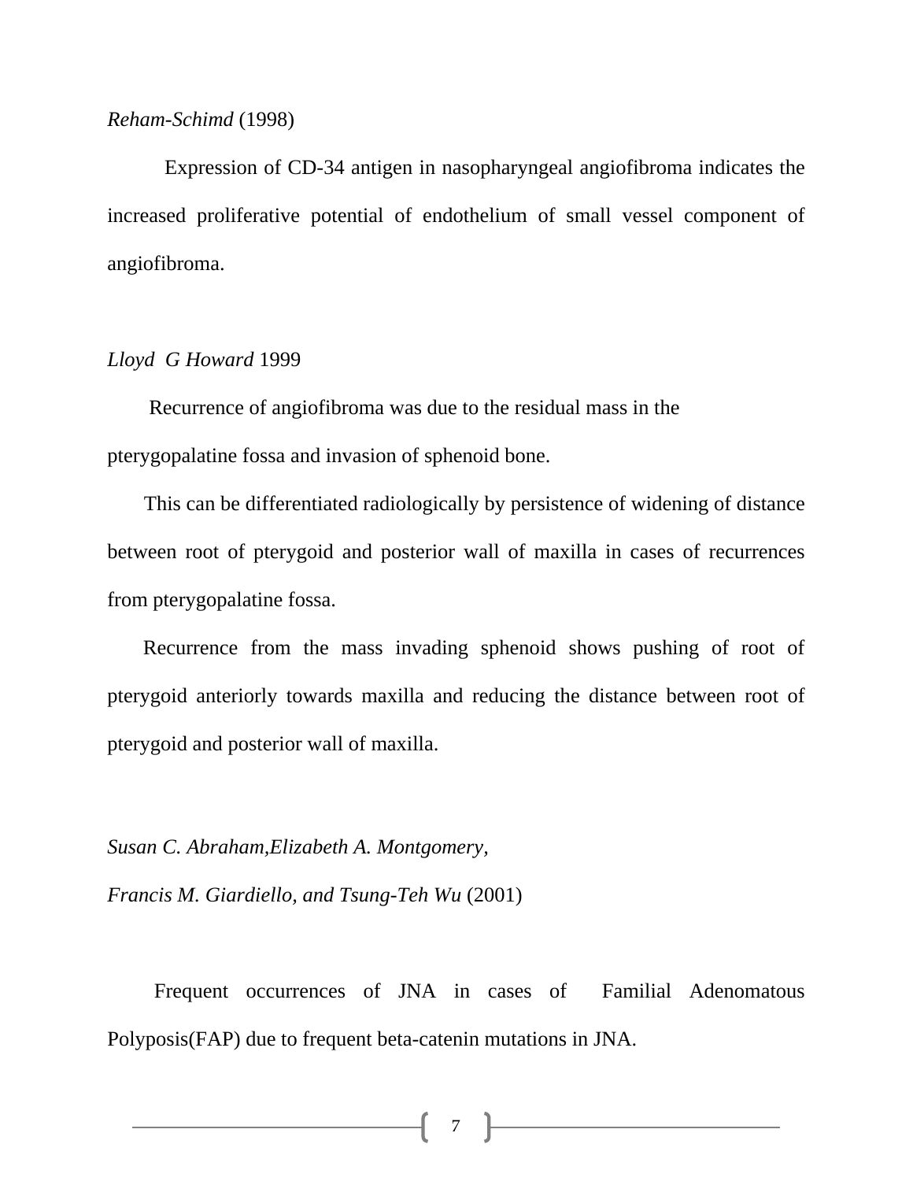*Reham-Schimd* (1998)

Expression of CD-34 antigen in nasopharyngeal angiofibroma indicates the increased proliferative potential of endothelium of small vessel component of angiofibroma.

*Lloyd G Howard* 1999

Recurrence of angiofibroma was due to the residual mass in the pterygopalatine fossa and invasion of sphenoid bone.

This can be differentiated radiologically by persistence of widening of distance between root of pterygoid and posterior wall of maxilla in cases of recurrences from pterygopalatine fossa.

Recurrence from the mass invading sphenoid shows pushing of root of pterygoid anteriorly towards maxilla and reducing the distance between root of pterygoid and posterior wall of maxilla.

*Susan C. Abraham,Elizabeth A. Montgomery,*

*Francis M. Giardiello, and Tsung-Teh Wu* (2001)

Frequent occurrences of JNA in cases of Familial Adenomatous Polyposis(FAP) due to frequent beta-catenin mutations in JNA.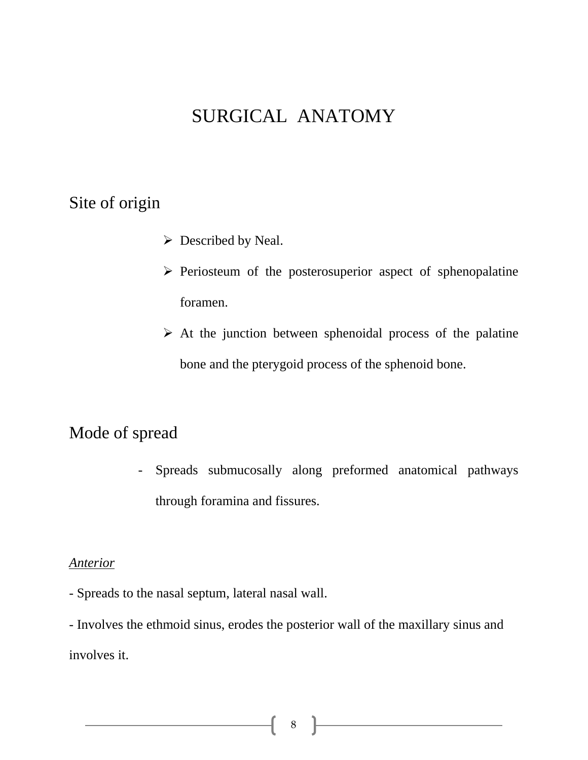# SURGICAL ANATOMY

## Site of origin

- Described by Neal.
- Periosteum of the posterosuperior aspect of sphenopalatine foramen.
- At the junction between sphenoidal process of the palatine bone and the pterygoid process of the sphenoid bone.

## Mode of spread

- Spreads submucosally along preformed anatomical pathways through foramina and fissures.

*Anterior*

- Spreads to the nasal septum, lateral nasal wall.
- Involves the ethmoid sinus, erodes the posterior wall of the maxillary sinus and involves it.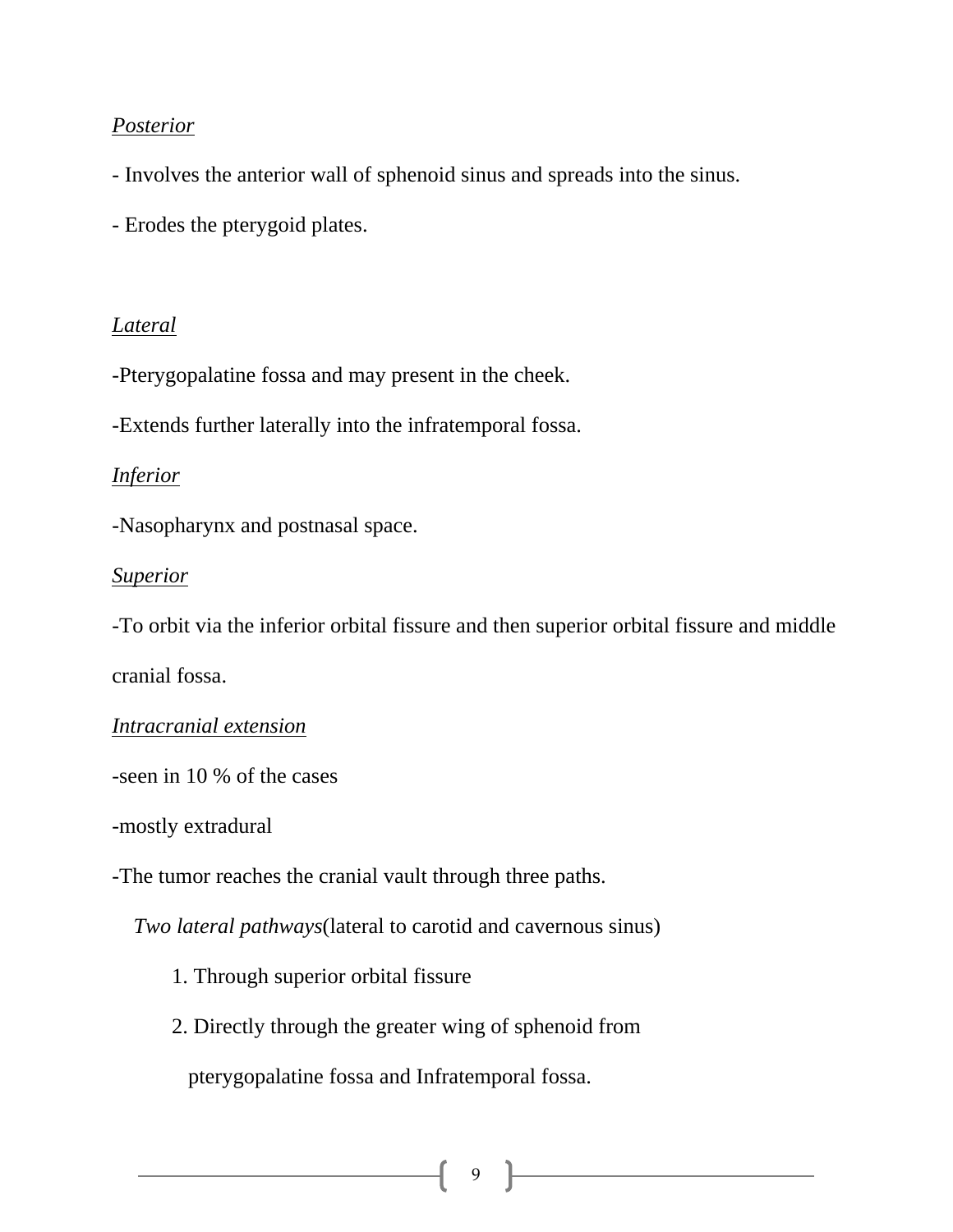*Posterior*

- Involves the anterior wall of sphenoid sinus and spreads into the sinus.

- Erodes the pterygoid plates.

*Lateral*

-Pterygopalatine fossa and may present in the cheek.

-Extends further laterally into the infratemporal fossa.

*Inferior*

-Nasopharynx and postnasal space.

*Superior*

-To orbit via the inferior orbital fissure and then superior orbital fissure and middle cranial fossa.

*Intracranial extension*

-seen in 10 % of the cases

-mostly extradural

-The tumor reaches the cranial vault through three paths.

*Two lateral pathways*(lateral to carotid and cavernous sinus)

1. Through superior orbital fissure
2. Directly through the greater wing of sphenoid from pterygopalatine fossa and Infratemporal fossa.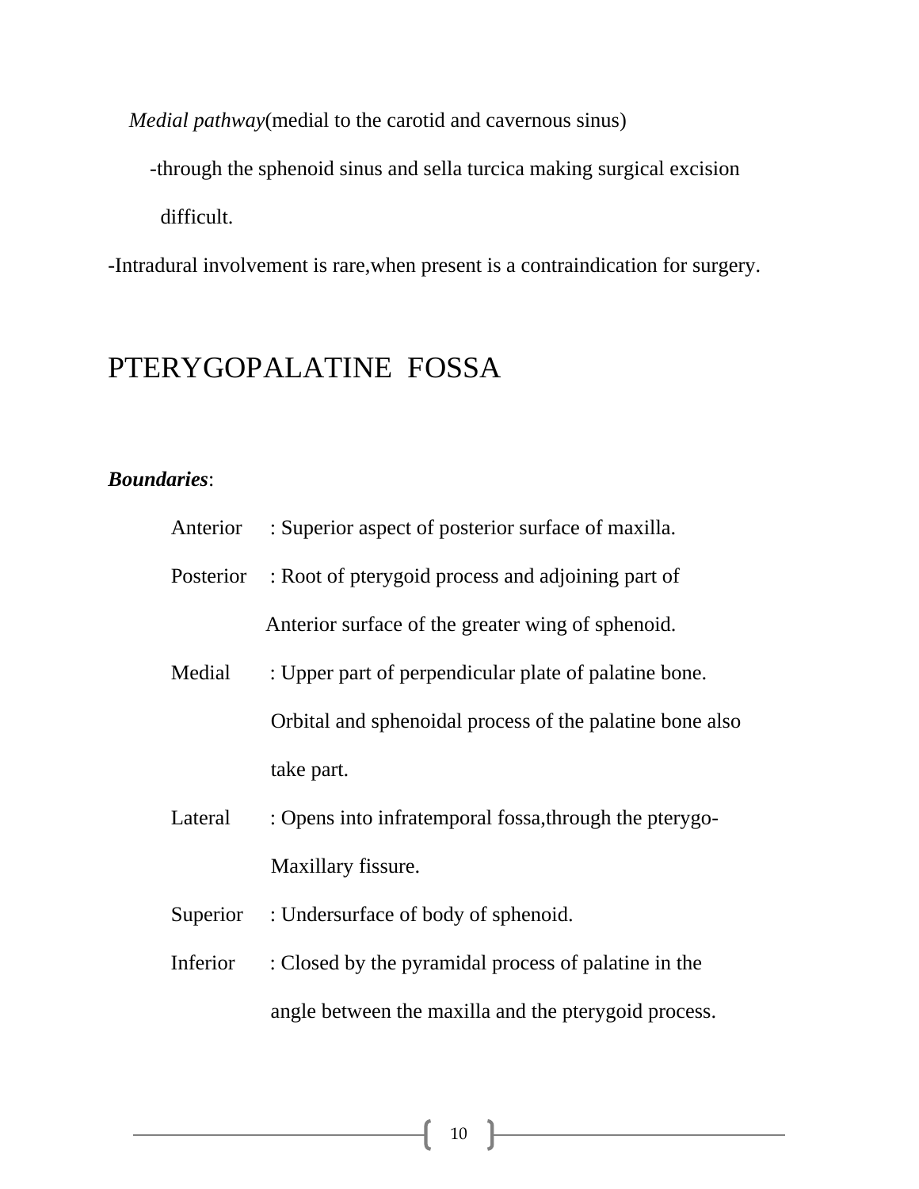*Medial pathway*(medial to the carotid and cavernous sinus)

-through the sphenoid sinus and sella turcica making surgical excision difficult.

-Intradural involvement is rare,when present is a contraindication for surgery.

# PTERYGOPALATINE FOSSA

***Boundaries***:

Anterior : Superior aspect of posterior surface of maxilla.

Posterior : Root of pterygoid process and adjoining part of Anterior surface of the greater wing of sphenoid.

Medial : Upper part of perpendicular plate of palatine bone. Orbital and sphenoidal process of the palatine bone also take part.

Lateral : Opens into infratemporal fossa,through the pterygo-Maxillary fissure.

Superior : Undersurface of body of sphenoid.

Inferior : Closed by the pyramidal process of palatine in the angle between the maxilla and the pterygoid process.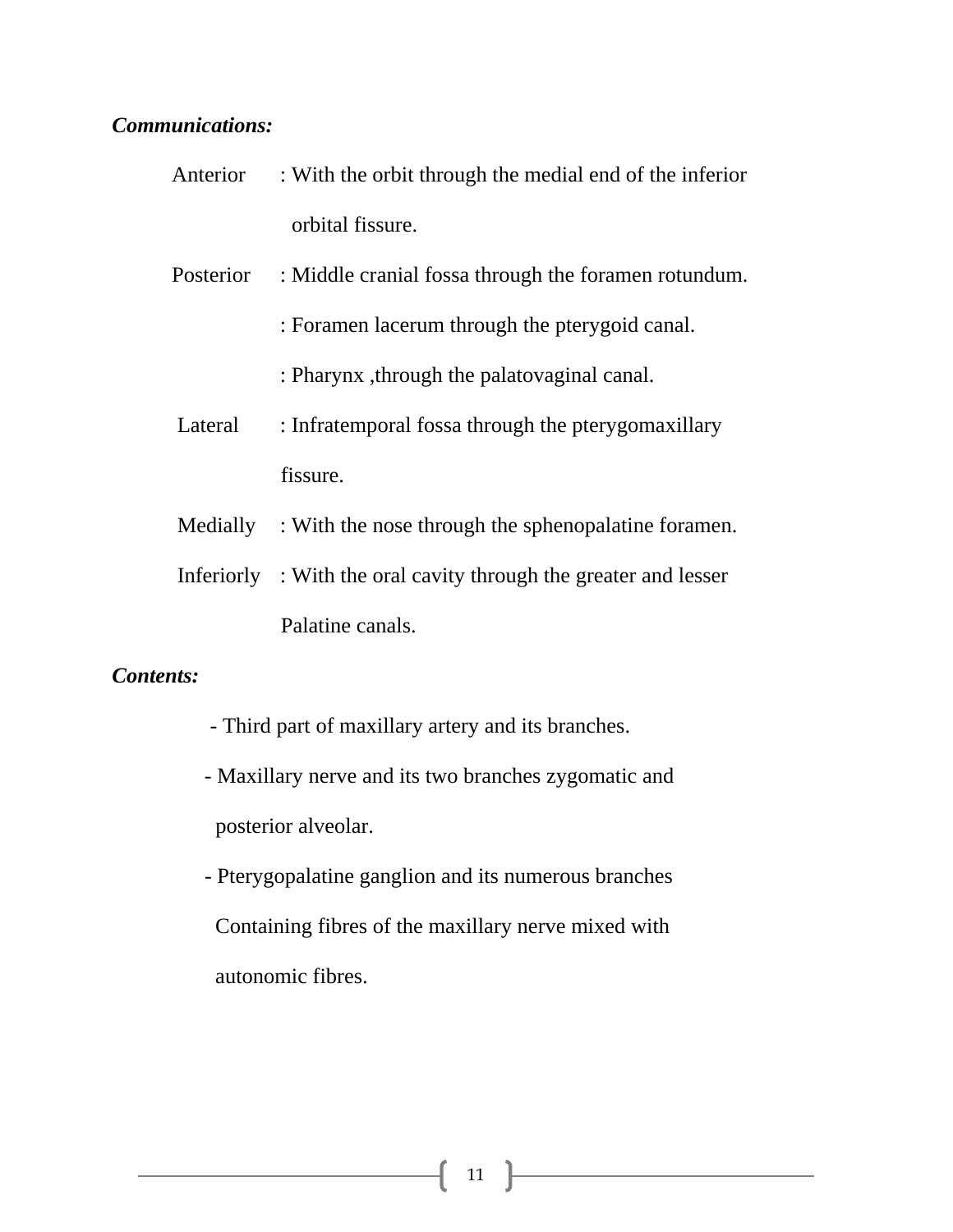***Communications:***

Anterior : With the orbit through the medial end of the inferior orbital fissure.

Posterior : Middle cranial fossa through the foramen rotundum.

: Foramen lacerum through the pterygoid canal.

: Pharynx ,through the palatovaginal canal.

Lateral : Infratemporal fossa through the pterygomaxillary fissure.

Medially : With the nose through the sphenopalatine foramen.

Inferiorly : With the oral cavity through the greater and lesser Palatine canals.

***Contents:***

- Third part of maxillary artery and its branches.
- Maxillary nerve and its two branches zygomatic and posterior alveolar.
- Pterygopalatine ganglion and its numerous branches Containing fibres of the maxillary nerve mixed with autonomic fibres.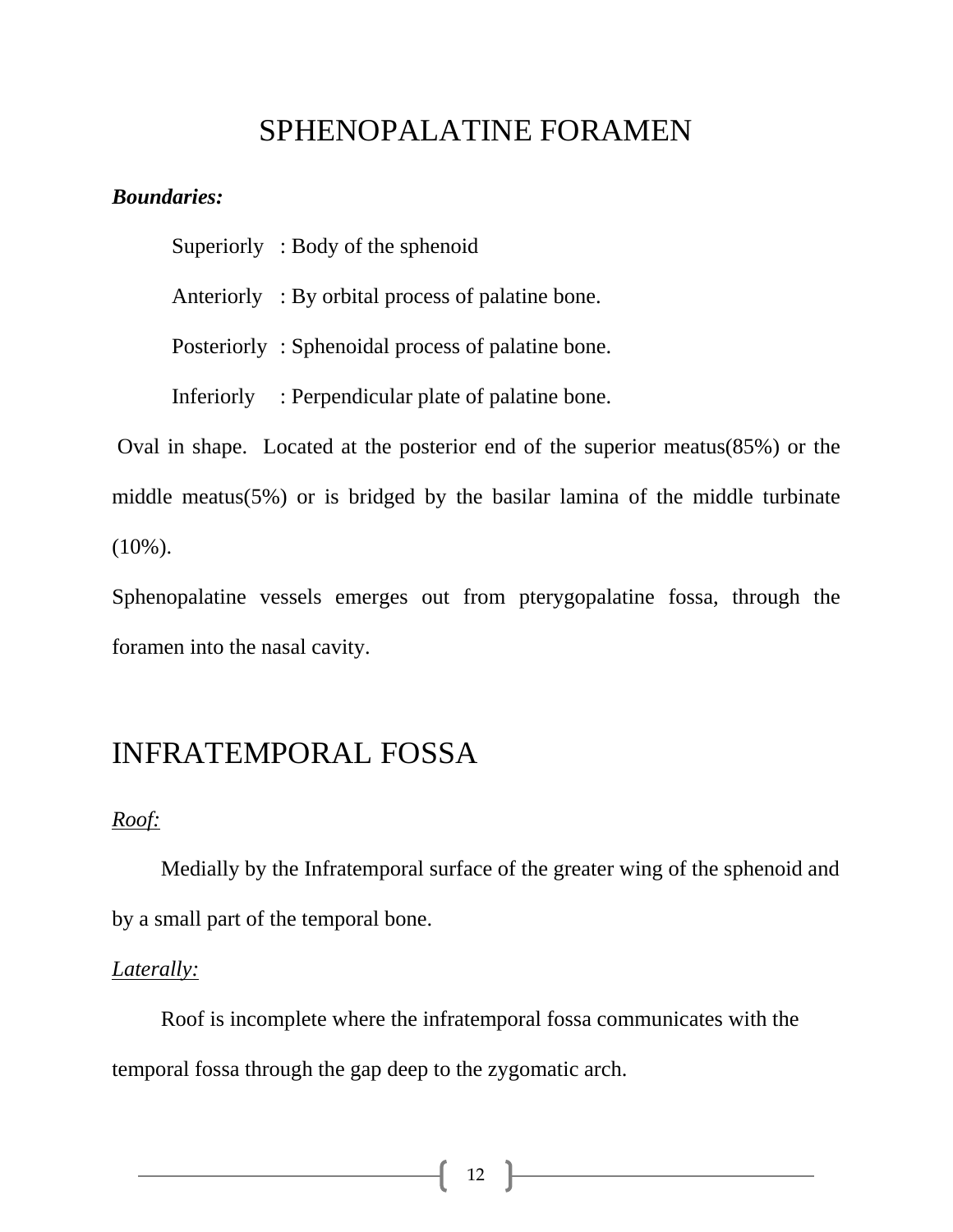# SPHENOPALATINE FORAMEN

***Boundaries:***

Superiorly : Body of the sphenoid

Anteriorly : By orbital process of palatine bone.

Posteriorly : Sphenoidal process of palatine bone.

Inferiorly : Perpendicular plate of palatine bone.

Oval in shape. Located at the posterior end of the superior meatus(85%) or the middle meatus(5%) or is bridged by the basilar lamina of the middle turbinate (10%).

Sphenopalatine vessels emerges out from pterygopalatine fossa, through the foramen into the nasal cavity.

# INFRATEMPORAL FOSSA

*Roof:*

Medially by the Infratemporal surface of the greater wing of the sphenoid and by a small part of the temporal bone.

*Laterally:*

Roof is incomplete where the infratemporal fossa communicates with the temporal fossa through the gap deep to the zygomatic arch.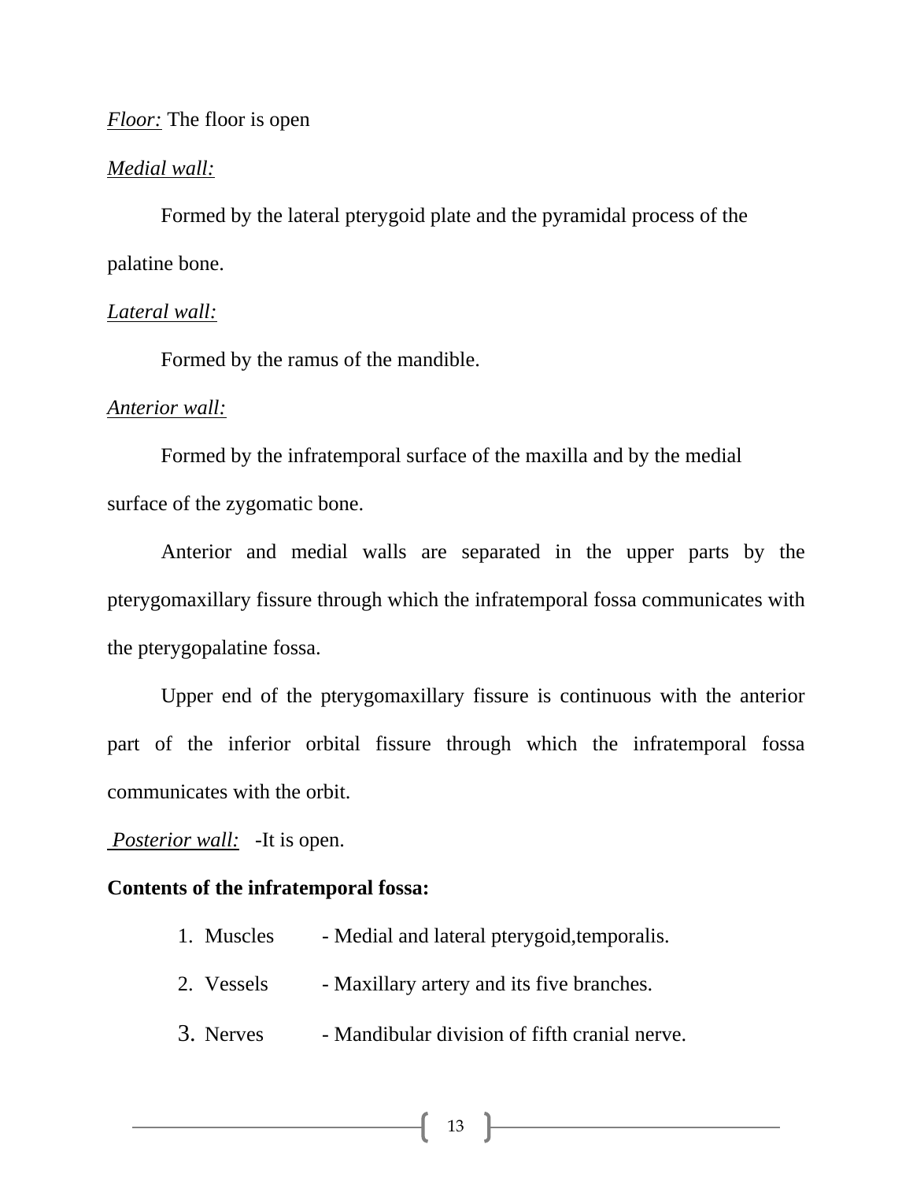*Floor:* The floor is open

*Medial wall:*

Formed by the lateral pterygoid plate and the pyramidal process of the palatine bone.

*Lateral wall:*

Formed by the ramus of the mandible.

*Anterior wall:*

Formed by the infratemporal surface of the maxilla and by the medial surface of the zygomatic bone.

Anterior and medial walls are separated in the upper parts by the pterygomaxillary fissure through which the infratemporal fossa communicates with the pterygopalatine fossa.

Upper end of the pterygomaxillary fissure is continuous with the anterior part of the inferior orbital fissure through which the infratemporal fossa communicates with the orbit.

*Posterior wall:* -It is open.

**Contents of the infratemporal fossa:**

1. Muscles - Medial and lateral pterygoid,temporalis.
2. Vessels - Maxillary artery and its five branches.
3. Nerves - Mandibular division of fifth cranial nerve.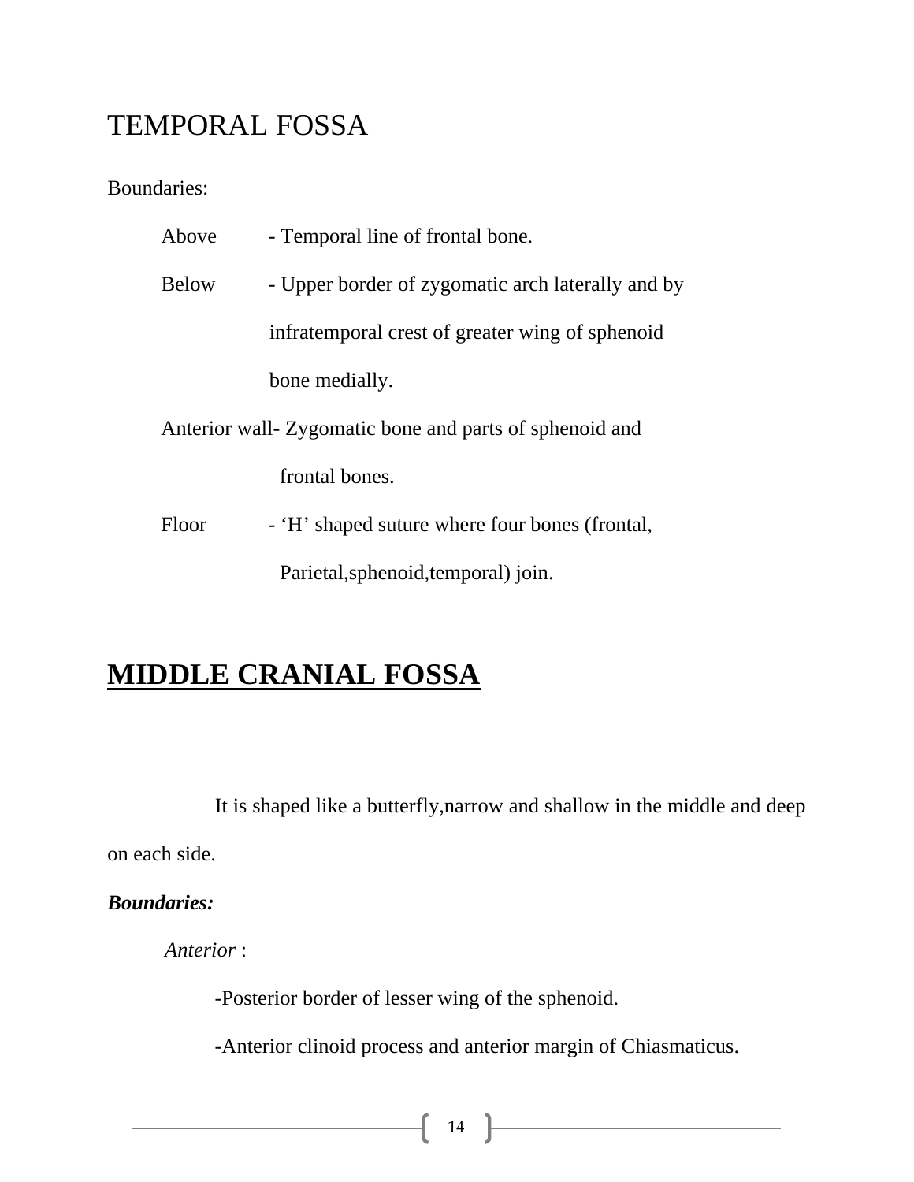# TEMPORAL FOSSA

Boundaries:

Above - Temporal line of frontal bone.

Below - Upper border of zygomatic arch laterally and by infratemporal crest of greater wing of sphenoid bone medially.

Anterior wall- Zygomatic bone and parts of sphenoid and frontal bones.

Floor - ‘H’ shaped suture where four bones (frontal, Parietal,sphenoid,temporal) join.

# **MIDDLE CRANIAL FOSSA**

It is shaped like a butterfly,narrow and shallow in the middle and deep on each side.

***Boundaries:***

*Anterior* :

-Posterior border of lesser wing of the sphenoid.

-Anterior clinoid process and anterior margin of Chiasmaticus.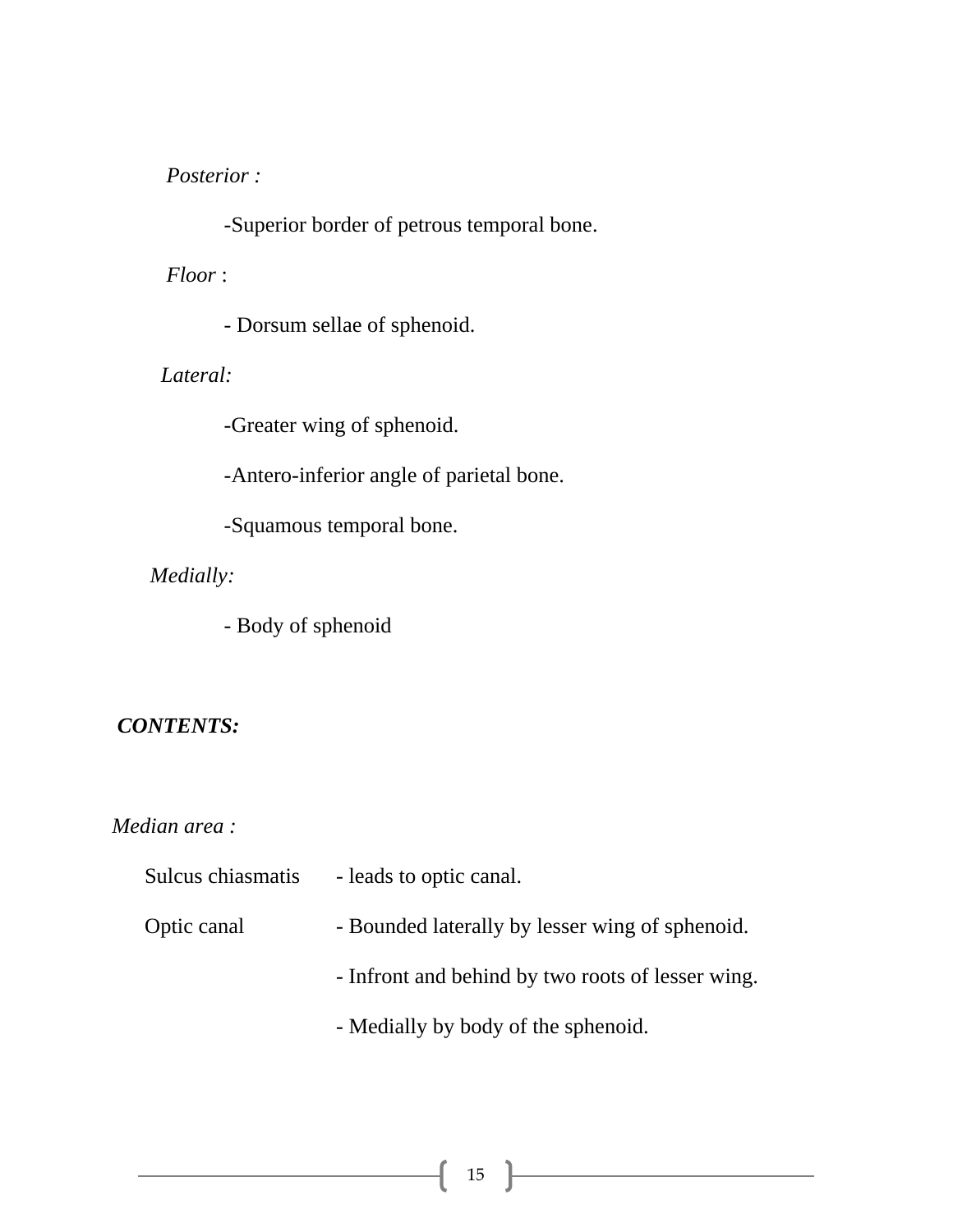*Posterior :*

-Superior border of petrous temporal bone.

*Floor* :

- Dorsum sellae of sphenoid.

*Lateral:*

-Greater wing of sphenoid.

-Antero-inferior angle of parietal bone.

-Squamous temporal bone.

*Medially:*

- Body of sphenoid

***CONTENTS:***

*Median area :*

| | |
|---|---|
| Sulcus chiasmatis | - leads to optic canal. |
| Optic canal | - Bounded laterally by lesser wing of sphenoid. |
| | - Infront and behind by two roots of lesser wing. |
| | - Medially by body of the sphenoid. |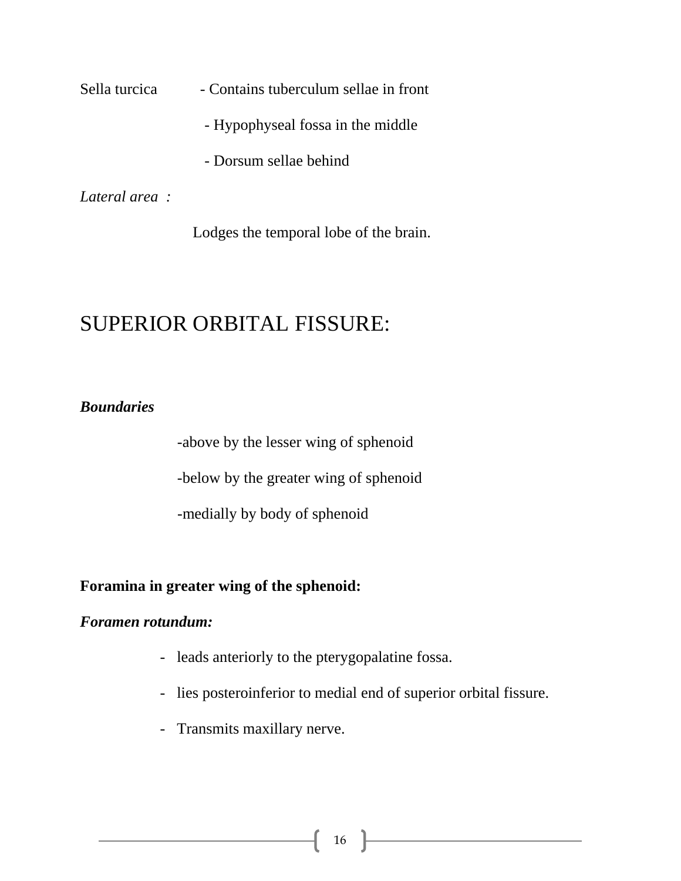Sella turcica - Contains tuberculum sellae in front

- Hypophyseal fossa in the middle
- Dorsum sellae behind

*Lateral area :*

Lodges the temporal lobe of the brain.

# SUPERIOR ORBITAL FISSURE:

***Boundaries***

-above by the lesser wing of sphenoid

-below by the greater wing of sphenoid

-medially by body of sphenoid

**Foramina in greater wing of the sphenoid:**

***Foramen rotundum:***

- leads anteriorly to the pterygopalatine fossa.
- lies posteroinferior to medial end of superior orbital fissure.
- Transmits maxillary nerve.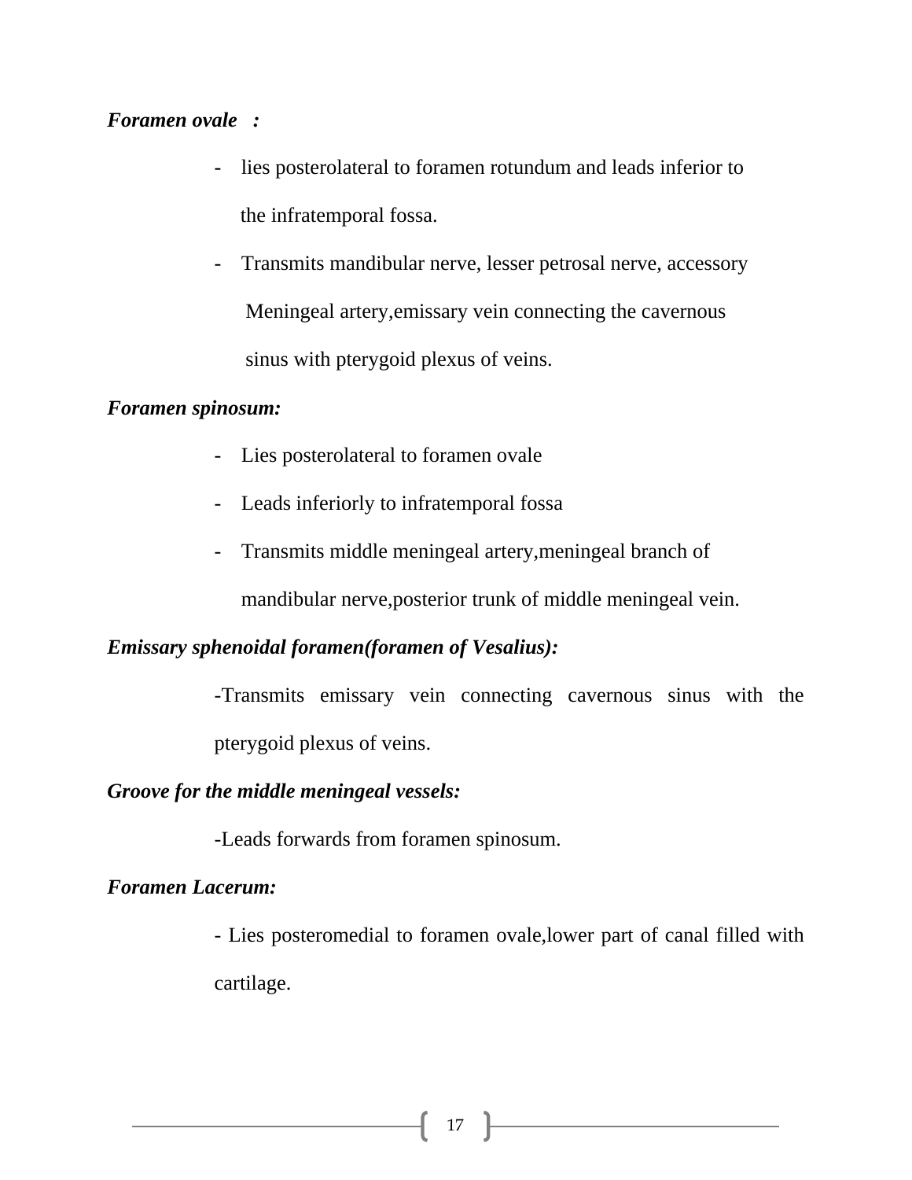***Foramen ovale :***

- lies posterolateral to foramen rotundum and leads inferior to the infratemporal fossa.
- Transmits mandibular nerve, lesser petrosal nerve, accessory Meningeal artery,emissary vein connecting the cavernous sinus with pterygoid plexus of veins.

***Foramen spinosum:***

- Lies posterolateral to foramen ovale
- Leads inferiorly to infratemporal fossa
- Transmits middle meningeal artery,meningeal branch of mandibular nerve,posterior trunk of middle meningeal vein.

***Emissary sphenoidal foramen(foramen of Vesalius):***

-Transmits emissary vein connecting cavernous sinus with the pterygoid plexus of veins.

***Groove for the middle meningeal vessels:***

-Leads forwards from foramen spinosum.

***Foramen Lacerum:***

- Lies posteromedial to foramen ovale,lower part of canal filled with cartilage.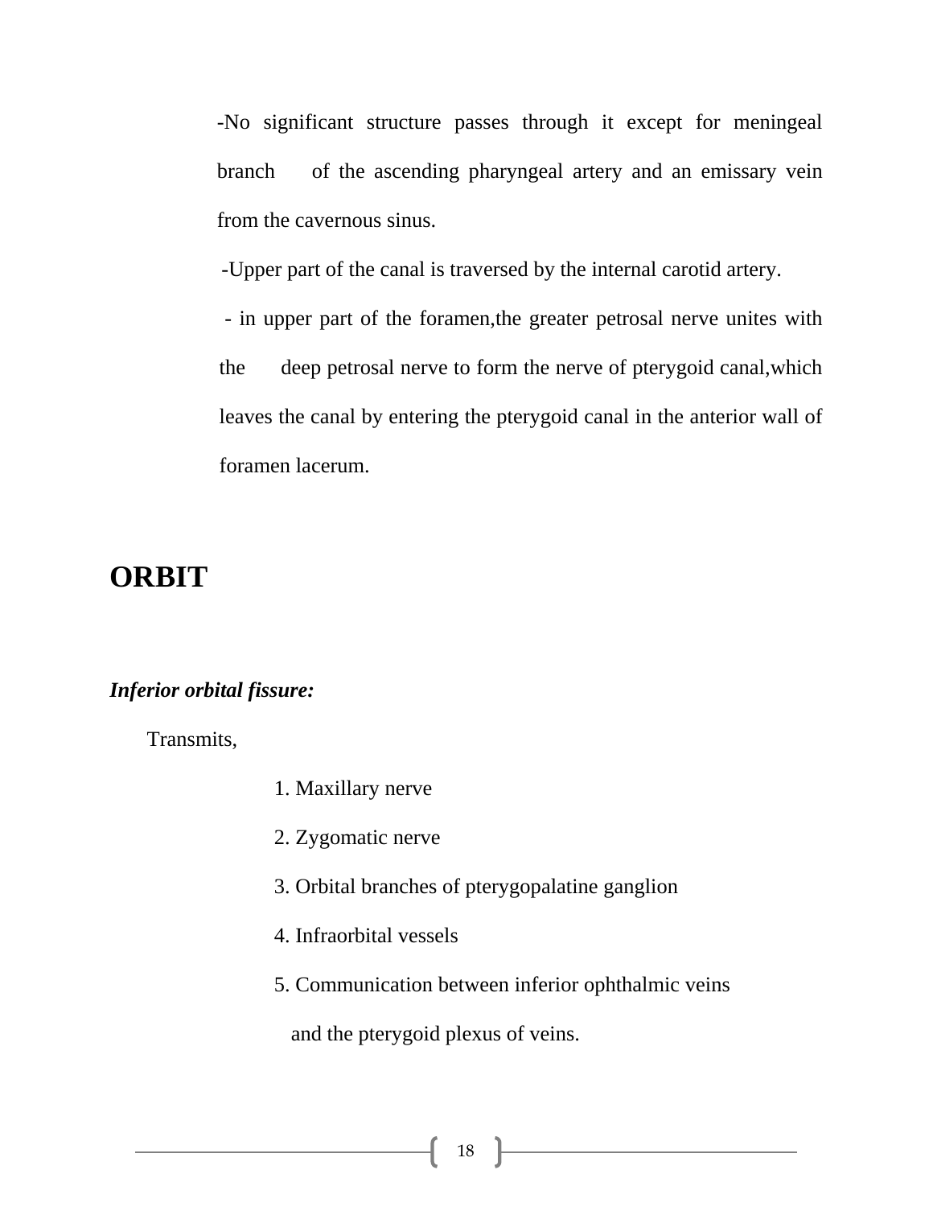-No significant structure passes through it except for meningeal branch of the ascending pharyngeal artery and an emissary vein from the cavernous sinus.

-Upper part of the canal is traversed by the internal carotid artery.

- in upper part of the foramen,the greater petrosal nerve unites with the deep petrosal nerve to form the nerve of pterygoid canal,which leaves the canal by entering the pterygoid canal in the anterior wall of foramen lacerum.

# ORBIT

***Inferior orbital fissure:***

Transmits,

1. Maxillary nerve
2. Zygomatic nerve
3. Orbital branches of pterygopalatine ganglion
4. Infraorbital vessels
5. Communication between inferior ophthalmic veins and the pterygoid plexus of veins.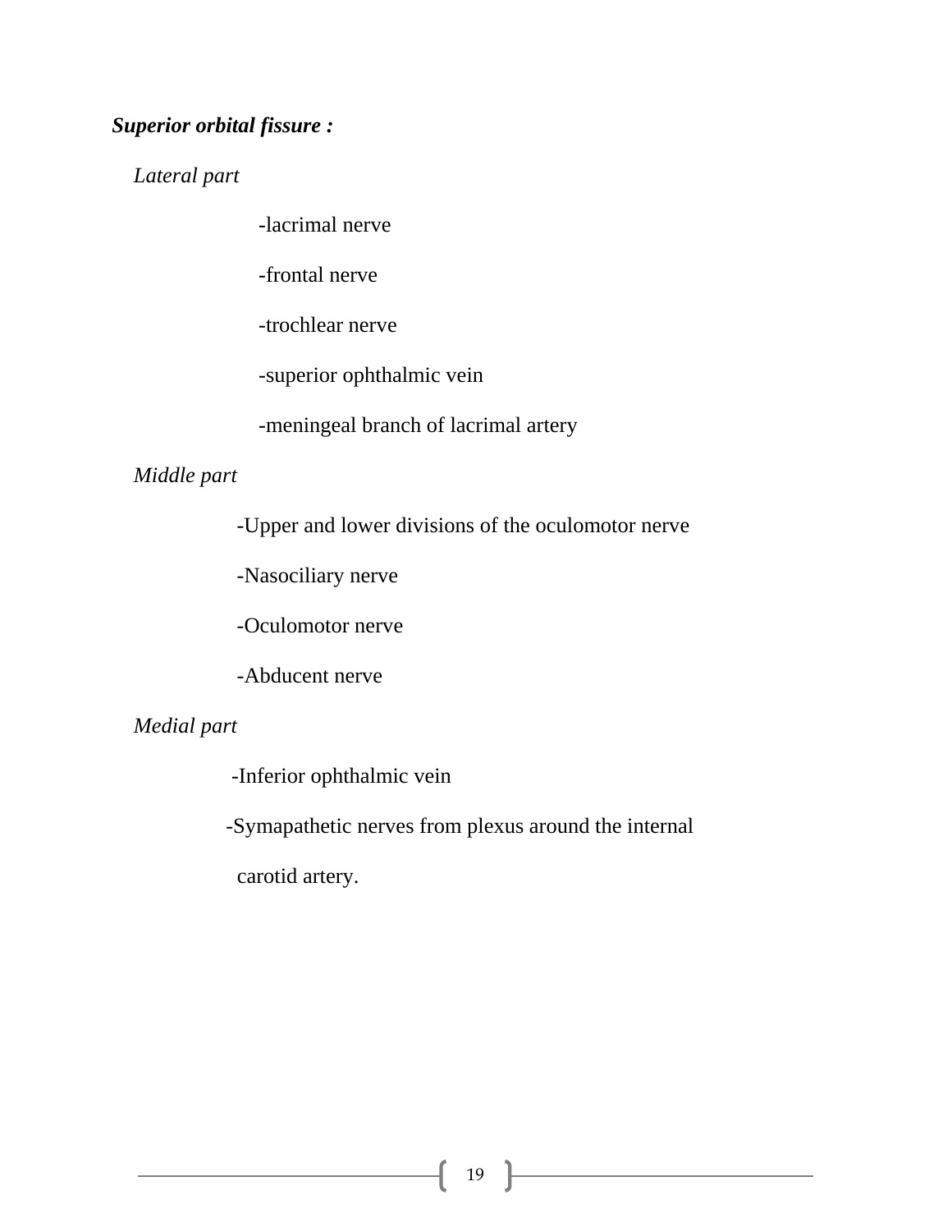***Superior orbital fissure :***

*Lateral part*

- -lacrimal nerve
- -frontal nerve
- -trochlear nerve
- -superior ophthalmic vein
- -meningeal branch of lacrimal artery

*Middle part*

- -Upper and lower divisions of the oculomotor nerve
- -Nasociliary nerve
- -Oculomotor nerve
- -Abducent nerve

*Medial part*

- -Inferior ophthalmic vein
- -Symapathetic nerves from plexus around the internal carotid artery.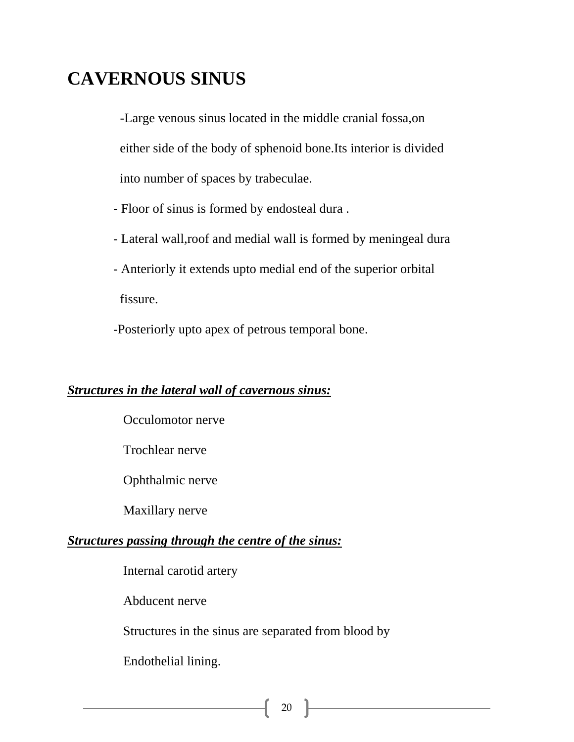# CAVERNOUS SINUS

-Large venous sinus located in the middle cranial fossa,on either side of the body of sphenoid bone.Its interior is divided into number of spaces by trabeculae.

- Floor of sinus is formed by endosteal dura .
- Lateral wall,roof and medial wall is formed by meningeal dura
- Anteriorly it extends upto medial end of the superior orbital fissure.
- Posteriorly upto apex of petrous temporal bone.

***Structures in the lateral wall of cavernous sinus:***

Occulomotor nerve

Trochlear nerve

Ophthalmic nerve

Maxillary nerve

***Structures passing through the centre of the sinus:***

Internal carotid artery

Abducent nerve

Structures in the sinus are separated from blood by Endothelial lining.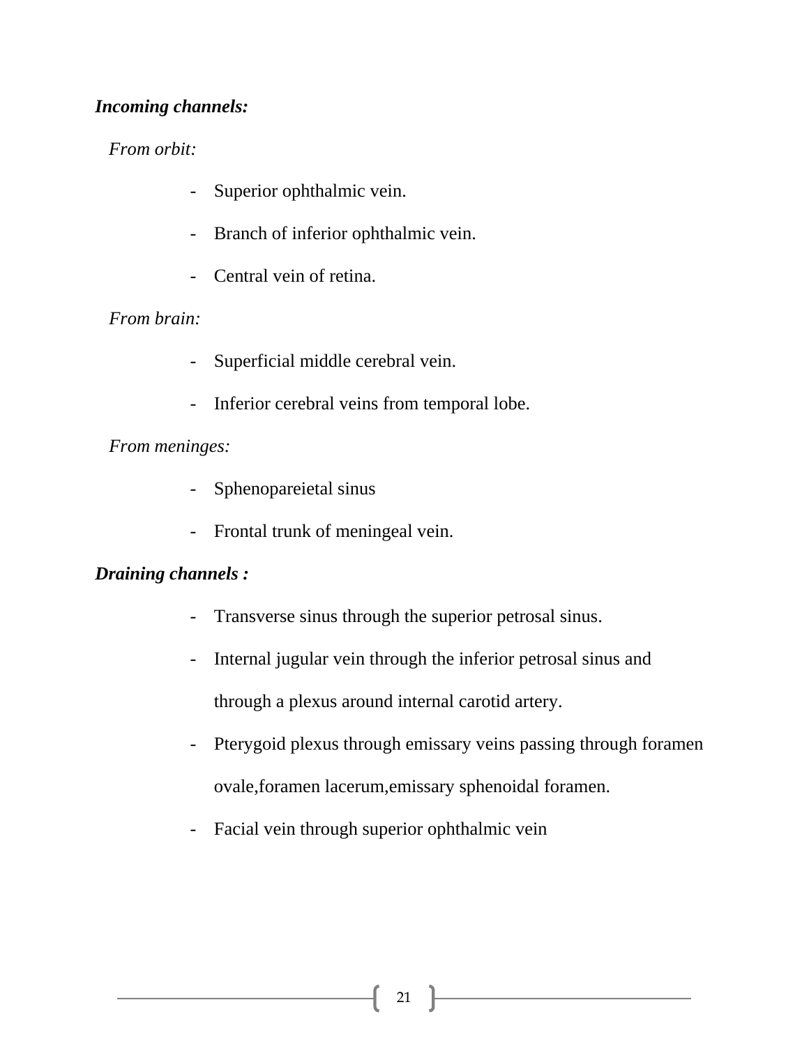***Incoming channels:***

*From orbit:*

- Superior ophthalmic vein.
- Branch of inferior ophthalmic vein.
- Central vein of retina.

*From brain:*

- Superficial middle cerebral vein.
- Inferior cerebral veins from temporal lobe.

*From meninges:*

- Sphenopareietal sinus
- Frontal trunk of meningeal vein.

***Draining channels :***

- Transverse sinus through the superior petrosal sinus.
- Internal jugular vein through the inferior petrosal sinus and through a plexus around internal carotid artery.
- Pterygoid plexus through emissary veins passing through foramen ovale,foramen lacerum,emissary sphenoidal foramen.
- Facial vein through superior ophthalmic vein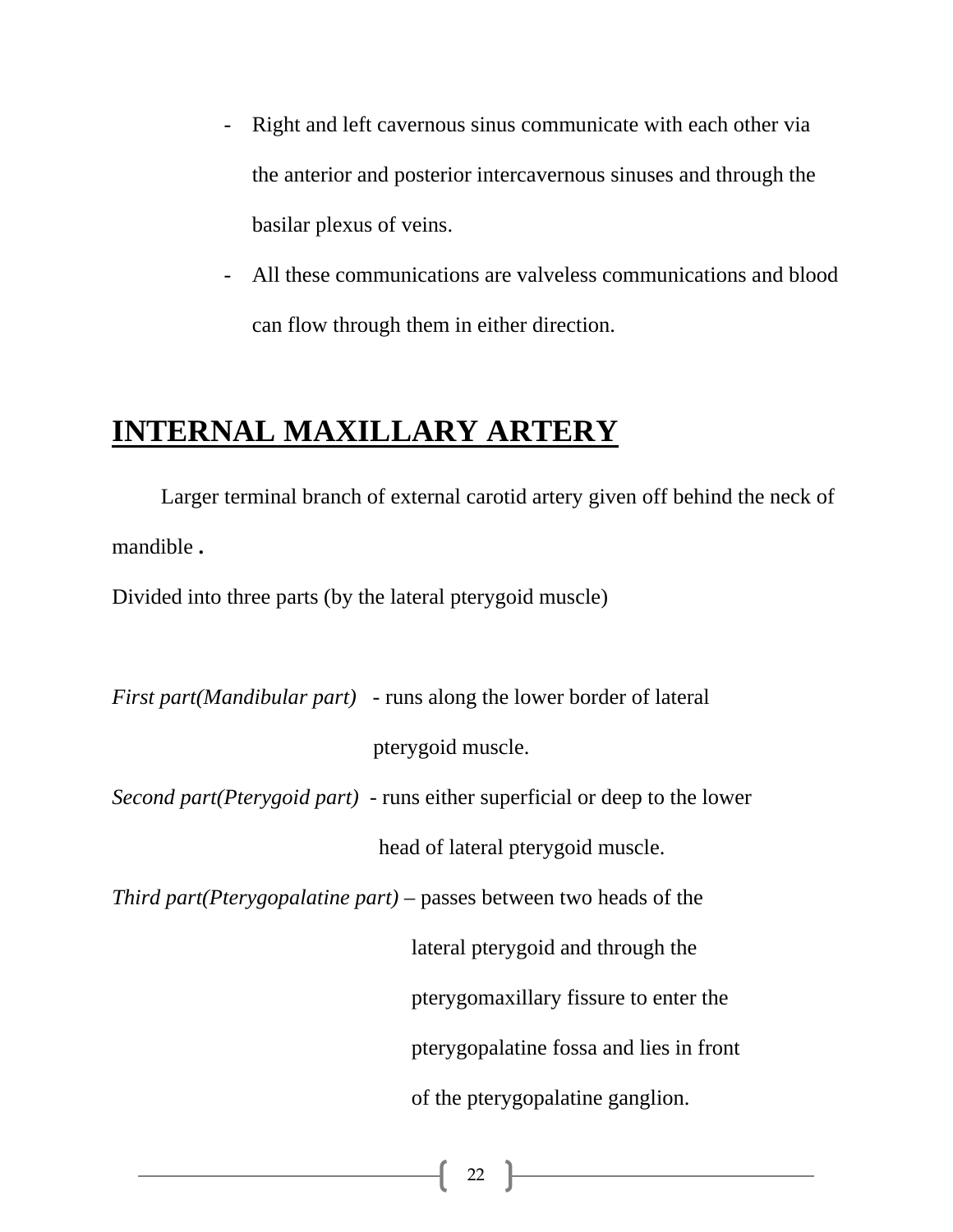- Right and left cavernous sinus communicate with each other via the anterior and posterior intercavernous sinuses and through the basilar plexus of veins.
- All these communications are valveless communications and blood can flow through them in either direction.

## INTERNAL MAXILLARY ARTERY

Larger terminal branch of external carotid artery given off behind the neck of mandible **.**

Divided into three parts (by the lateral pterygoid muscle)

*First part(Mandibular part)* - runs along the lower border of lateral pterygoid muscle.

*Second part(Pterygoid part)* - runs either superficial or deep to the lower head of lateral pterygoid muscle.

*Third part(Pterygopalatine part)* – passes between two heads of the lateral pterygoid and through the pterygomaxillary fissure to enter the pterygopalatine fossa and lies in front of the pterygopalatine ganglion.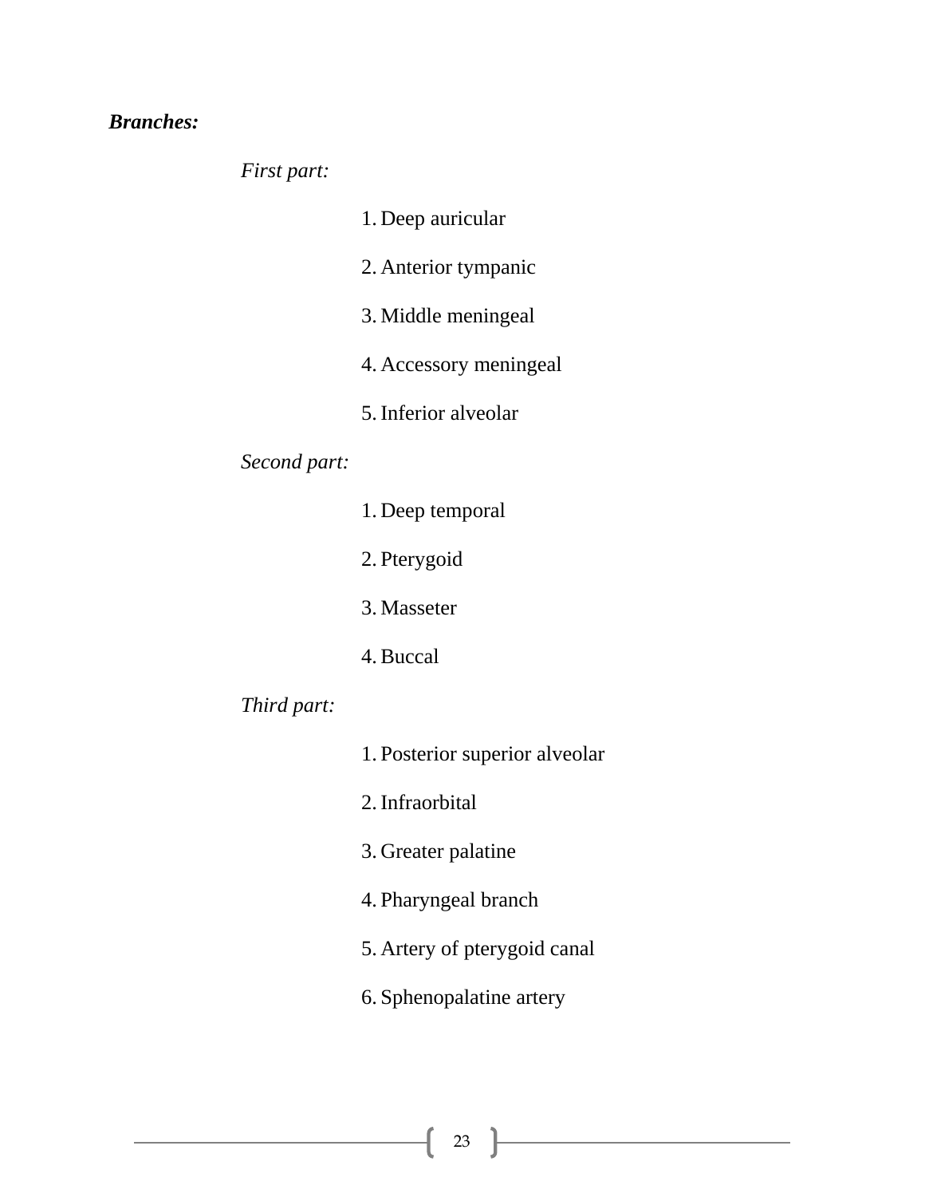***Branches:***

*First part:*

1. Deep auricular
2. Anterior tympanic
3. Middle meningeal
4. Accessory meningeal
5. Inferior alveolar

*Second part:*

1. Deep temporal
2. Pterygoid
3. Masseter
4. Buccal

*Third part:*

1. Posterior superior alveolar
2. Infraorbital
3. Greater palatine
4. Pharyngeal branch
5. Artery of pterygoid canal
6. Sphenopalatine artery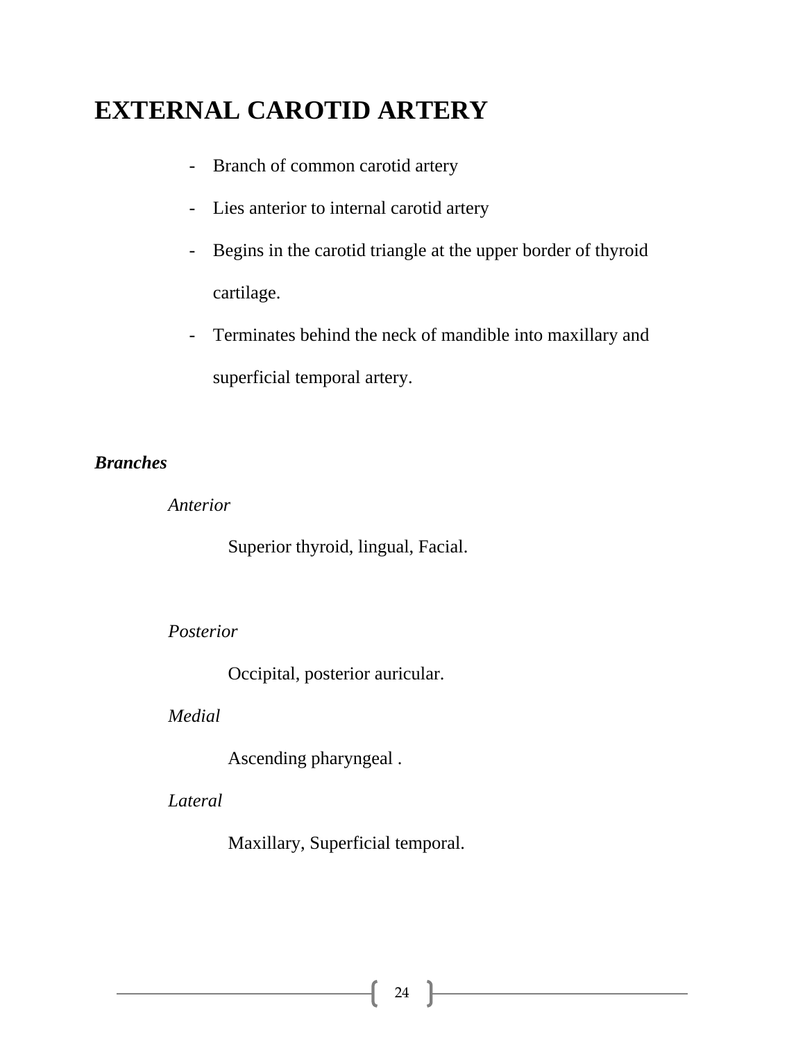# EXTERNAL CAROTID ARTERY

- Branch of common carotid artery
- Lies anterior to internal carotid artery
- Begins in the carotid triangle at the upper border of thyroid cartilage.
- Terminates behind the neck of mandible into maxillary and superficial temporal artery.

***Branches***

*Anterior*

Superior thyroid, lingual, Facial.

*Posterior*

Occipital, posterior auricular.

*Medial*

Ascending pharyngeal .

*Lateral*

Maxillary, Superficial temporal.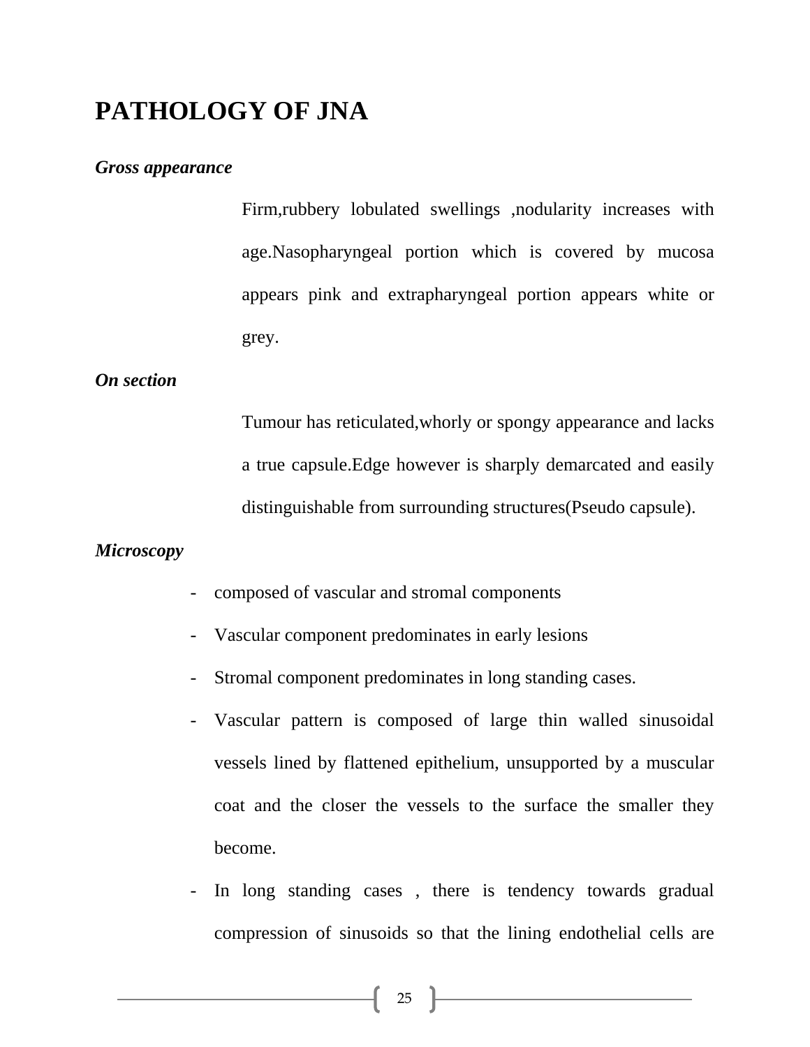# PATHOLOGY OF JNA

***Gross appearance***

Firm,rubbery lobulated swellings ,nodularity increases with age.Nasopharyngeal portion which is covered by mucosa appears pink and extrapharyngeal portion appears white or grey.

***On section***

Tumour has reticulated,whorly or spongy appearance and lacks a true capsule.Edge however is sharply demarcated and easily distinguishable from surrounding structures(Pseudo capsule).

***Microscopy***

- composed of vascular and stromal components
- Vascular component predominates in early lesions
- Stromal component predominates in long standing cases.
- Vascular pattern is composed of large thin walled sinusoidal vessels lined by flattened epithelium, unsupported by a muscular coat and the closer the vessels to the surface the smaller they become.
- In long standing cases , there is tendency towards gradual compression of sinusoids so that the lining endothelial cells are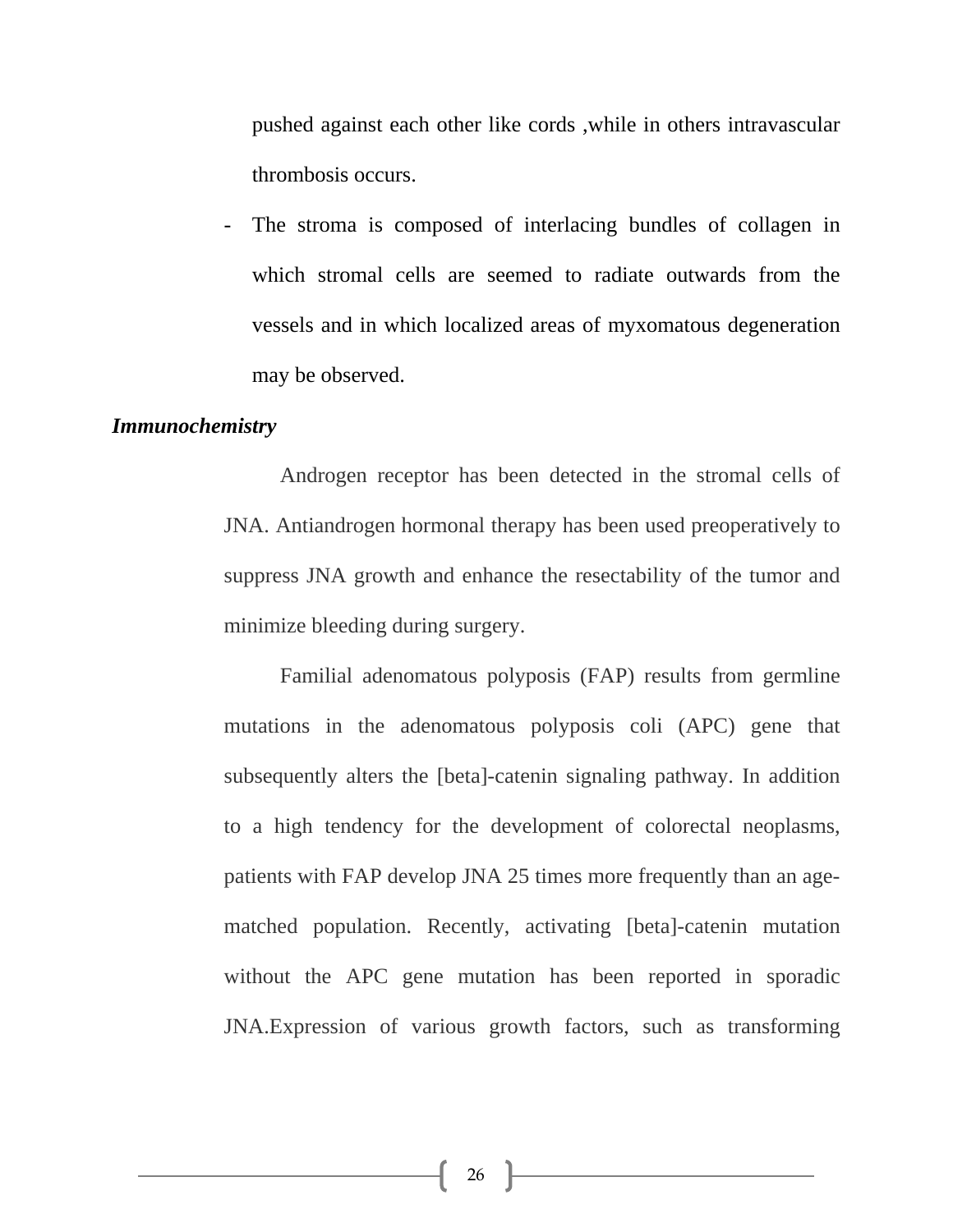pushed against each other like cords ,while in others intravascular thrombosis occurs.

- The stroma is composed of interlacing bundles of collagen in which stromal cells are seemed to radiate outwards from the vessels and in which localized areas of myxomatous degeneration may be observed.

***Immunochemistry***

Androgen receptor has been detected in the stromal cells of JNA. Antiandrogen hormonal therapy has been used preoperatively to suppress JNA growth and enhance the resectability of the tumor and minimize bleeding during surgery.

Familial adenomatous polyposis (FAP) results from germline mutations in the adenomatous polyposis coli (APC) gene that subsequently alters the [beta]-catenin signaling pathway. In addition to a high tendency for the development of colorectal neoplasms, patients with FAP develop JNA 25 times more frequently than an age-matched population. Recently, activating [beta]-catenin mutation without the APC gene mutation has been reported in sporadic JNA.Expression of various growth factors, such as transforming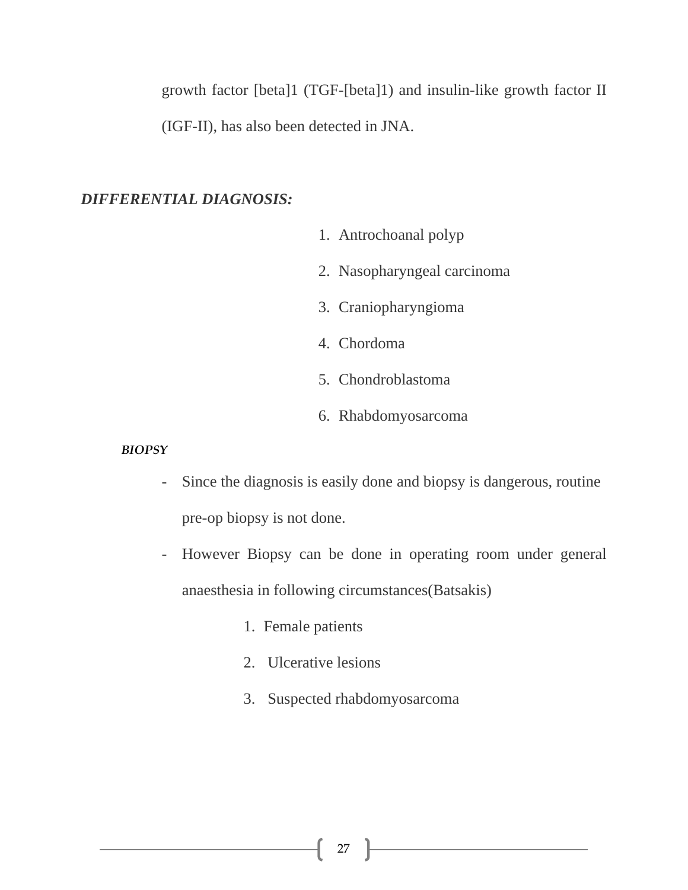growth factor [beta]1 (TGF-[beta]1) and insulin-like growth factor II (IGF-II), has also been detected in JNA.

### *DIFFERENTIAL DIAGNOSIS:*

1. Antrochoanal polyp
2. Nasopharyngeal carcinoma
3. Craniopharyngioma
4. Chordoma
5. Chondroblastoma
6. Rhabdomyosarcoma

#### *BIOPSY*

- Since the diagnosis is easily done and biopsy is dangerous, routine pre-op biopsy is not done.
- However Biopsy can be done in operating room under general anaesthesia in following circumstances(Batsakis)
    1. Female patients
    2. Ulcerative lesions
    3. Suspected rhabdomyosarcoma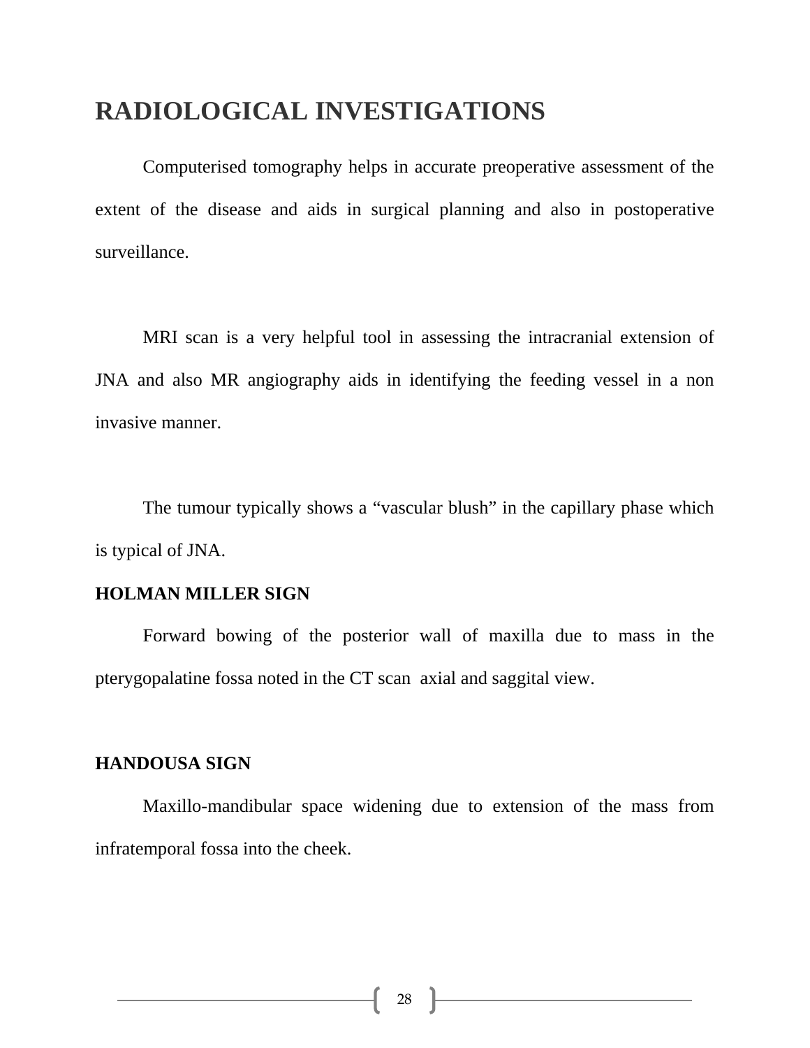# RADIOLOGICAL INVESTIGATIONS

Computerised tomography helps in accurate preoperative assessment of the extent of the disease and aids in surgical planning and also in postoperative surveillance.

MRI scan is a very helpful tool in assessing the intracranial extension of JNA and also MR angiography aids in identifying the feeding vessel in a non invasive manner.

The tumour typically shows a "vascular blush" in the capillary phase which is typical of JNA.

**HOLMAN MILLER SIGN**

Forward bowing of the posterior wall of maxilla due to mass in the pterygopalatine fossa noted in the CT scan axial and saggital view.

**HANDOUSA SIGN**

Maxillo-mandibular space widening due to extension of the mass from infratemporal fossa into the cheek.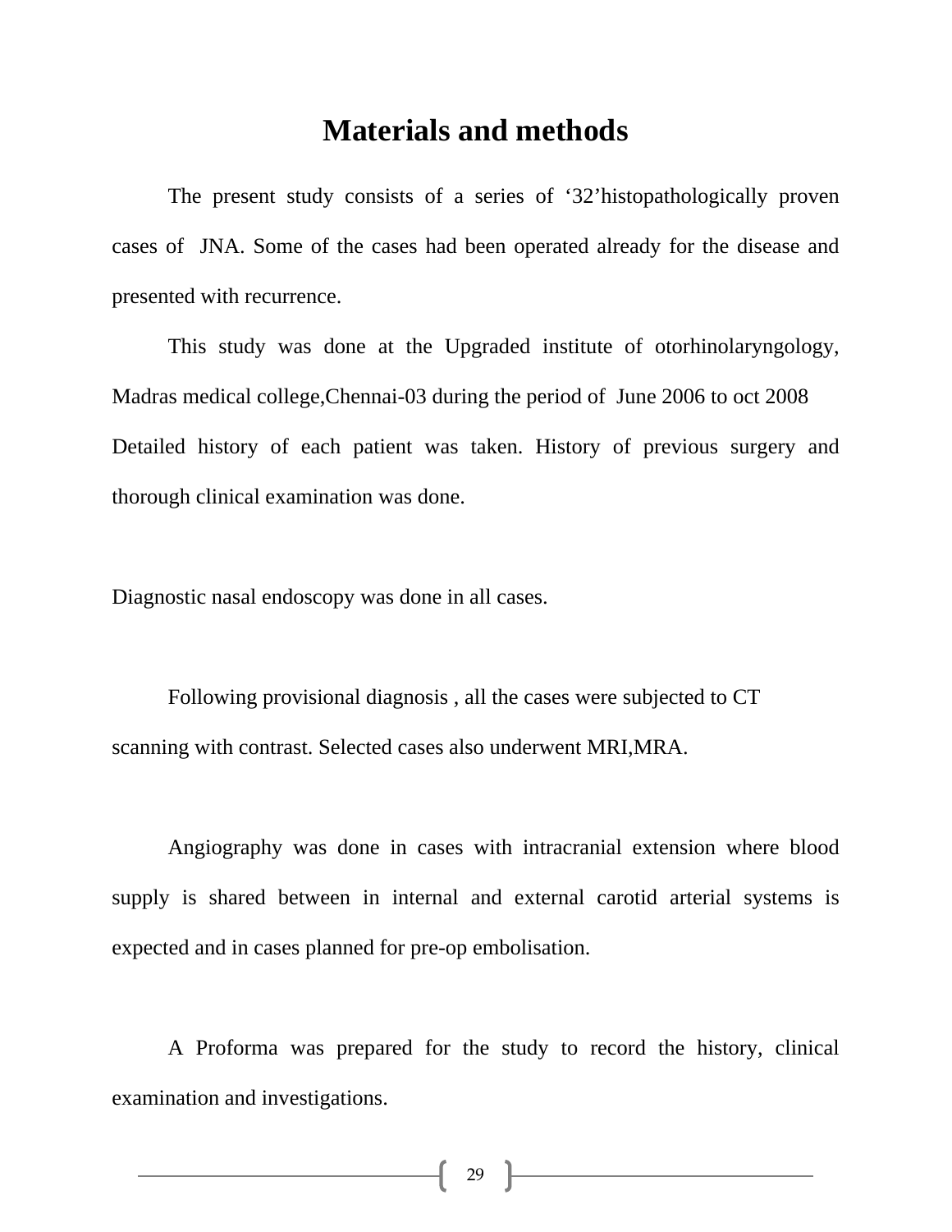# Materials and methods

The present study consists of a series of ‘32’histopathologically proven cases of JNA. Some of the cases had been operated already for the disease and presented with recurrence.

This study was done at the Upgraded institute of otorhinolaryngology, Madras medical college,Chennai-03 during the period of June 2006 to oct 2008

Detailed history of each patient was taken. History of previous surgery and thorough clinical examination was done.

Diagnostic nasal endoscopy was done in all cases.

Following provisional diagnosis , all the cases were subjected to CT scanning with contrast. Selected cases also underwent MRI,MRA.

Angiography was done in cases with intracranial extension where blood supply is shared between in internal and external carotid arterial systems is expected and in cases planned for pre-op embolisation.

A Proforma was prepared for the study to record the history, clinical examination and investigations.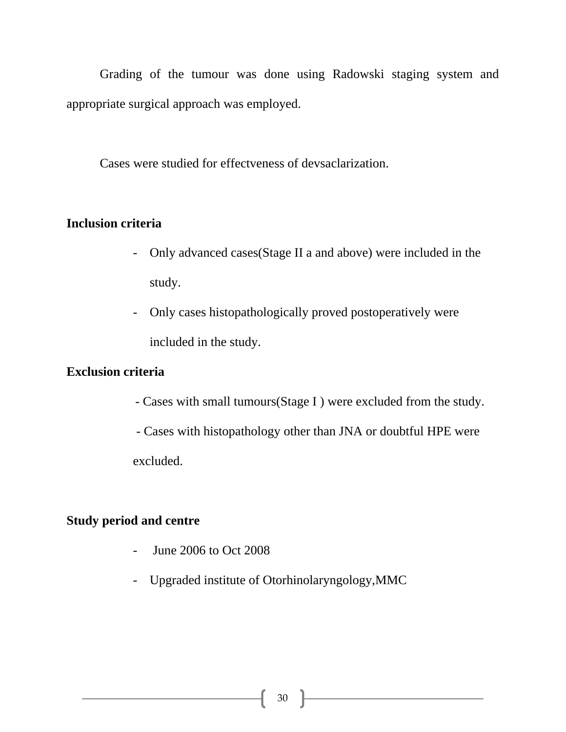Grading of the tumour was done using Radowski staging system and appropriate surgical approach was employed.

Cases were studied for effectveness of devsaclarization.

**Inclusion criteria**

- Only advanced cases(Stage II a and above) were included in the study.
- Only cases histopathologically proved postoperatively were included in the study.

**Exclusion criteria**

- Cases with small tumours(Stage I ) were excluded from the study.
- Cases with histopathology other than JNA or doubtful HPE were excluded.

**Study period and centre**

- June 2006 to Oct 2008
- Upgraded institute of Otorhinolaryngology,MMC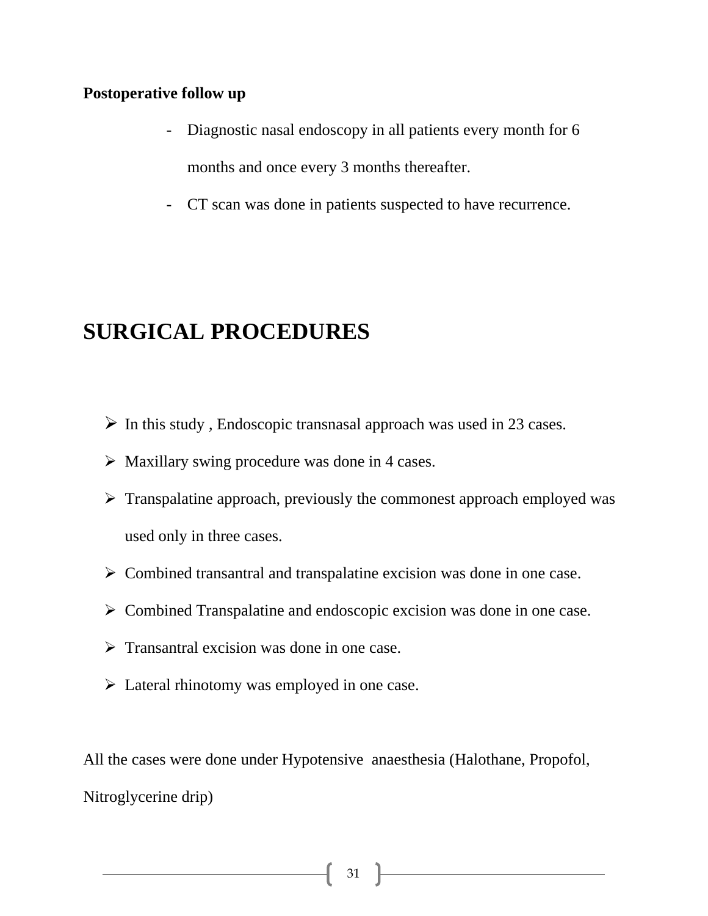**Postoperative follow up**

- Diagnostic nasal endoscopy in all patients every month for 6 months and once every 3 months thereafter.
- CT scan was done in patients suspected to have recurrence.

# SURGICAL PROCEDURES

- In this study , Endoscopic transnasal approach was used in 23 cases.
- Maxillary swing procedure was done in 4 cases.
- Transpalatine approach, previously the commonest approach employed was used only in three cases.
- Combined transantral and transpalatine excision was done in one case.
- Combined Transpalatine and endoscopic excision was done in one case.
- Transantral excision was done in one case.
- Lateral rhinotomy was employed in one case.

All the cases were done under Hypotensive anaesthesia (Halothane, Propofol, Nitroglycerine drip)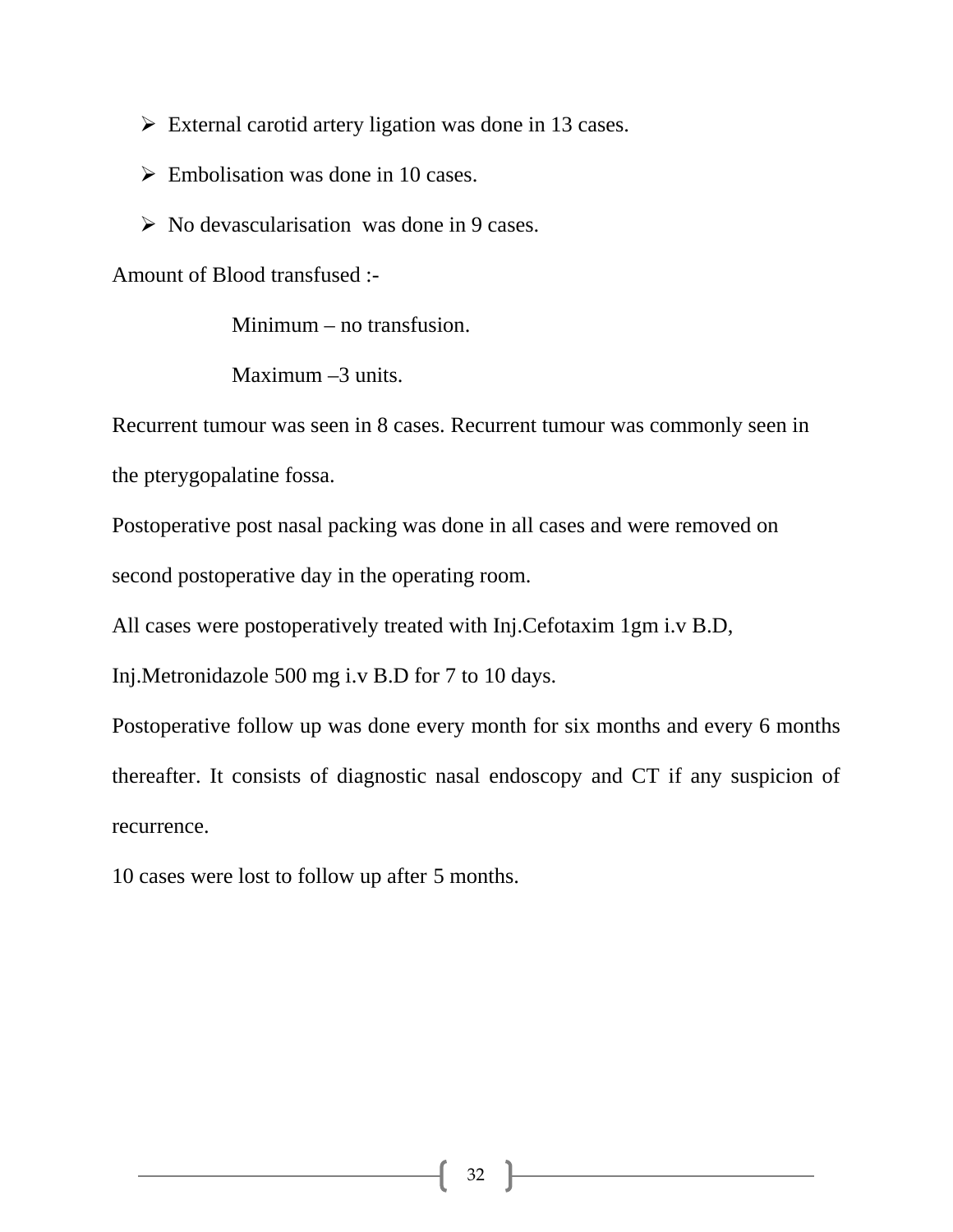- External carotid artery ligation was done in 13 cases.
- Embolisation was done in 10 cases.
- No devascularisation was done in 9 cases.

Amount of Blood transfused :-

Minimum – no transfusion.

Maximum –3 units.

Recurrent tumour was seen in 8 cases. Recurrent tumour was commonly seen in the pterygopalatine fossa.

Postoperative post nasal packing was done in all cases and were removed on second postoperative day in the operating room.

All cases were postoperatively treated with Inj.Cefotaxim 1gm i.v B.D, Inj.Metronidazole 500 mg i.v B.D for 7 to 10 days.

Postoperative follow up was done every month for six months and every 6 months thereafter. It consists of diagnostic nasal endoscopy and CT if any suspicion of recurrence.

10 cases were lost to follow up after 5 months.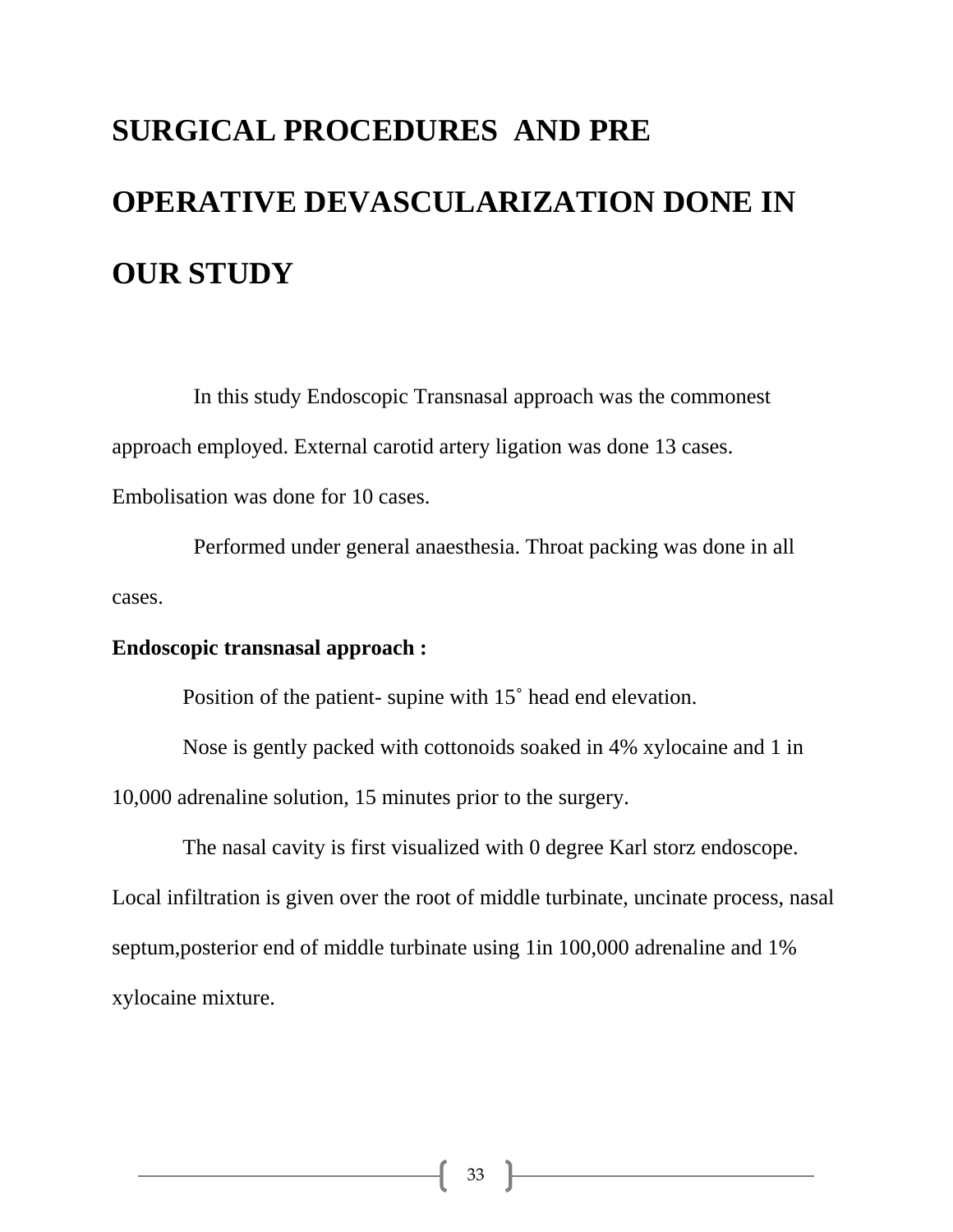# SURGICAL PROCEDURES AND PRE OPERATIVE DEVASCULARIZATION DONE IN OUR STUDY

In this study Endoscopic Transnasal approach was the commonest approach employed. External carotid artery ligation was done 13 cases. Embolisation was done for 10 cases.

Performed under general anaesthesia. Throat packing was done in all cases.

**Endoscopic transnasal approach :**

Position of the patient- supine with 15˚ head end elevation.

Nose is gently packed with cottonoids soaked in 4% xylocaine and 1 in 10,000 adrenaline solution, 15 minutes prior to the surgery.

The nasal cavity is first visualized with 0 degree Karl storz endoscope. Local infiltration is given over the root of middle turbinate, uncinate process, nasal septum,posterior end of middle turbinate using 1in 100,000 adrenaline and 1% xylocaine mixture.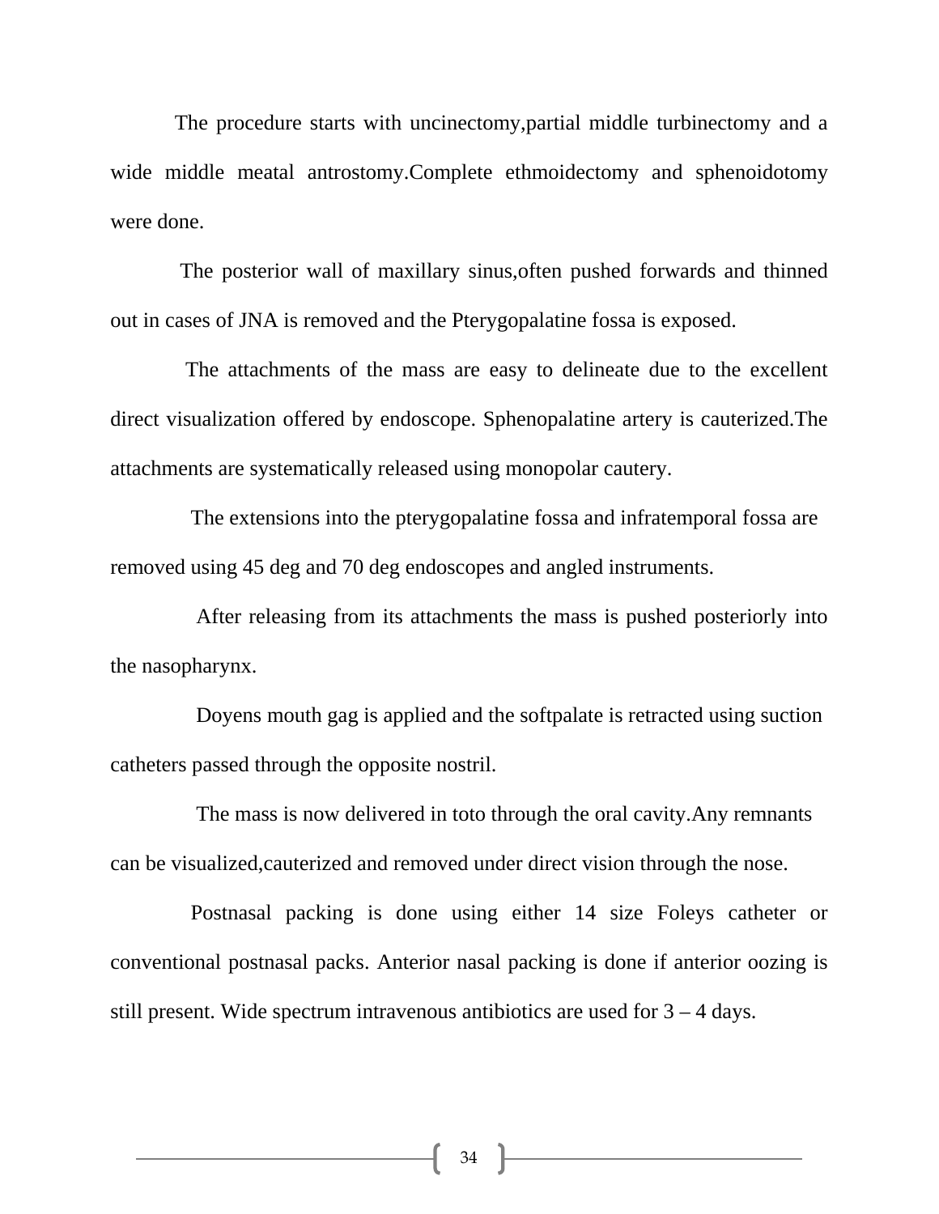The procedure starts with uncinectomy,partial middle turbinectomy and a wide middle meatal antrostomy.Complete ethmoidectomy and sphenoidotomy were done.

The posterior wall of maxillary sinus,often pushed forwards and thinned out in cases of JNA is removed and the Pterygopalatine fossa is exposed.

The attachments of the mass are easy to delineate due to the excellent direct visualization offered by endoscope. Sphenopalatine artery is cauterized.The attachments are systematically released using monopolar cautery.

The extensions into the pterygopalatine fossa and infratemporal fossa are removed using 45 deg and 70 deg endoscopes and angled instruments.

After releasing from its attachments the mass is pushed posteriorly into the nasopharynx.

Doyens mouth gag is applied and the softpalate is retracted using suction catheters passed through the opposite nostril.

The mass is now delivered in toto through the oral cavity.Any remnants can be visualized,cauterized and removed under direct vision through the nose.

Postnasal packing is done using either 14 size Foleys catheter or conventional postnasal packs. Anterior nasal packing is done if anterior oozing is still present. Wide spectrum intravenous antibiotics are used for 3 – 4 days.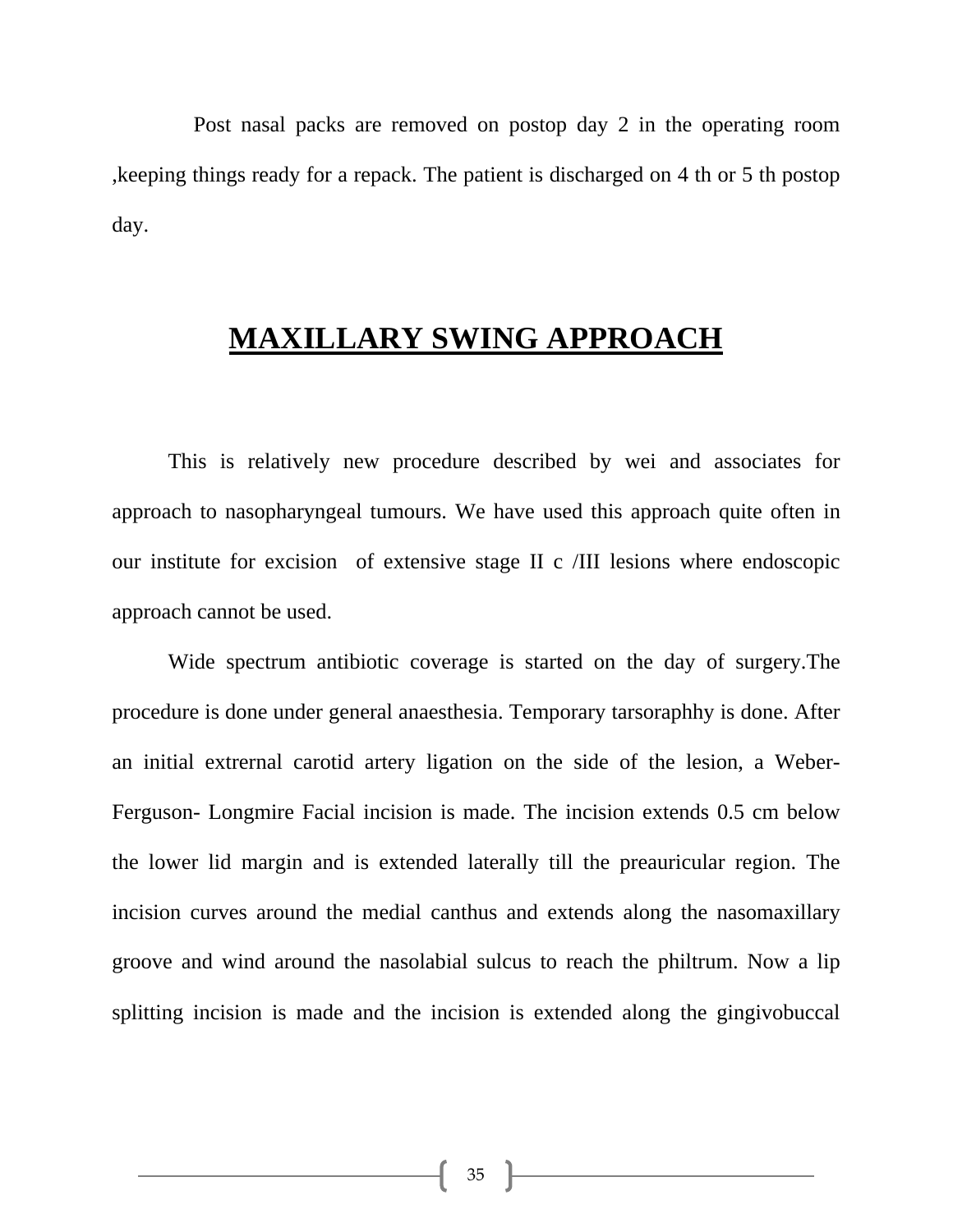Post nasal packs are removed on postop day 2 in the operating room ,keeping things ready for a repack. The patient is discharged on 4 th or 5 th postop day.

## MAXILLARY SWING APPROACH

This is relatively new procedure described by wei and associates for approach to nasopharyngeal tumours. We have used this approach quite often in our institute for excision of extensive stage II c /III lesions where endoscopic approach cannot be used.

Wide spectrum antibiotic coverage is started on the day of surgery.The procedure is done under general anaesthesia. Temporary tarsoraphhy is done. After an initial extrernal carotid artery ligation on the side of the lesion, a Weber-Ferguson- Longmire Facial incision is made. The incision extends 0.5 cm below the lower lid margin and is extended laterally till the preauricular region. The incision curves around the medial canthus and extends along the nasomaxillary groove and wind around the nasolabial sulcus to reach the philtrum. Now a lip splitting incision is made and the incision is extended along the gingivobuccal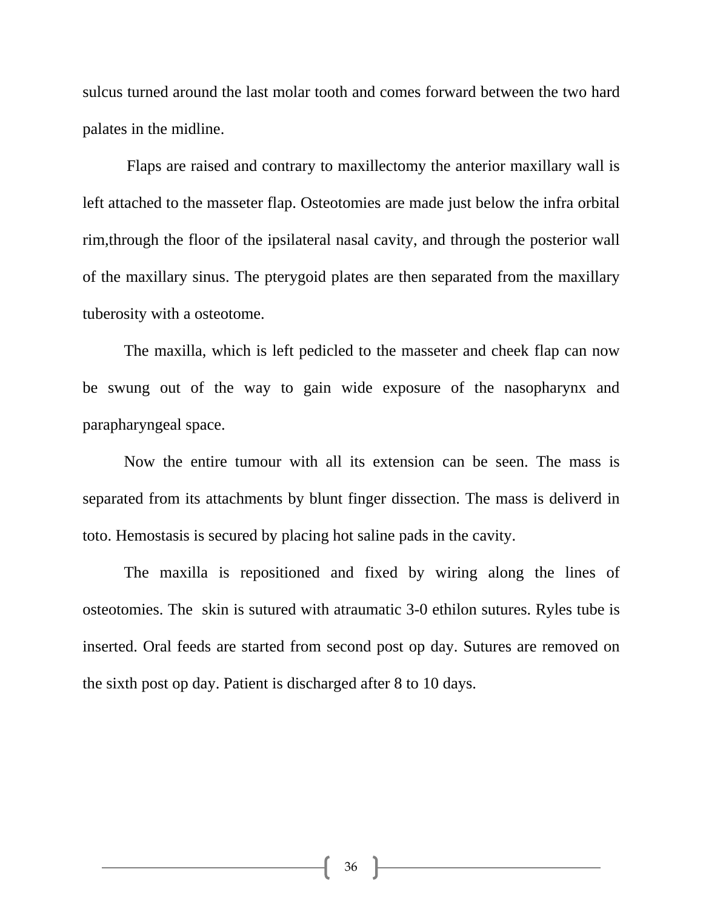sulcus turned around the last molar tooth and comes forward between the two hard palates in the midline.

Flaps are raised and contrary to maxillectomy the anterior maxillary wall is left attached to the masseter flap. Osteotomies are made just below the infra orbital rim,through the floor of the ipsilateral nasal cavity, and through the posterior wall of the maxillary sinus. The pterygoid plates are then separated from the maxillary tuberosity with a osteotome.

The maxilla, which is left pedicled to the masseter and cheek flap can now be swung out of the way to gain wide exposure of the nasopharynx and parapharyngeal space.

Now the entire tumour with all its extension can be seen. The mass is separated from its attachments by blunt finger dissection. The mass is deliverd in toto. Hemostasis is secured by placing hot saline pads in the cavity.

The maxilla is repositioned and fixed by wiring along the lines of osteotomies. The skin is sutured with atraumatic 3-0 ethilon sutures. Ryles tube is inserted. Oral feeds are started from second post op day. Sutures are removed on the sixth post op day. Patient is discharged after 8 to 10 days.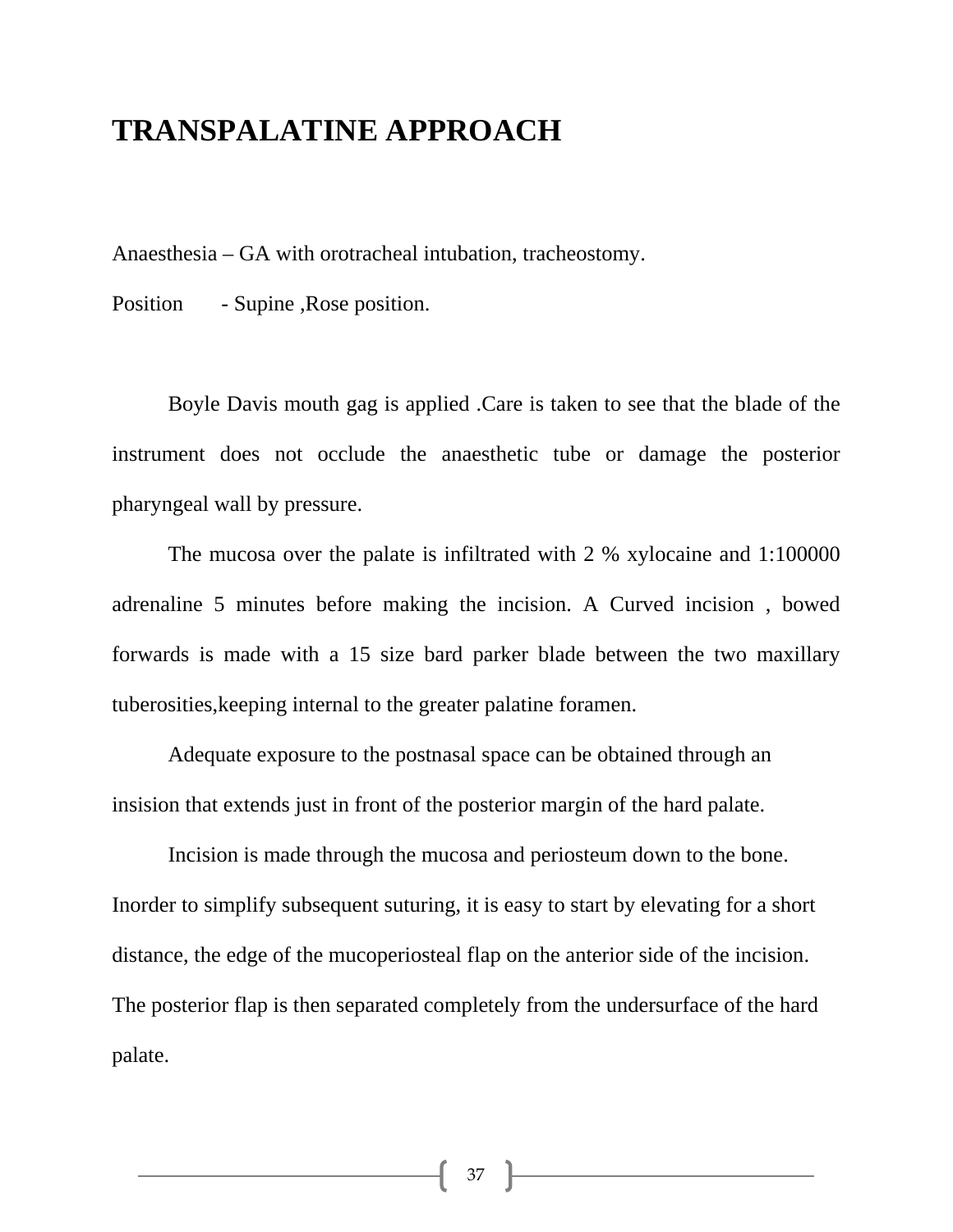# TRANSPALATINE APPROACH

Anaesthesia – GA with orotracheal intubation, tracheostomy.

Position - Supine ,Rose position.

Boyle Davis mouth gag is applied .Care is taken to see that the blade of the instrument does not occlude the anaesthetic tube or damage the posterior pharyngeal wall by pressure.

The mucosa over the palate is infiltrated with 2 % xylocaine and 1:100000 adrenaline 5 minutes before making the incision. A Curved incision , bowed forwards is made with a 15 size bard parker blade between the two maxillary tuberosities,keeping internal to the greater palatine foramen.

Adequate exposure to the postnasal space can be obtained through an insision that extends just in front of the posterior margin of the hard palate.

Incision is made through the mucosa and periosteum down to the bone. Inorder to simplify subsequent suturing, it is easy to start by elevating for a short distance, the edge of the mucoperiosteal flap on the anterior side of the incision. The posterior flap is then separated completely from the undersurface of the hard palate.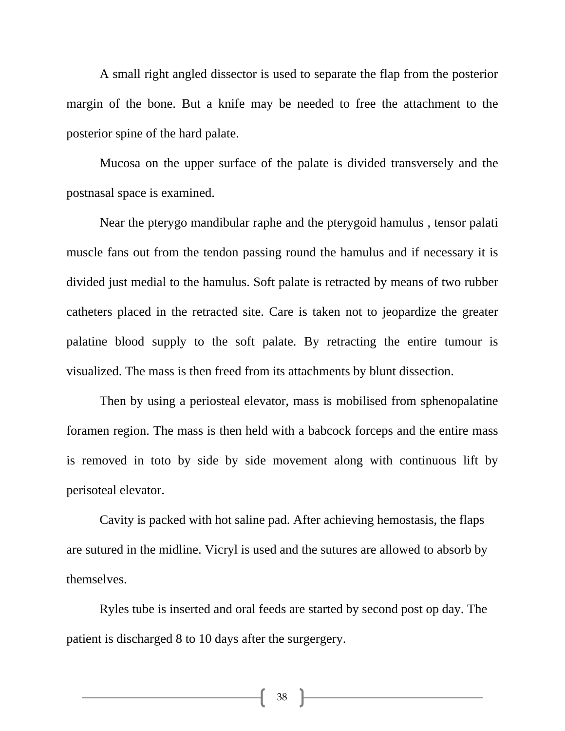A small right angled dissector is used to separate the flap from the posterior margin of the bone. But a knife may be needed to free the attachment to the posterior spine of the hard palate.

Mucosa on the upper surface of the palate is divided transversely and the postnasal space is examined.

Near the pterygo mandibular raphe and the pterygoid hamulus , tensor palati muscle fans out from the tendon passing round the hamulus and if necessary it is divided just medial to the hamulus. Soft palate is retracted by means of two rubber catheters placed in the retracted site. Care is taken not to jeopardize the greater palatine blood supply to the soft palate. By retracting the entire tumour is visualized. The mass is then freed from its attachments by blunt dissection.

Then by using a periosteal elevator, mass is mobilised from sphenopalatine foramen region. The mass is then held with a babcock forceps and the entire mass is removed in toto by side by side movement along with continuous lift by perisoteal elevator.

Cavity is packed with hot saline pad. After achieving hemostasis, the flaps are sutured in the midline. Vicryl is used and the sutures are allowed to absorb by themselves.

Ryles tube is inserted and oral feeds are started by second post op day. The patient is discharged 8 to 10 days after the surgergery.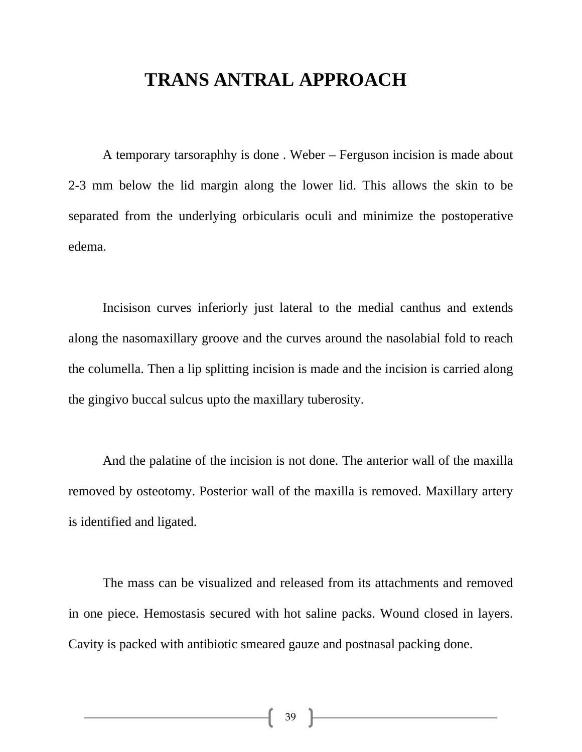# TRANS ANTRAL APPROACH

A temporary tarsoraphhy is done . Weber – Ferguson incision is made about 2-3 mm below the lid margin along the lower lid. This allows the skin to be separated from the underlying orbicularis oculi and minimize the postoperative edema.

Incisison curves inferiorly just lateral to the medial canthus and extends along the nasomaxillary groove and the curves around the nasolabial fold to reach the columella. Then a lip splitting incision is made and the incision is carried along the gingivo buccal sulcus upto the maxillary tuberosity.

And the palatine of the incision is not done. The anterior wall of the maxilla removed by osteotomy. Posterior wall of the maxilla is removed. Maxillary artery is identified and ligated.

The mass can be visualized and released from its attachments and removed in one piece. Hemostasis secured with hot saline packs. Wound closed in layers. Cavity is packed with antibiotic smeared gauze and postnasal packing done.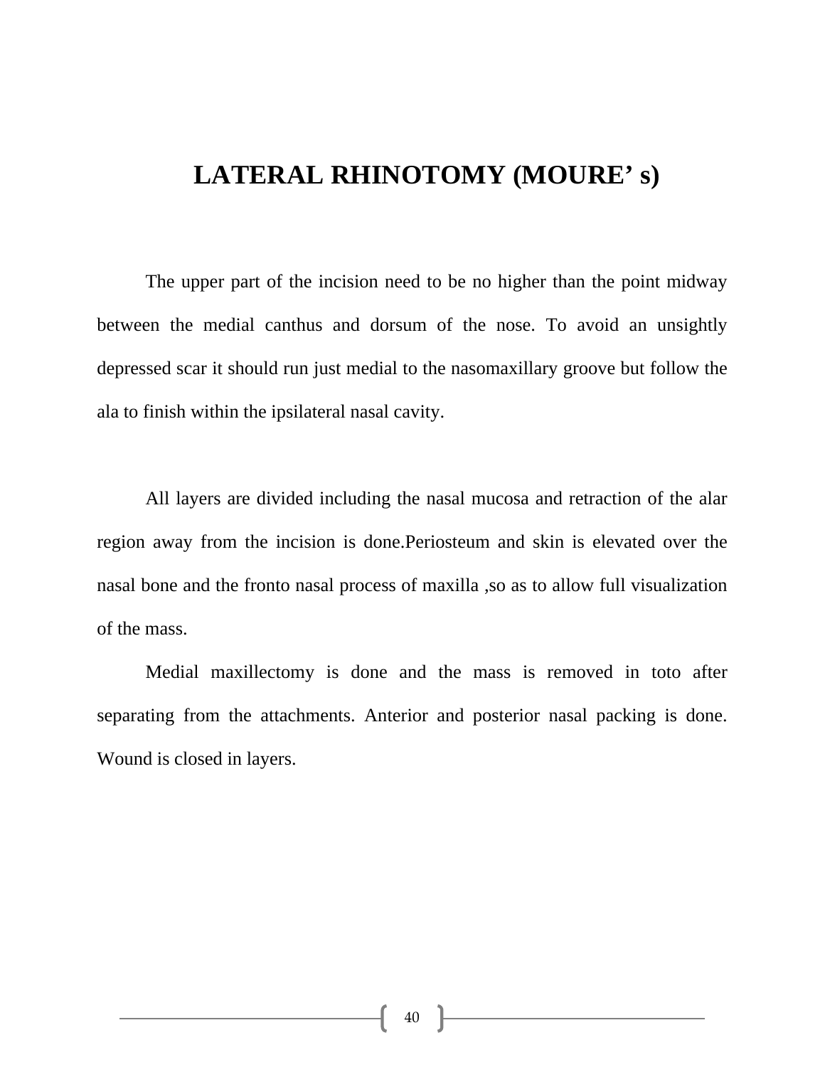# LATERAL RHINOTOMY (MOURE' s)

The upper part of the incision need to be no higher than the point midway between the medial canthus and dorsum of the nose. To avoid an unsightly depressed scar it should run just medial to the nasomaxillary groove but follow the ala to finish within the ipsilateral nasal cavity.

All layers are divided including the nasal mucosa and retraction of the alar region away from the incision is done.Periosteum and skin is elevated over the nasal bone and the fronto nasal process of maxilla ,so as to allow full visualization of the mass.

Medial maxillectomy is done and the mass is removed in toto after separating from the attachments. Anterior and posterior nasal packing is done. Wound is closed in layers.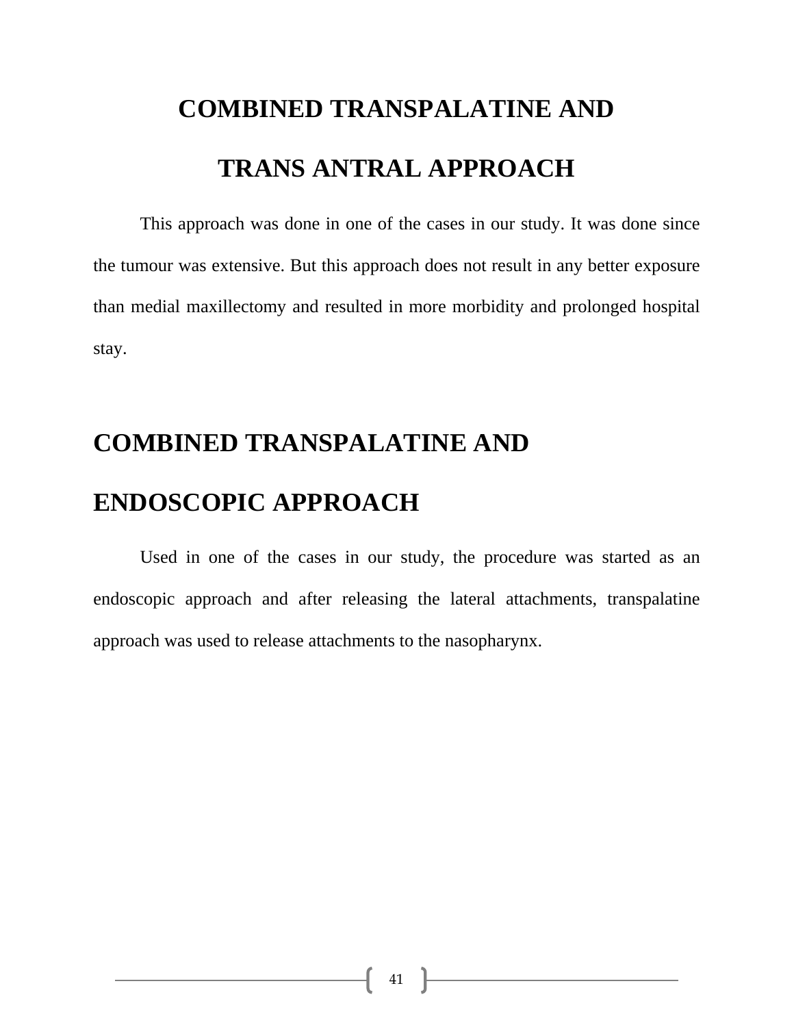## COMBINED TRANSPALATINE AND TRANS ANTRAL APPROACH

This approach was done in one of the cases in our study. It was done since the tumour was extensive. But this approach does not result in any better exposure than medial maxillectomy and resulted in more morbidity and prolonged hospital stay.

## COMBINED TRANSPALATINE AND ENDOSCOPIC APPROACH

Used in one of the cases in our study, the procedure was started as an endoscopic approach and after releasing the lateral attachments, transpalatine approach was used to release attachments to the nasopharynx.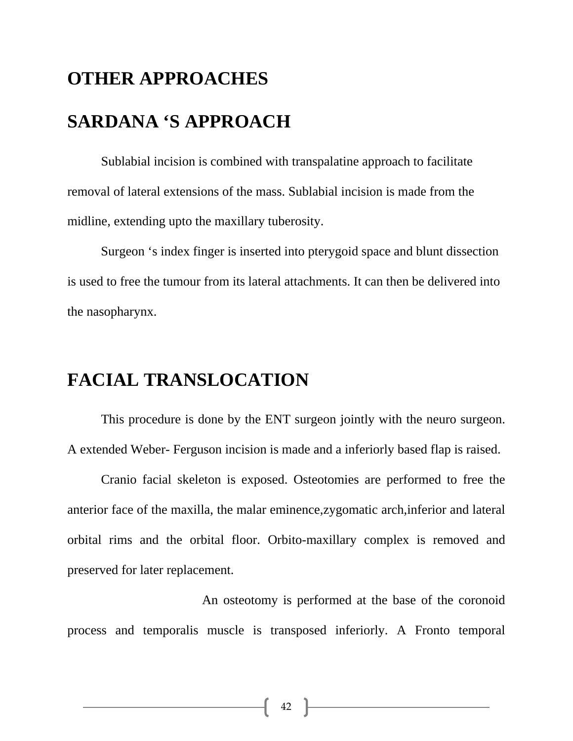# OTHER APPROACHES

## SARDANA 'S APPROACH

Sublabial incision is combined with transpalatine approach to facilitate removal of lateral extensions of the mass. Sublabial incision is made from the midline, extending upto the maxillary tuberosity.

Surgeon 's index finger is inserted into pterygoid space and blunt dissection is used to free the tumour from its lateral attachments. It can then be delivered into the nasopharynx.

## FACIAL TRANSLOCATION

This procedure is done by the ENT surgeon jointly with the neuro surgeon. A extended Weber- Ferguson incision is made and a inferiorly based flap is raised.

Cranio facial skeleton is exposed. Osteotomies are performed to free the anterior face of the maxilla, the malar eminence,zygomatic arch,inferior and lateral orbital rims and the orbital floor. Orbito-maxillary complex is removed and preserved for later replacement.

An osteotomy is performed at the base of the coronoid process and temporalis muscle is transposed inferiorly. A Fronto temporal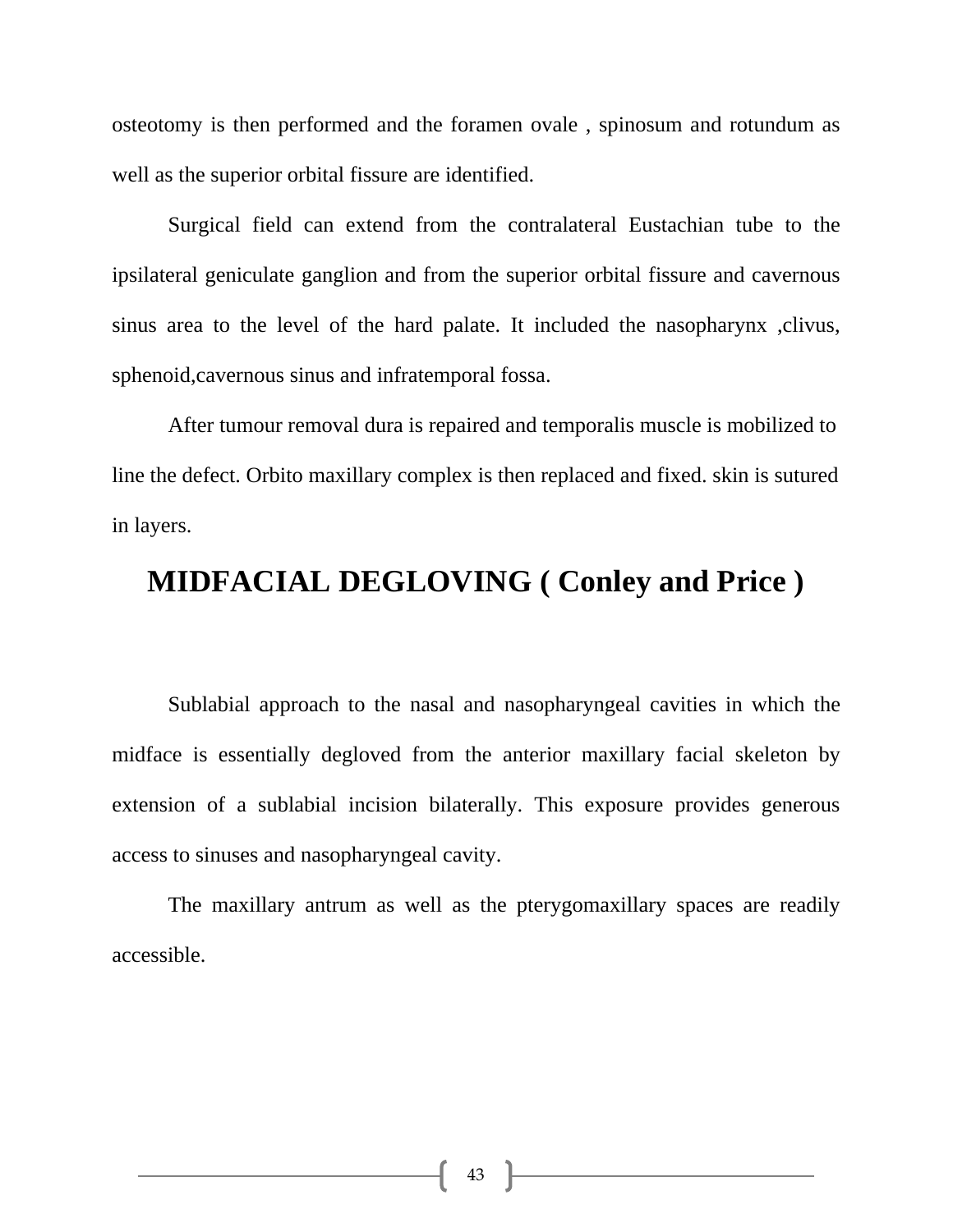osteotomy is then performed and the foramen ovale , spinosum and rotundum as well as the superior orbital fissure are identified.

Surgical field can extend from the contralateral Eustachian tube to the ipsilateral geniculate ganglion and from the superior orbital fissure and cavernous sinus area to the level of the hard palate. It included the nasopharynx ,clivus, sphenoid,cavernous sinus and infratemporal fossa.

After tumour removal dura is repaired and temporalis muscle is mobilized to line the defect. Orbito maxillary complex is then replaced and fixed. skin is sutured in layers.

## MIDFACIAL DEGLOVING ( Conley and Price )

Sublabial approach to the nasal and nasopharyngeal cavities in which the midface is essentially degloved from the anterior maxillary facial skeleton by extension of a sublabial incision bilaterally. This exposure provides generous access to sinuses and nasopharyngeal cavity.

The maxillary antrum as well as the pterygomaxillary spaces are readily accessible.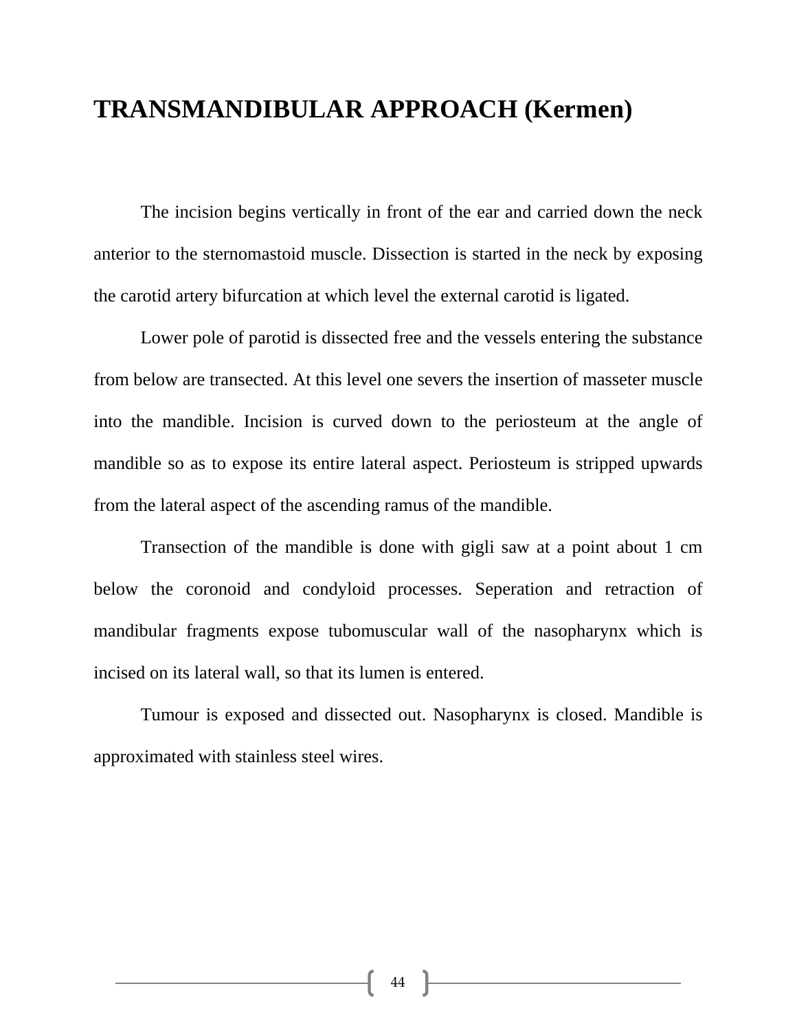# TRANSMANDIBULAR APPROACH (Kermen)

The incision begins vertically in front of the ear and carried down the neck anterior to the sternomastoid muscle. Dissection is started in the neck by exposing the carotid artery bifurcation at which level the external carotid is ligated.

Lower pole of parotid is dissected free and the vessels entering the substance from below are transected. At this level one severs the insertion of masseter muscle into the mandible. Incision is curved down to the periosteum at the angle of mandible so as to expose its entire lateral aspect. Periosteum is stripped upwards from the lateral aspect of the ascending ramus of the mandible.

Transection of the mandible is done with gigli saw at a point about 1 cm below the coronoid and condyloid processes. Seperation and retraction of mandibular fragments expose tubomuscular wall of the nasopharynx which is incised on its lateral wall, so that its lumen is entered.

Tumour is exposed and dissected out. Nasopharynx is closed. Mandible is approximated with stainless steel wires.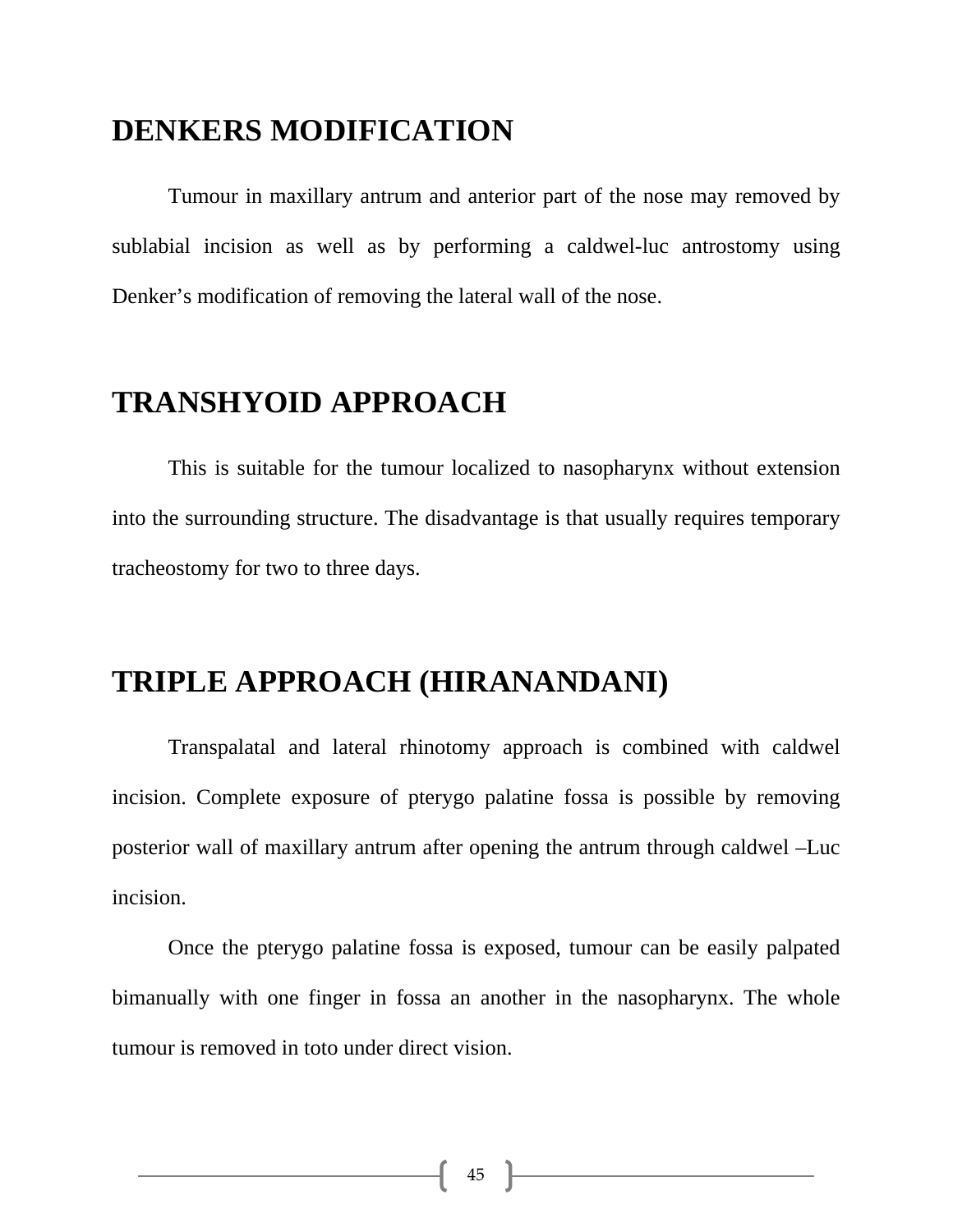## DENKERS MODIFICATION

Tumour in maxillary antrum and anterior part of the nose may removed by sublabial incision as well as by performing a caldwel-luc antrostomy using Denker's modification of removing the lateral wall of the nose.

## TRANSHYOID APPROACH

This is suitable for the tumour localized to nasopharynx without extension into the surrounding structure. The disadvantage is that usually requires temporary tracheostomy for two to three days.

## TRIPLE APPROACH (HIRANANDANI)

Transpalatal and lateral rhinotomy approach is combined with caldwel incision. Complete exposure of pterygo palatine fossa is possible by removing posterior wall of maxillary antrum after opening the antrum through caldwel –Luc incision.

Once the pterygo palatine fossa is exposed, tumour can be easily palpated bimanually with one finger in fossa an another in the nasopharynx. The whole tumour is removed in toto under direct vision.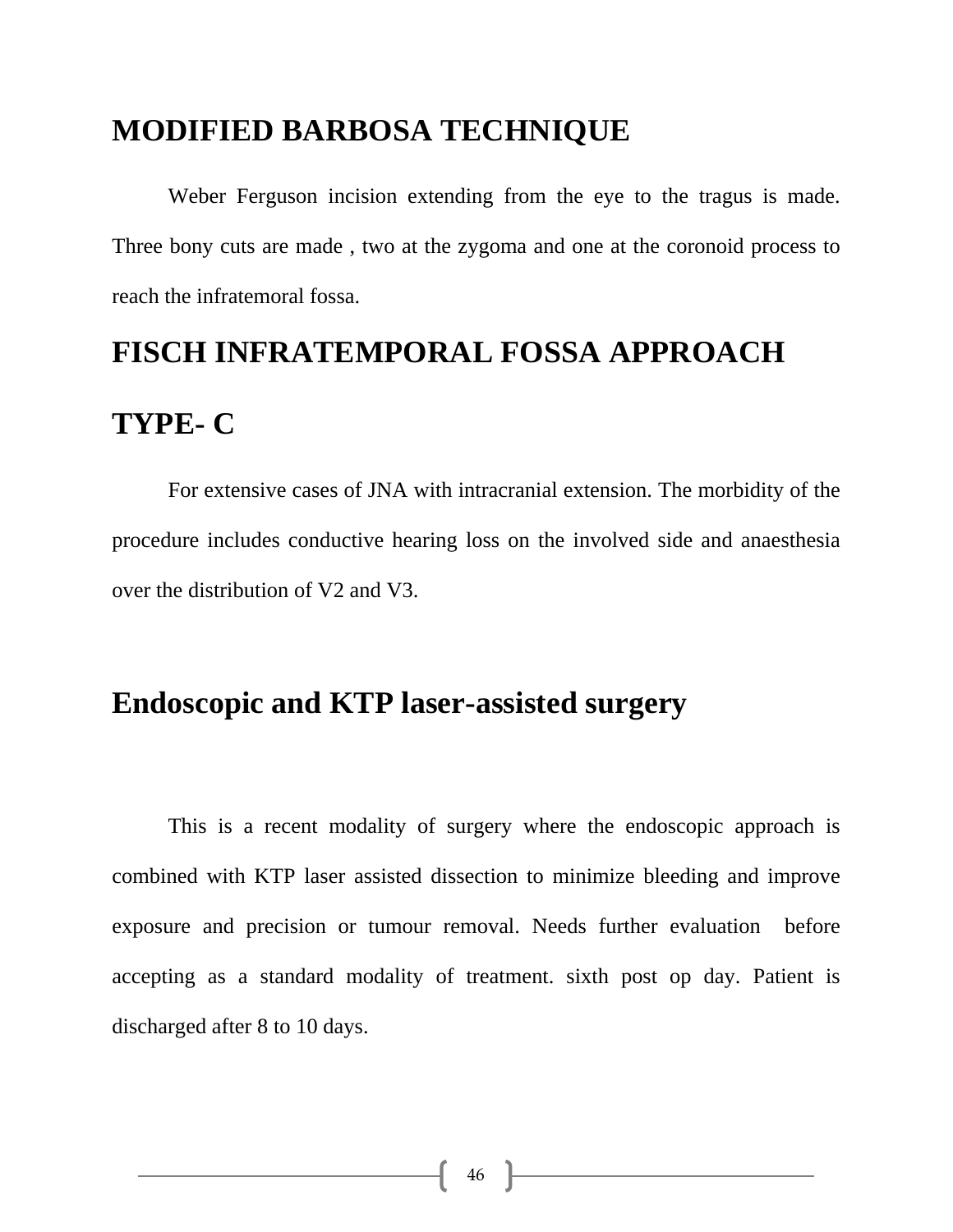## MODIFIED BARBOSA TECHNIQUE

Weber Ferguson incision extending from the eye to the tragus is made. Three bony cuts are made , two at the zygoma and one at the coronoid process to reach the infratemoral fossa.

## FISCH INFRATEMPORAL FOSSA APPROACH TYPE- C

For extensive cases of JNA with intracranial extension. The morbidity of the procedure includes conductive hearing loss on the involved side and anaesthesia over the distribution of V2 and V3.

## Endoscopic and KTP laser-assisted surgery

This is a recent modality of surgery where the endoscopic approach is combined with KTP laser assisted dissection to minimize bleeding and improve exposure and precision or tumour removal. Needs further evaluation before accepting as a standard modality of treatment. sixth post op day. Patient is discharged after 8 to 10 days.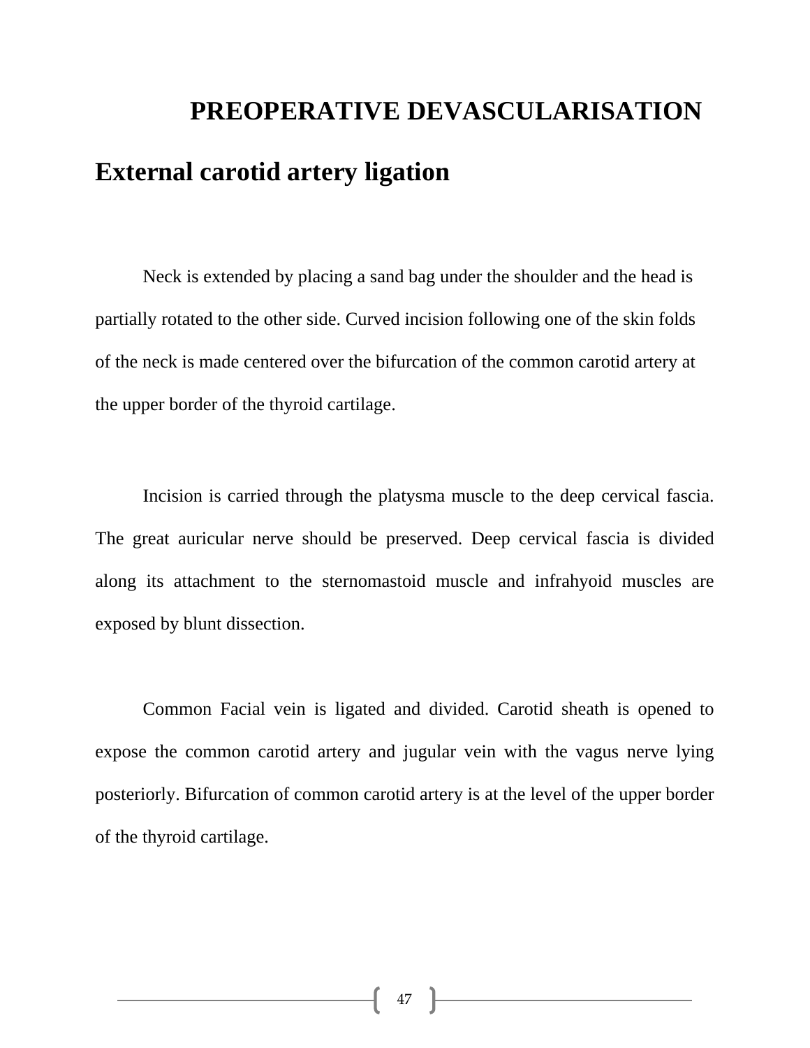# PREOPERATIVE DEVASCULARISATION

## External carotid artery ligation

Neck is extended by placing a sand bag under the shoulder and the head is partially rotated to the other side. Curved incision following one of the skin folds of the neck is made centered over the bifurcation of the common carotid artery at the upper border of the thyroid cartilage.

Incision is carried through the platysma muscle to the deep cervical fascia. The great auricular nerve should be preserved. Deep cervical fascia is divided along its attachment to the sternomastoid muscle and infrahyoid muscles are exposed by blunt dissection.

Common Facial vein is ligated and divided. Carotid sheath is opened to expose the common carotid artery and jugular vein with the vagus nerve lying posteriorly. Bifurcation of common carotid artery is at the level of the upper border of the thyroid cartilage.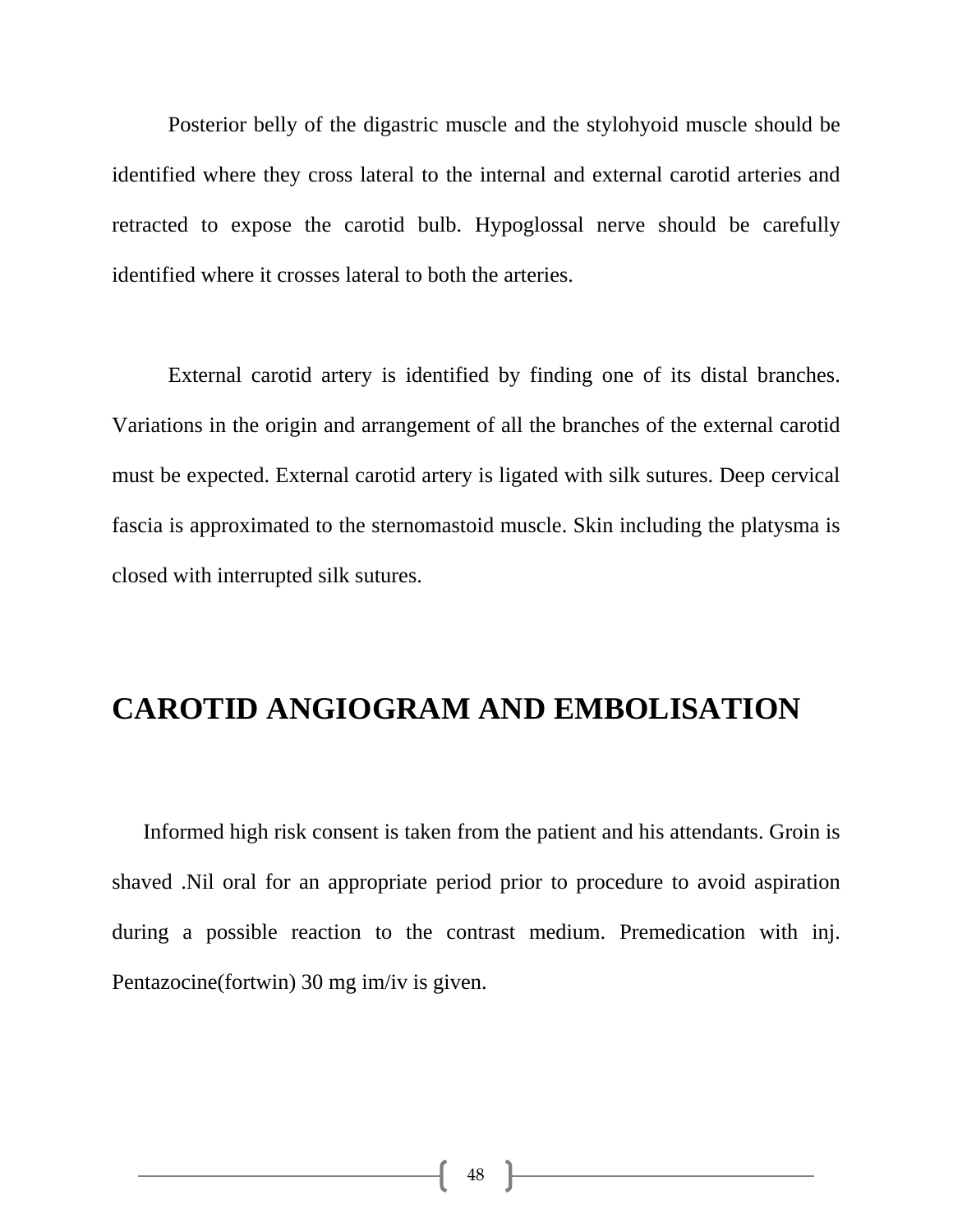Posterior belly of the digastric muscle and the stylohyoid muscle should be identified where they cross lateral to the internal and external carotid arteries and retracted to expose the carotid bulb. Hypoglossal nerve should be carefully identified where it crosses lateral to both the arteries.

External carotid artery is identified by finding one of its distal branches. Variations in the origin and arrangement of all the branches of the external carotid must be expected. External carotid artery is ligated with silk sutures. Deep cervical fascia is approximated to the sternomastoid muscle. Skin including the platysma is closed with interrupted silk sutures.

# CAROTID ANGIOGRAM AND EMBOLISATION

Informed high risk consent is taken from the patient and his attendants. Groin is shaved .Nil oral for an appropriate period prior to procedure to avoid aspiration during a possible reaction to the contrast medium. Premedication with inj. Pentazocine(fortwin) 30 mg im/iv is given.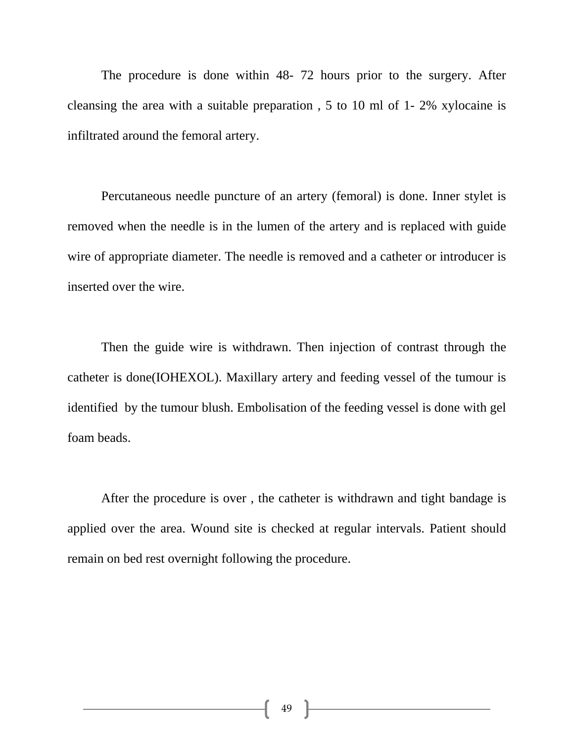The procedure is done within 48- 72 hours prior to the surgery. After cleansing the area with a suitable preparation , 5 to 10 ml of 1- 2% xylocaine is infiltrated around the femoral artery.

Percutaneous needle puncture of an artery (femoral) is done. Inner stylet is removed when the needle is in the lumen of the artery and is replaced with guide wire of appropriate diameter. The needle is removed and a catheter or introducer is inserted over the wire.

Then the guide wire is withdrawn. Then injection of contrast through the catheter is done(IOHEXOL). Maxillary artery and feeding vessel of the tumour is identified by the tumour blush. Embolisation of the feeding vessel is done with gel foam beads.

After the procedure is over , the catheter is withdrawn and tight bandage is applied over the area. Wound site is checked at regular intervals. Patient should remain on bed rest overnight following the procedure.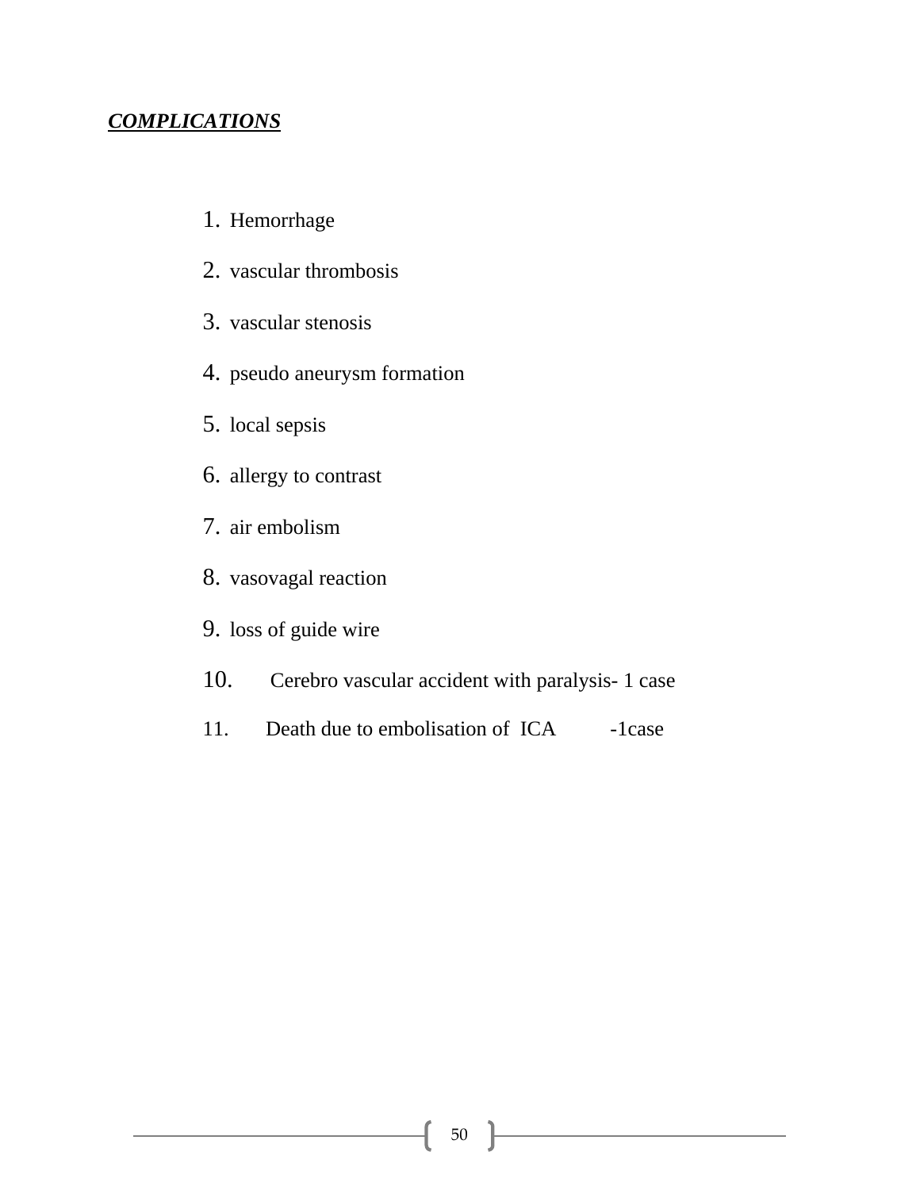***COMPLICATIONS***

1. Hemorrhage
2. vascular thrombosis
3. vascular stenosis
4. pseudo aneurysm formation
5. local sepsis
6. allergy to contrast
7. air embolism
8. vasovagal reaction
9. loss of guide wire
10. Cerebro vascular accident with paralysis- 1 case
11. Death due to embolisation of ICA -1case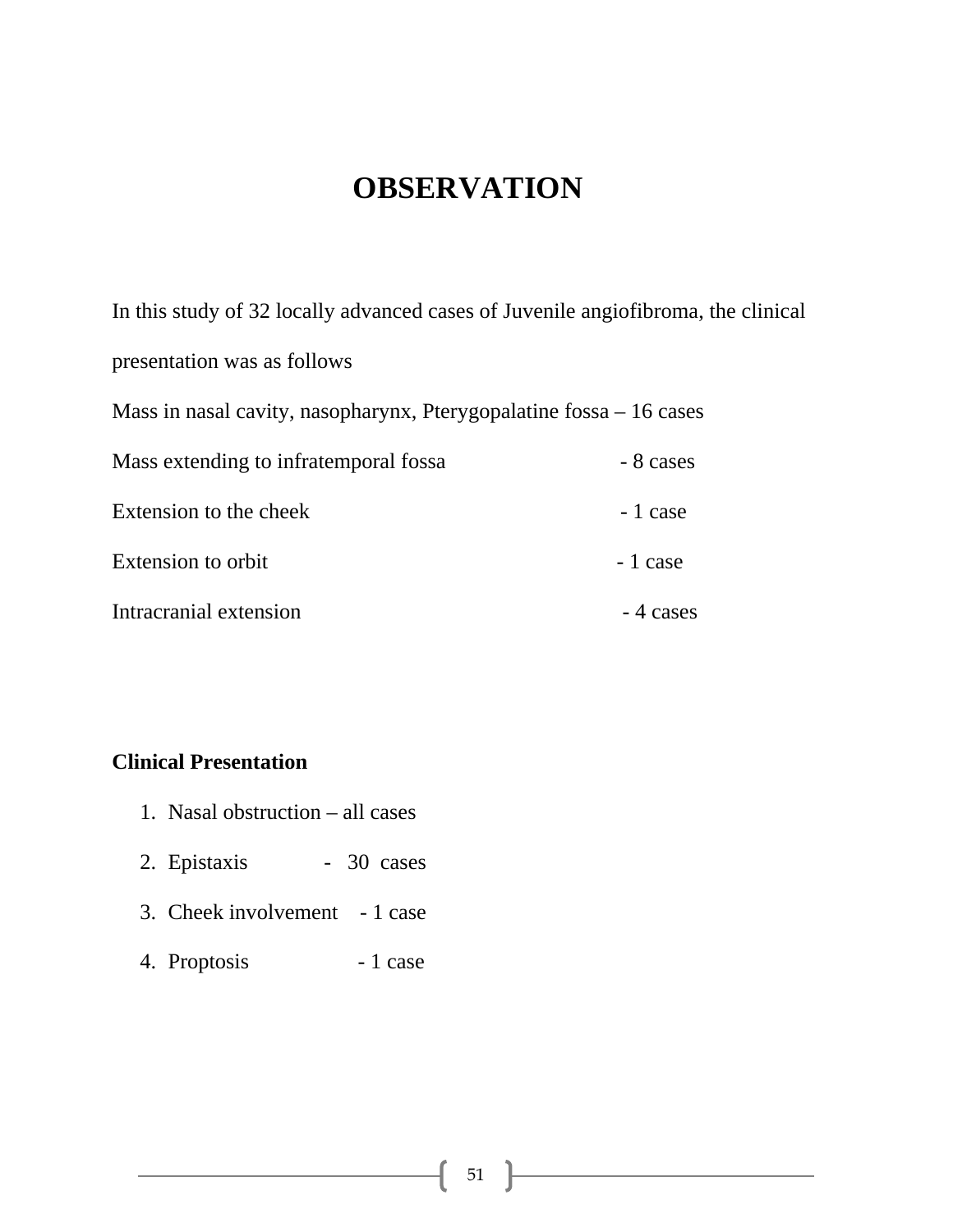# OBSERVATION

In this study of 32 locally advanced cases of Juvenile angiofibroma, the clinical presentation was as follows

Mass in nasal cavity, nasopharynx, Pterygopalatine fossa – 16 cases

Mass extending to infratemporal fossa - 8 cases

Extension to the cheek - 1 case

Extension to orbit - 1 case

Intracranial extension - 4 cases

**Clinical Presentation**

1. Nasal obstruction – all cases
2. Epistaxis - 30 cases
3. Cheek involvement - 1 case
4. Proptosis - 1 case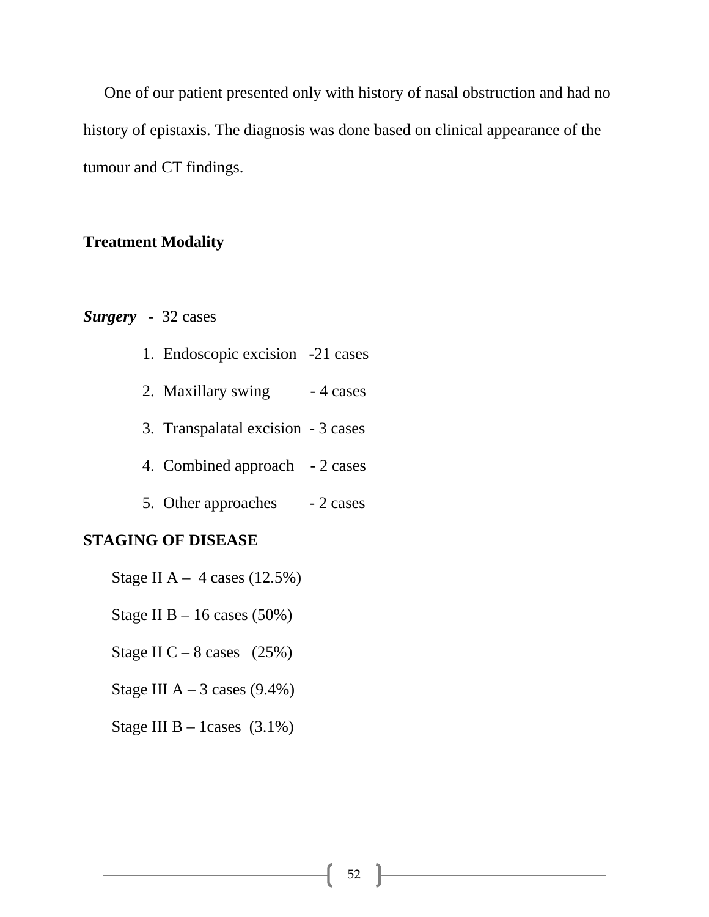One of our patient presented only with history of nasal obstruction and had no history of epistaxis. The diagnosis was done based on clinical appearance of the tumour and CT findings.

**Treatment Modality**

***Surgery*** - 32 cases

1. Endoscopic excision -21 cases
2. Maxillary swing - 4 cases
3. Transpalatal excision - 3 cases
4. Combined approach - 2 cases
5. Other approaches - 2 cases

**STAGING OF DISEASE**

Stage II A – 4 cases (12.5%)

Stage II B – 16 cases (50%)

Stage II C – 8 cases (25%)

Stage III A – 3 cases (9.4%)

Stage III B – 1cases (3.1%)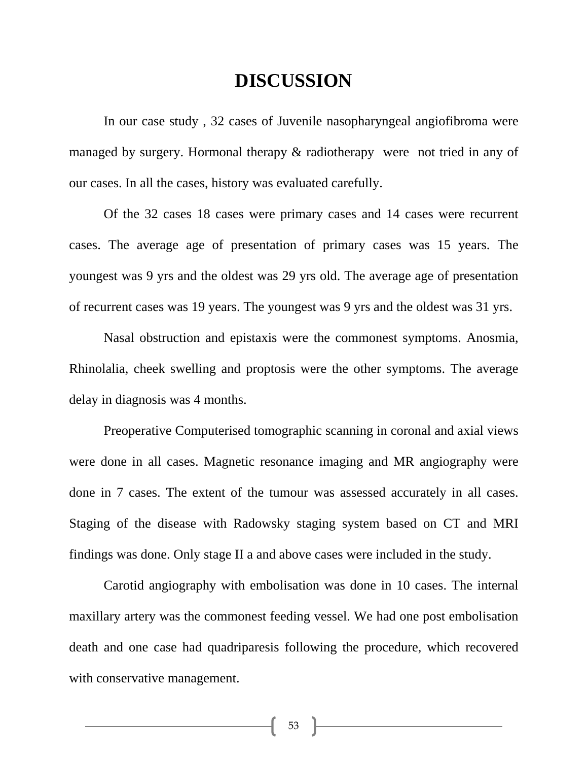# DISCUSSION

In our case study , 32 cases of Juvenile nasopharyngeal angiofibroma were managed by surgery. Hormonal therapy & radiotherapy were not tried in any of our cases. In all the cases, history was evaluated carefully.

Of the 32 cases 18 cases were primary cases and 14 cases were recurrent cases. The average age of presentation of primary cases was 15 years. The youngest was 9 yrs and the oldest was 29 yrs old. The average age of presentation of recurrent cases was 19 years. The youngest was 9 yrs and the oldest was 31 yrs.

Nasal obstruction and epistaxis were the commonest symptoms. Anosmia, Rhinolalia, cheek swelling and proptosis were the other symptoms. The average delay in diagnosis was 4 months.

Preoperative Computerised tomographic scanning in coronal and axial views were done in all cases. Magnetic resonance imaging and MR angiography were done in 7 cases. The extent of the tumour was assessed accurately in all cases. Staging of the disease with Radowsky staging system based on CT and MRI findings was done. Only stage II a and above cases were included in the study.

Carotid angiography with embolisation was done in 10 cases. The internal maxillary artery was the commonest feeding vessel. We had one post embolisation death and one case had quadriparesis following the procedure, which recovered with conservative management.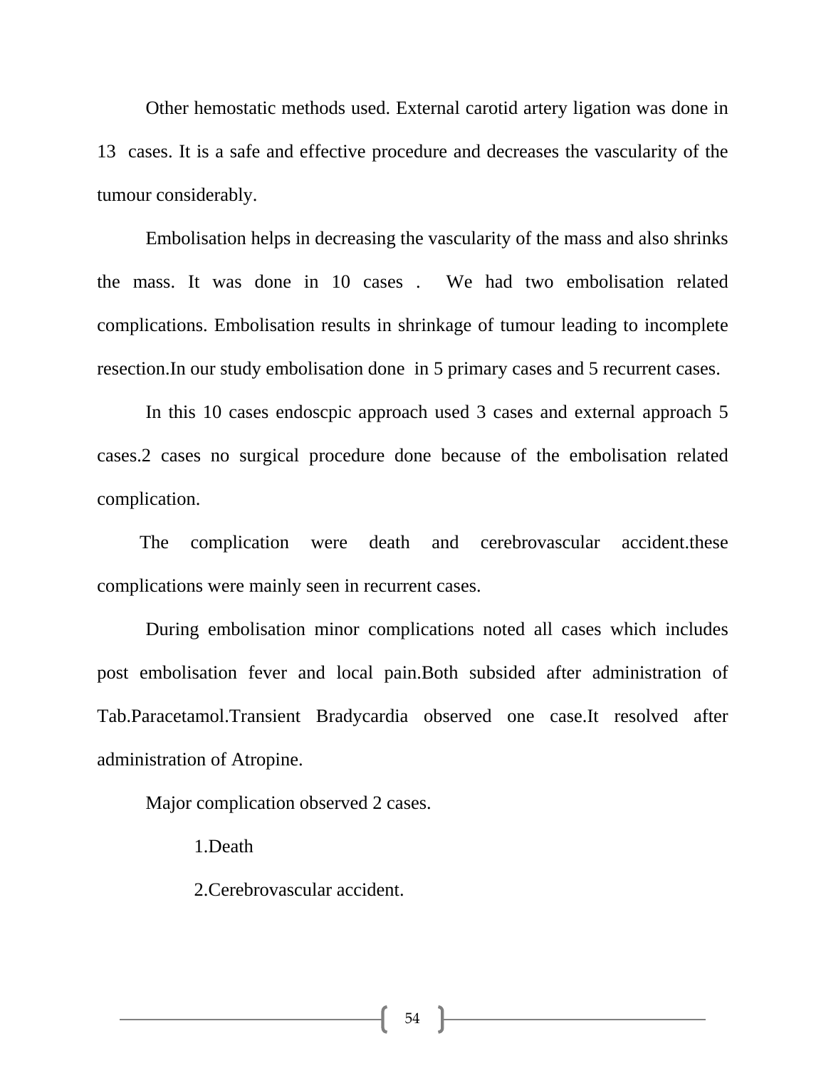Other hemostatic methods used. External carotid artery ligation was done in 13 cases. It is a safe and effective procedure and decreases the vascularity of the tumour considerably.

Embolisation helps in decreasing the vascularity of the mass and also shrinks the mass. It was done in 10 cases . We had two embolisation related complications. Embolisation results in shrinkage of tumour leading to incomplete resection.In our study embolisation done in 5 primary cases and 5 recurrent cases.

In this 10 cases endoscpic approach used 3 cases and external approach 5 cases.2 cases no surgical procedure done because of the embolisation related complication.

The complication were death and cerebrovascular accident.these complications were mainly seen in recurrent cases.

During embolisation minor complications noted all cases which includes post embolisation fever and local pain.Both subsided after administration of Tab.Paracetamol.Transient Bradycardia observed one case.It resolved after administration of Atropine.

Major complication observed 2 cases.

1.Death

2.Cerebrovascular accident.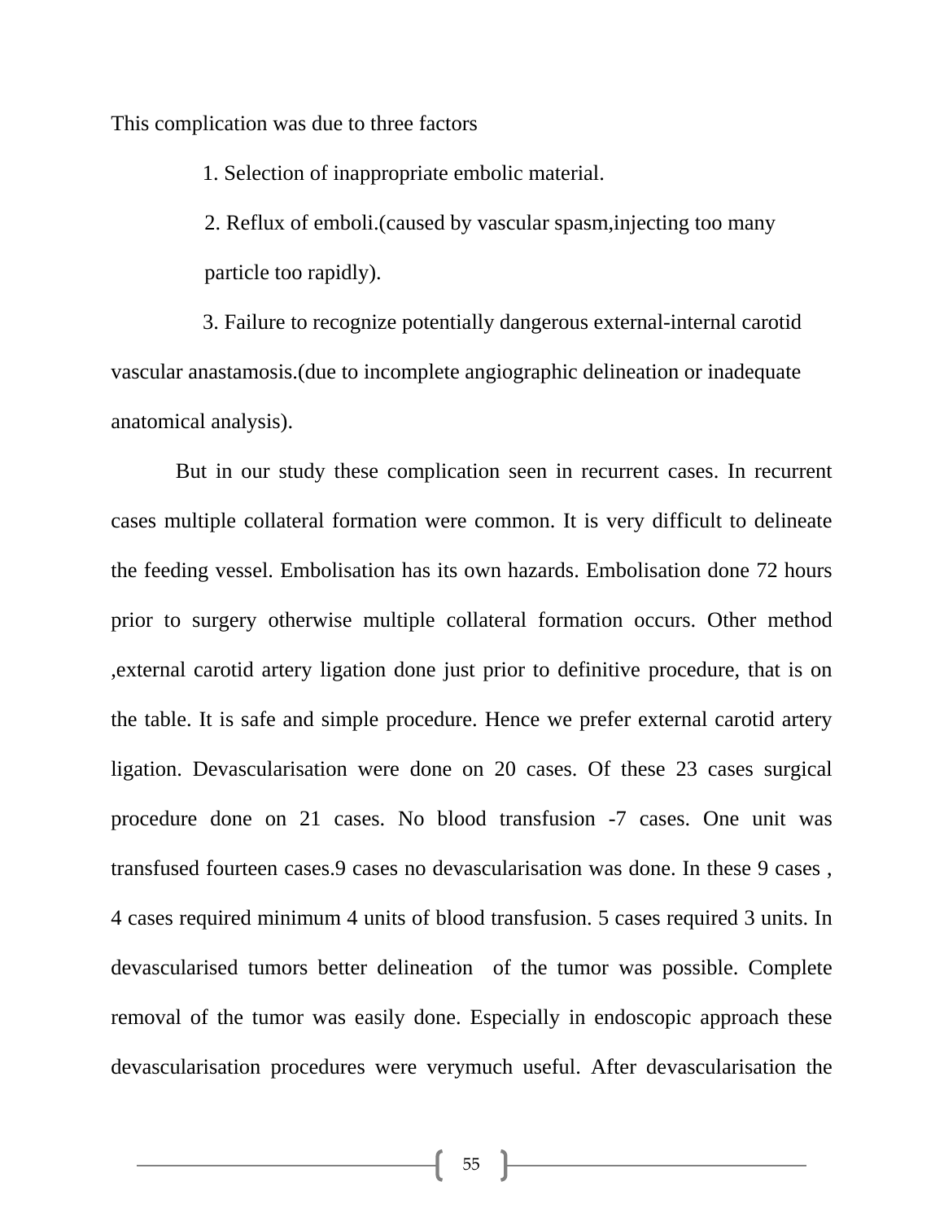This complication was due to three factors

1. Selection of inappropriate embolic material.
2. Reflux of emboli.(caused by vascular spasm,injecting too many particle too rapidly).
3. Failure to recognize potentially dangerous external-internal carotid vascular anastamosis.(due to incomplete angiographic delineation or inadequate anatomical analysis).

But in our study these complication seen in recurrent cases. In recurrent cases multiple collateral formation were common. It is very difficult to delineate the feeding vessel. Embolisation has its own hazards. Embolisation done 72 hours prior to surgery otherwise multiple collateral formation occurs. Other method ,external carotid artery ligation done just prior to definitive procedure, that is on the table. It is safe and simple procedure. Hence we prefer external carotid artery ligation. Devascularisation were done on 20 cases. Of these 23 cases surgical procedure done on 21 cases. No blood transfusion -7 cases. One unit was transfused fourteen cases.9 cases no devascularisation was done. In these 9 cases , 4 cases required minimum 4 units of blood transfusion. 5 cases required 3 units. In devascularised tumors better delineation of the tumor was possible. Complete removal of the tumor was easily done. Especially in endoscopic approach these devascularisation procedures were verymuch useful. After devascularisation the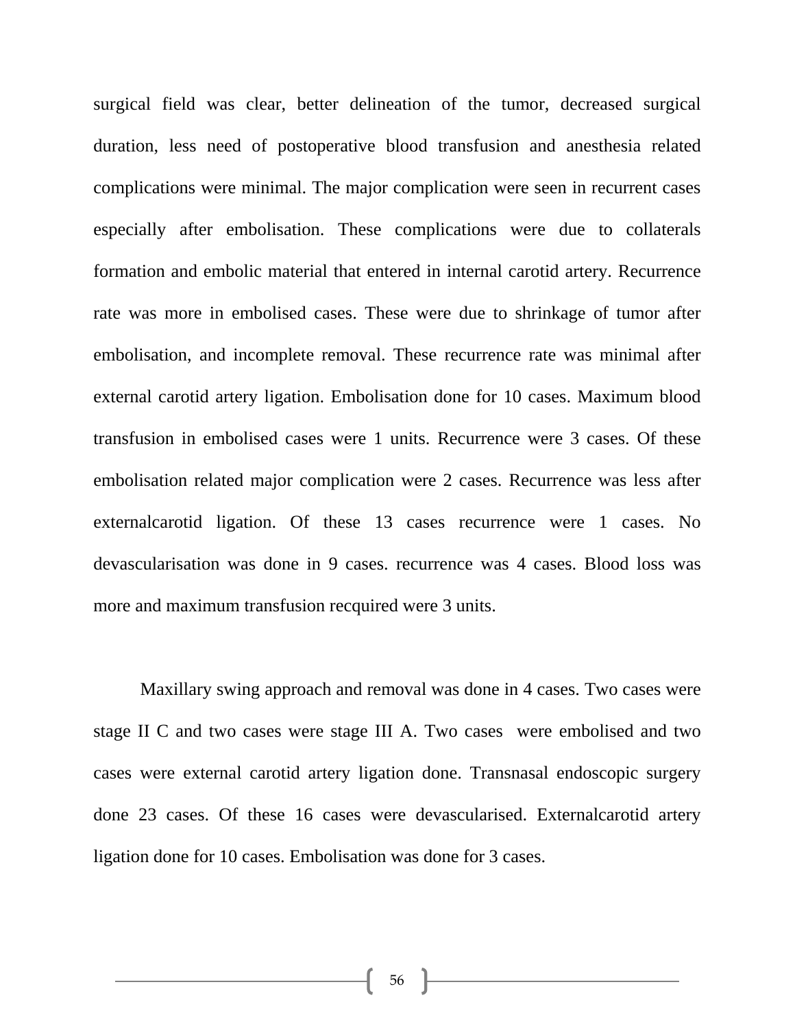surgical field was clear, better delineation of the tumor, decreased surgical duration, less need of postoperative blood transfusion and anesthesia related complications were minimal. The major complication were seen in recurrent cases especially after embolisation. These complications were due to collaterals formation and embolic material that entered in internal carotid artery. Recurrence rate was more in embolised cases. These were due to shrinkage of tumor after embolisation, and incomplete removal. These recurrence rate was minimal after external carotid artery ligation. Embolisation done for 10 cases. Maximum blood transfusion in embolised cases were 1 units. Recurrence were 3 cases. Of these embolisation related major complication were 2 cases. Recurrence was less after externalcarotid ligation. Of these 13 cases recurrence were 1 cases. No devascularisation was done in 9 cases. recurrence was 4 cases. Blood loss was more and maximum transfusion recquired were 3 units.

Maxillary swing approach and removal was done in 4 cases. Two cases were stage II C and two cases were stage III A. Two cases were embolised and two cases were external carotid artery ligation done. Transnasal endoscopic surgery done 23 cases. Of these 16 cases were devascularised. Externalcarotid artery ligation done for 10 cases. Embolisation was done for 3 cases.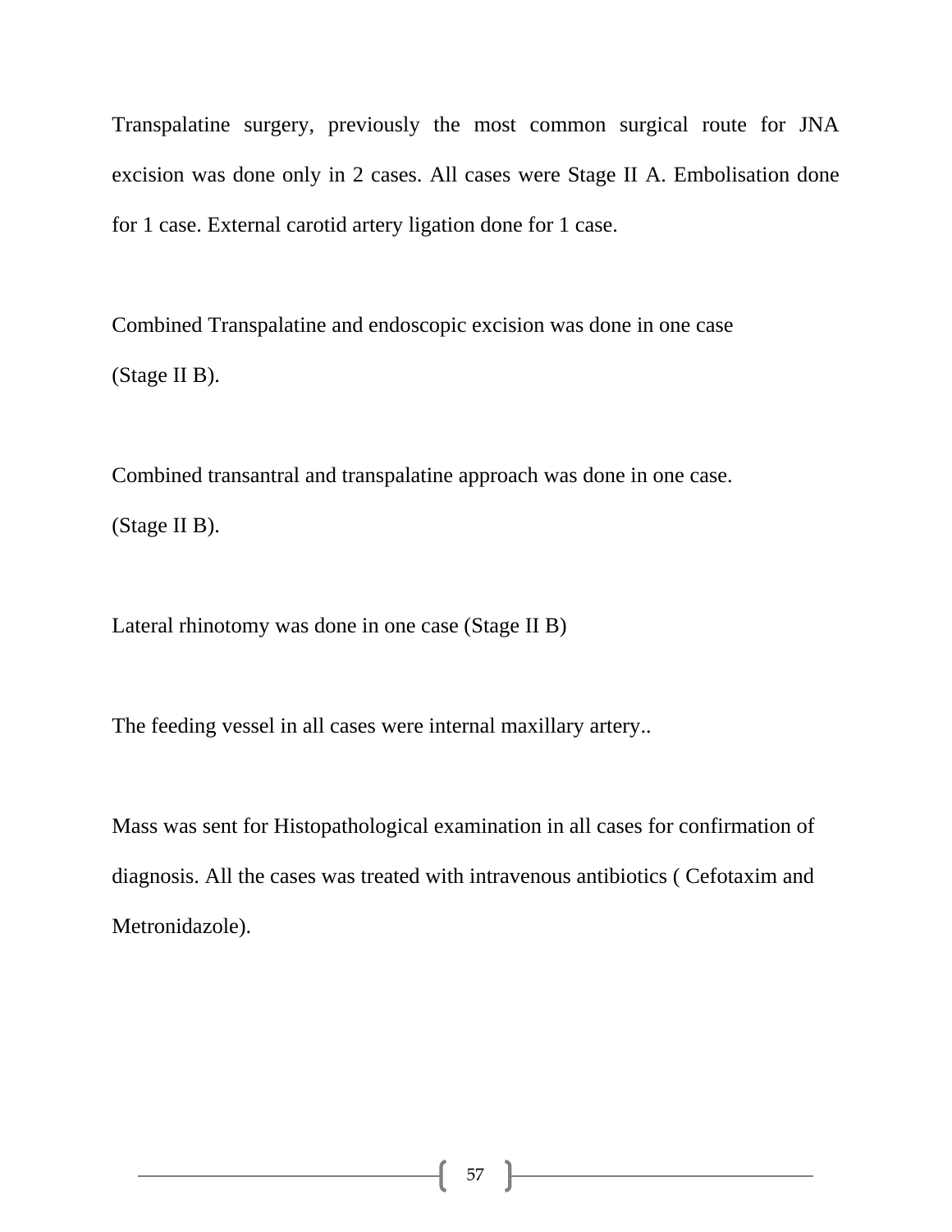Transpalatine surgery, previously the most common surgical route for JNA excision was done only in 2 cases. All cases were Stage II A. Embolisation done for 1 case. External carotid artery ligation done for 1 case.

Combined Transpalatine and endoscopic excision was done in one case (Stage II B).

Combined transantral and transpalatine approach was done in one case. (Stage II B).

Lateral rhinotomy was done in one case (Stage II B)

The feeding vessel in all cases were internal maxillary artery..

Mass was sent for Histopathological examination in all cases for confirmation of diagnosis. All the cases was treated with intravenous antibiotics ( Cefotaxim and Metronidazole).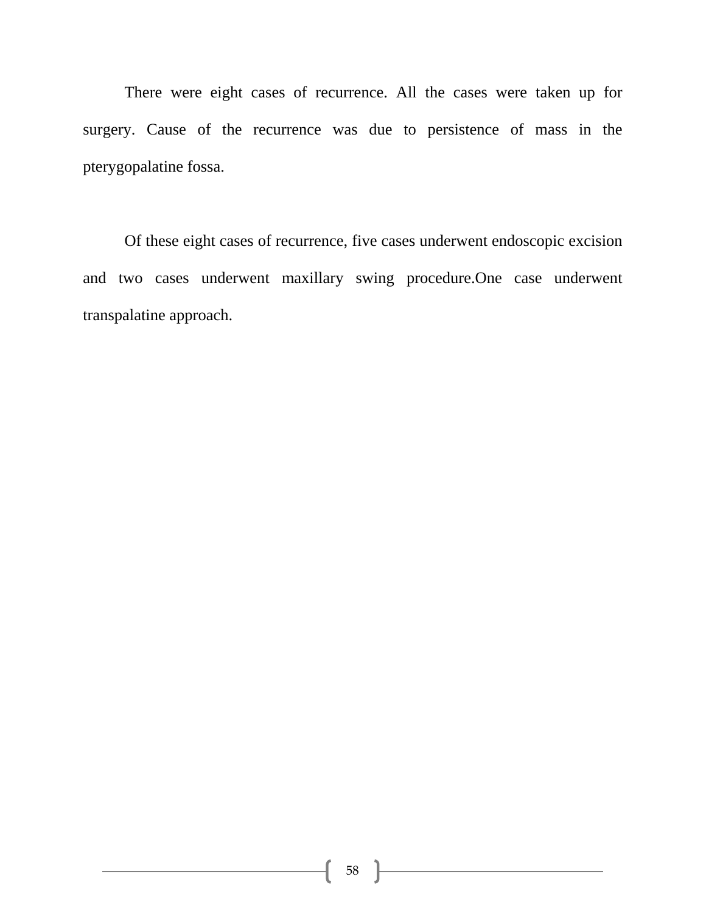There were eight cases of recurrence. All the cases were taken up for surgery. Cause of the recurrence was due to persistence of mass in the pterygopalatine fossa.

Of these eight cases of recurrence, five cases underwent endoscopic excision and two cases underwent maxillary swing procedure.One case underwent transpalatine approach.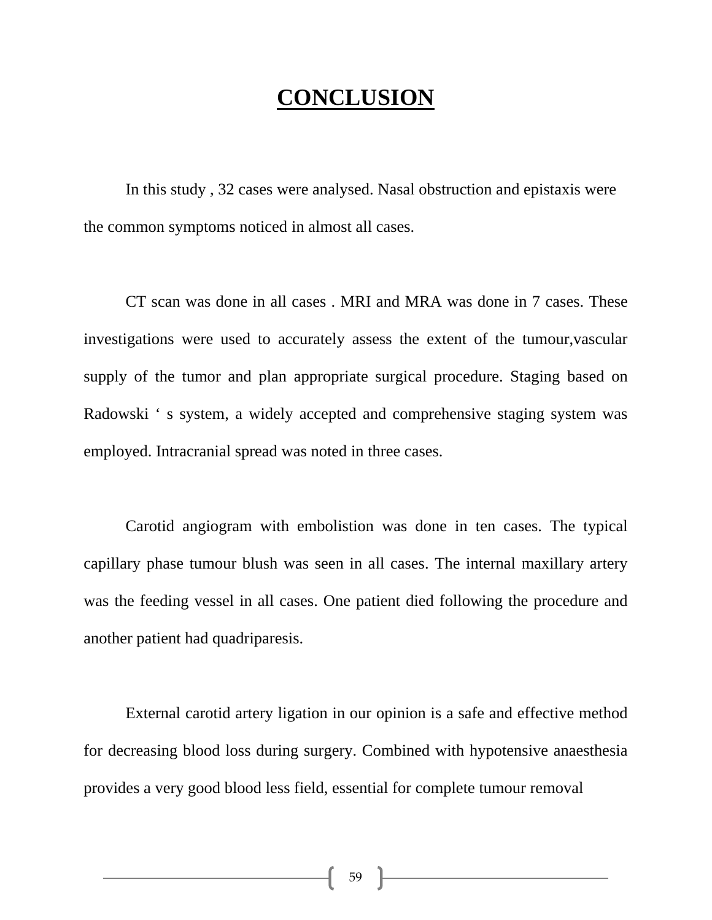# CONCLUSION

In this study , 32 cases were analysed. Nasal obstruction and epistaxis were the common symptoms noticed in almost all cases.

CT scan was done in all cases . MRI and MRA was done in 7 cases. These investigations were used to accurately assess the extent of the tumour,vascular supply of the tumor and plan appropriate surgical procedure. Staging based on Radowski ' s system, a widely accepted and comprehensive staging system was employed. Intracranial spread was noted in three cases.

Carotid angiogram with embolistion was done in ten cases. The typical capillary phase tumour blush was seen in all cases. The internal maxillary artery was the feeding vessel in all cases. One patient died following the procedure and another patient had quadriparesis.

External carotid artery ligation in our opinion is a safe and effective method for decreasing blood loss during surgery. Combined with hypotensive anaesthesia provides a very good blood less field, essential for complete tumour removal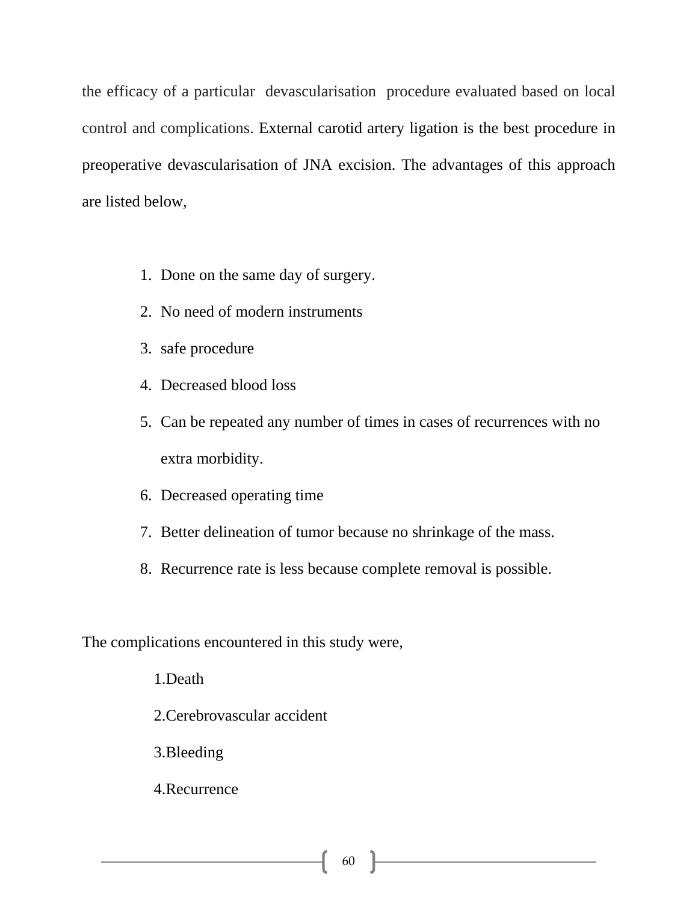the efficacy of a particular devascularisation procedure evaluated based on local control and complications. External carotid artery ligation is the best procedure in preoperative devascularisation of JNA excision. The advantages of this approach are listed below,

1. Done on the same day of surgery.
2. No need of modern instruments
3. safe procedure
4. Decreased blood loss
5. Can be repeated any number of times in cases of recurrences with no extra morbidity.
6. Decreased operating time
7. Better delineation of tumor because no shrinkage of the mass.
8. Recurrence rate is less because complete removal is possible.

The complications encountered in this study were,

1. Death
2. Cerebrovascular accident
3. Bleeding
4. Recurrence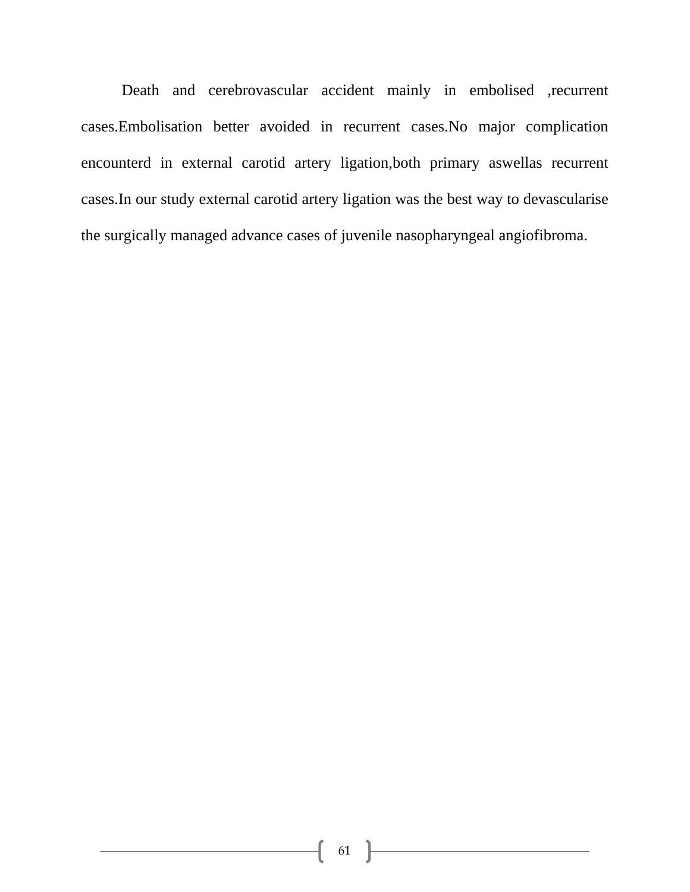Death and cerebrovascular accident mainly in embolised ,recurrent cases.Embolisation better avoided in recurrent cases.No major complication encounterd in external carotid artery ligation,both primary aswellas recurrent cases.In our study external carotid artery ligation was the best way to devascularise the surgically managed advance cases of juvenile nasopharyngeal angiofibroma.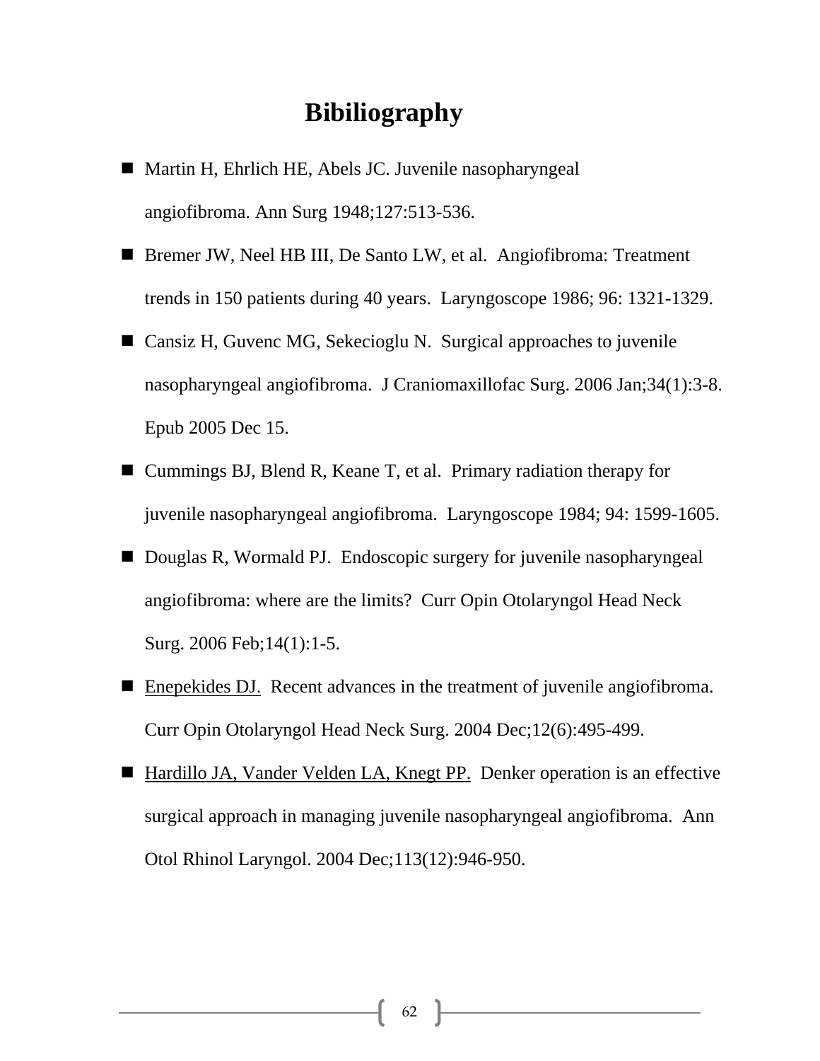# Bibiliography

- Martin H, Ehrlich HE, Abels JC. Juvenile nasopharyngeal angiofibroma. Ann Surg 1948;127:513-536.
- Bremer JW, Neel HB III, De Santo LW, et al. Angiofibroma: Treatment trends in 150 patients during 40 years. Laryngoscope 1986; 96: 1321-1329.
- Cansiz H, Guvenc MG, Sekecioglu N. Surgical approaches to juvenile nasopharyngeal angiofibroma. J Craniomaxillofac Surg. 2006 Jan;34(1):3-8. Epub 2005 Dec 15.
- Cummings BJ, Blend R, Keane T, et al. Primary radiation therapy for juvenile nasopharyngeal angiofibroma. Laryngoscope 1984; 94: 1599-1605.
- Douglas R, Wormald PJ. Endoscopic surgery for juvenile nasopharyngeal angiofibroma: where are the limits? Curr Opin Otolaryngol Head Neck Surg. 2006 Feb;14(1):1-5.
- Enepekides DJ. Recent advances in the treatment of juvenile angiofibroma. Curr Opin Otolaryngol Head Neck Surg. 2004 Dec;12(6):495-499.
- Hardillo JA, Vander Velden LA, Knegt PP. Denker operation is an effective surgical approach in managing juvenile nasopharyngeal angiofibroma. Ann Otol Rhinol Laryngol. 2004 Dec;113(12):946-950.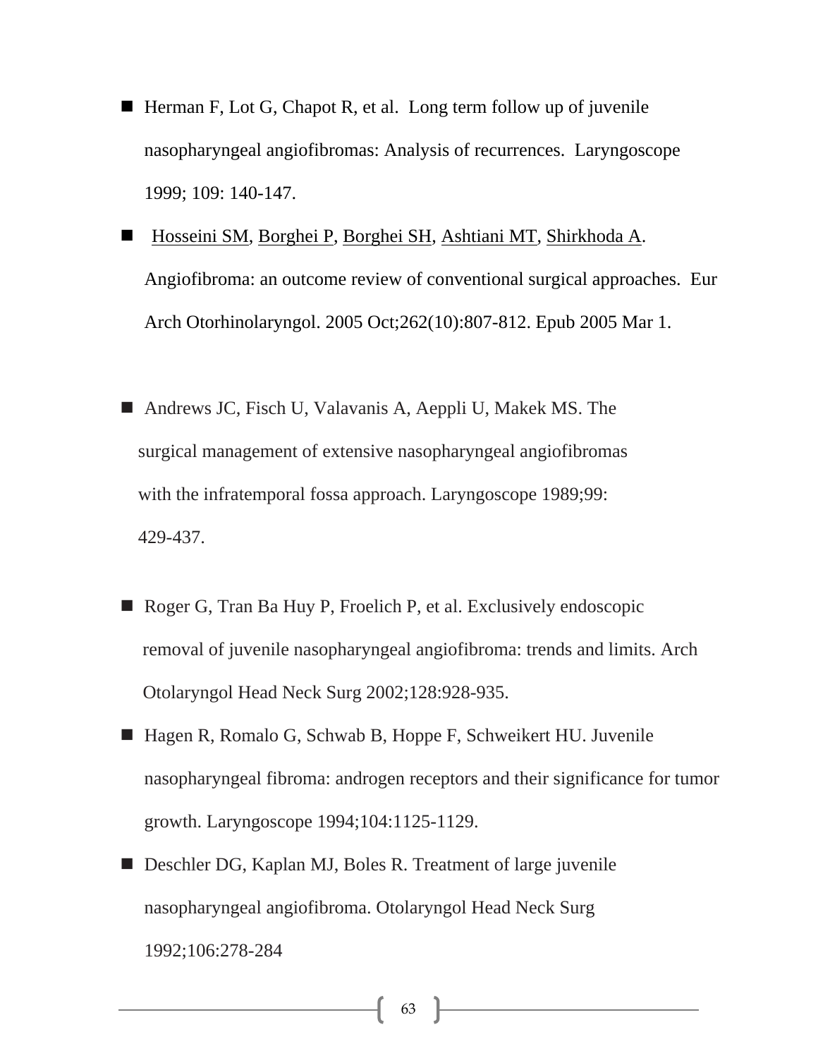- Herman F, Lot G, Chapot R, et al. Long term follow up of juvenile nasopharyngeal angiofibromas: Analysis of recurrences. Laryngoscope 1999; 109: 140-147.
- Hosseini SM, Borghei P, Borghei SH, Ashtiani MT, Shirkhoda A. Angiofibroma: an outcome review of conventional surgical approaches. Eur Arch Otorhinolaryngol. 2005 Oct;262(10):807-812. Epub 2005 Mar 1.
- Andrews JC, Fisch U, Valavanis A, Aeppli U, Makek MS. The surgical management of extensive nasopharyngeal angiofibromas with the infratemporal fossa approach. Laryngoscope 1989;99: 429-437.
- Roger G, Tran Ba Huy P, Froelich P, et al. Exclusively endoscopic removal of juvenile nasopharyngeal angiofibroma: trends and limits. Arch Otolaryngol Head Neck Surg 2002;128:928-935.
- Hagen R, Romalo G, Schwab B, Hoppe F, Schweikert HU. Juvenile nasopharyngeal fibroma: androgen receptors and their significance for tumor growth. Laryngoscope 1994;104:1125-1129.
- Deschler DG, Kaplan MJ, Boles R. Treatment of large juvenile nasopharyngeal angiofibroma. Otolaryngol Head Neck Surg 1992;106:278-284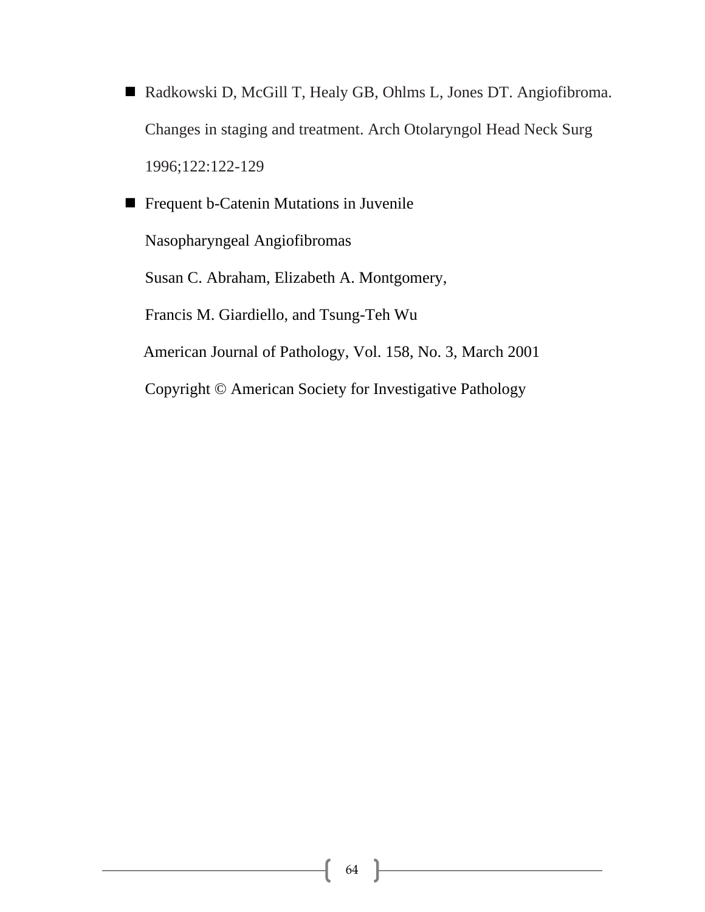- Radkowski D, McGill T, Healy GB, Ohlms L, Jones DT. Angiofibroma. Changes in staging and treatment. Arch Otolaryngol Head Neck Surg 1996;122:122-129
- Frequent b-Catenin Mutations in Juvenile Nasopharyngeal Angiofibromas
  Susan C. Abraham, Elizabeth A. Montgomery,
  Francis M. Giardiello, and Tsung-Teh Wu
  American Journal of Pathology, Vol. 158, No. 3, March 2001
  Copyright © American Society for Investigative Pathology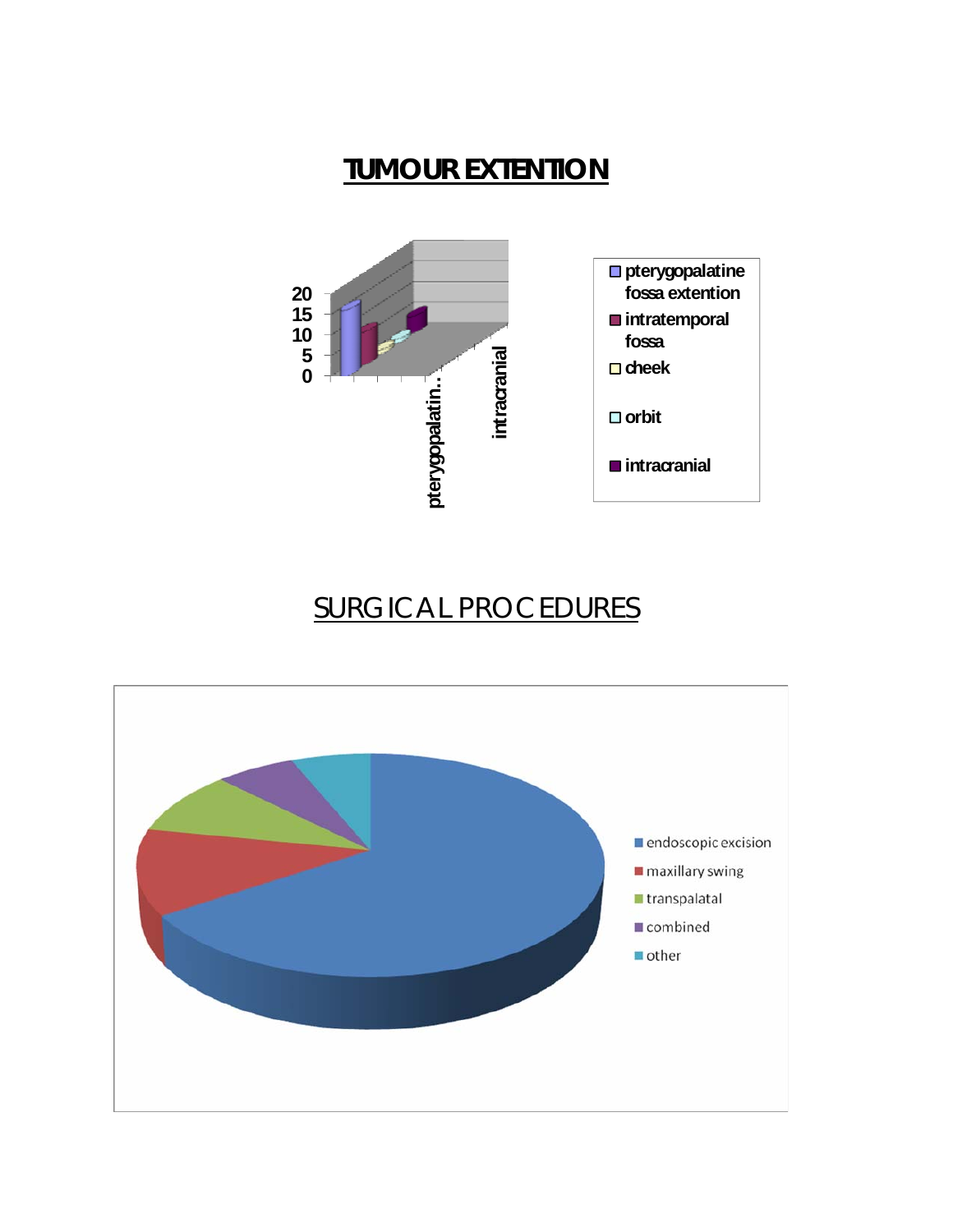## TUMOUR EXTENTION

20
15
10
5
0

pterygopalatin...

intracranial

- pterygopalatine fossa extention
- intratemporal fossa
- cheek
- orbit
- intracranial

## SURGICAL PROCEDURES

- endoscopic excision
- maxillary swing
- transpalatal
- combined
- other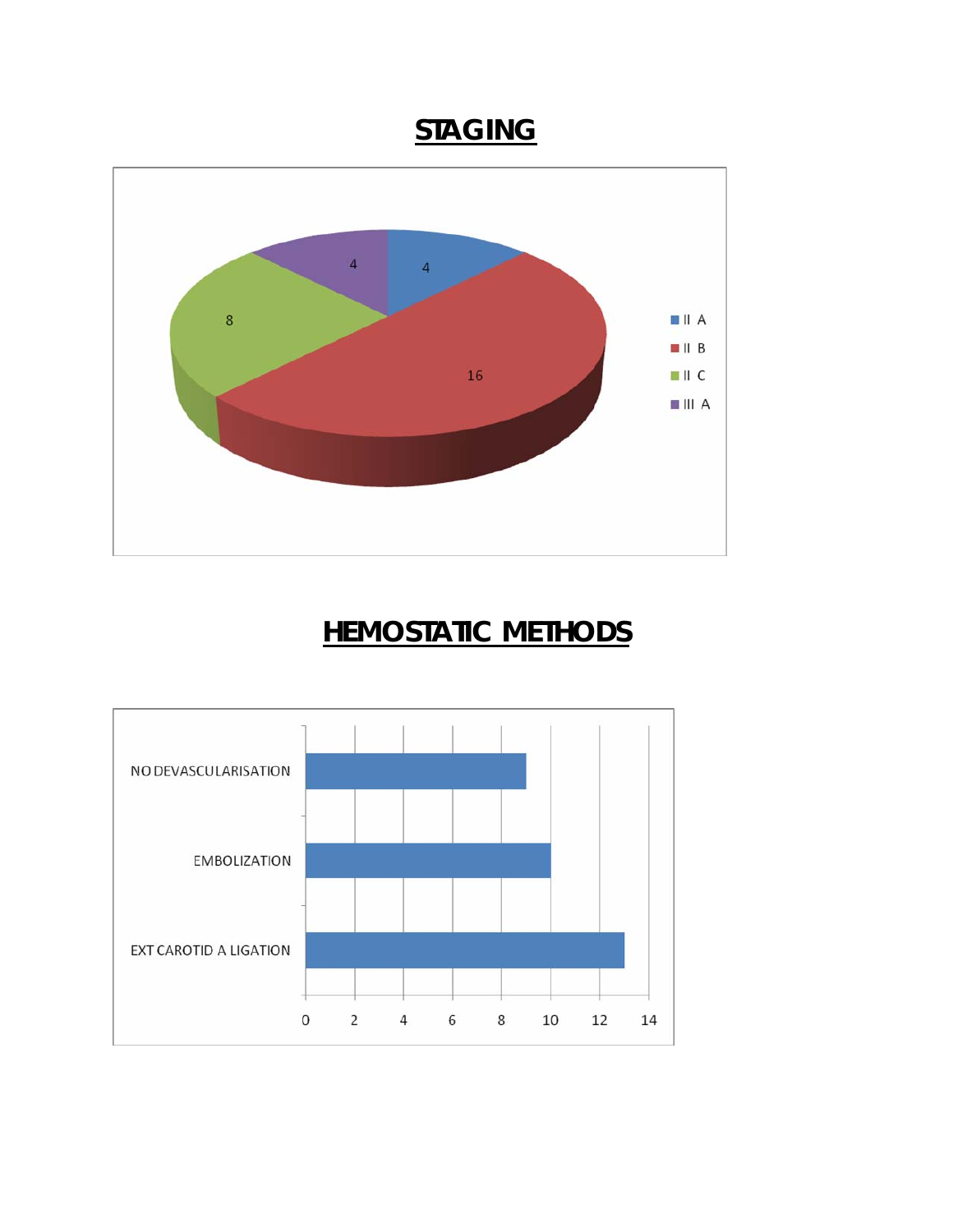## STAGING

4
4
8
16

II A
II B
II C
III A

## HEMOSTATIC METHODS

NO DEVASCULARISATION
EMBOLIZATION
EXT CAROTID A LIGATION

0
2
4
6
8
10
12
14